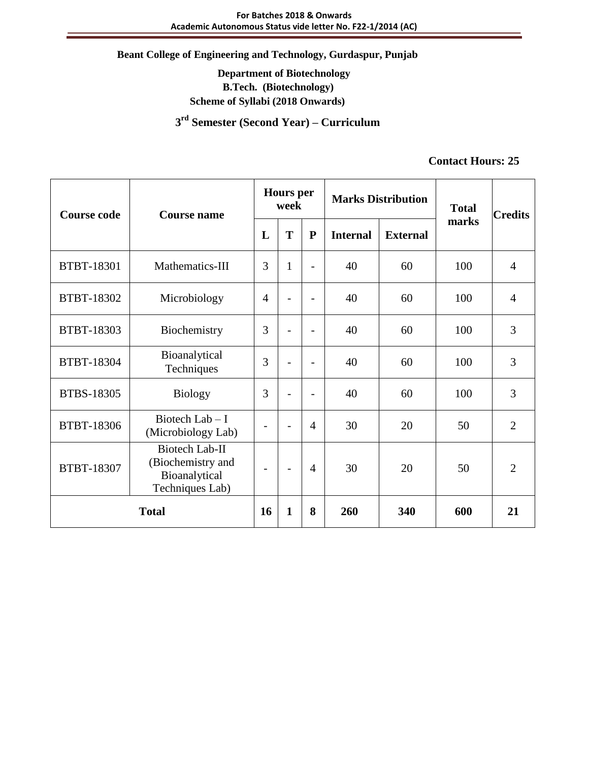**For Batches 2018 & Onwards**
**Academic Autonomous Status vide letter No. F22-1/2014 (AC)**

# Beant College of Engineering and Technology, Gurdaspur, Punjab

## Department of Biotechnology

## B.Tech. (Biotechnology)

## Scheme of Syllabi (2018 Onwards)

## 3rd Semester (Second Year) – Curriculum

**Contact Hours: 25**

| Course code | Course name | Hours per week | | | Marks Distribution | | Total marks | Credits |
|---|---|---|---|---|---|---|---|---|
| | | L | T | P | Internal | External | | |
| BTBT-18301 | Mathematics-III | 3 | 1 | - | 40 | 60 | 100 | 4 |
| BTBT-18302 | Microbiology | 4 | - | - | 40 | 60 | 100 | 4 |
| BTBT-18303 | Biochemistry | 3 | - | - | 40 | 60 | 100 | 3 |
| BTBT-18304 | Bioanalytical Techniques | 3 | - | - | 40 | 60 | 100 | 3 |
| BTBS-18305 | Biology | 3 | - | - | 40 | 60 | 100 | 3 |
| BTBT-18306 | Biotech Lab – I (Microbiology Lab) | - | - | 4 | 30 | 20 | 50 | 2 |
| BTBT-18307 | Biotech Lab-II (Biochemistry and Bioanalytical Techniques Lab) | - | - | 4 | 30 | 20 | 50 | 2 |
| **Total** | | **16** | **1** | **8** | **260** | **340** | **600** | **21** |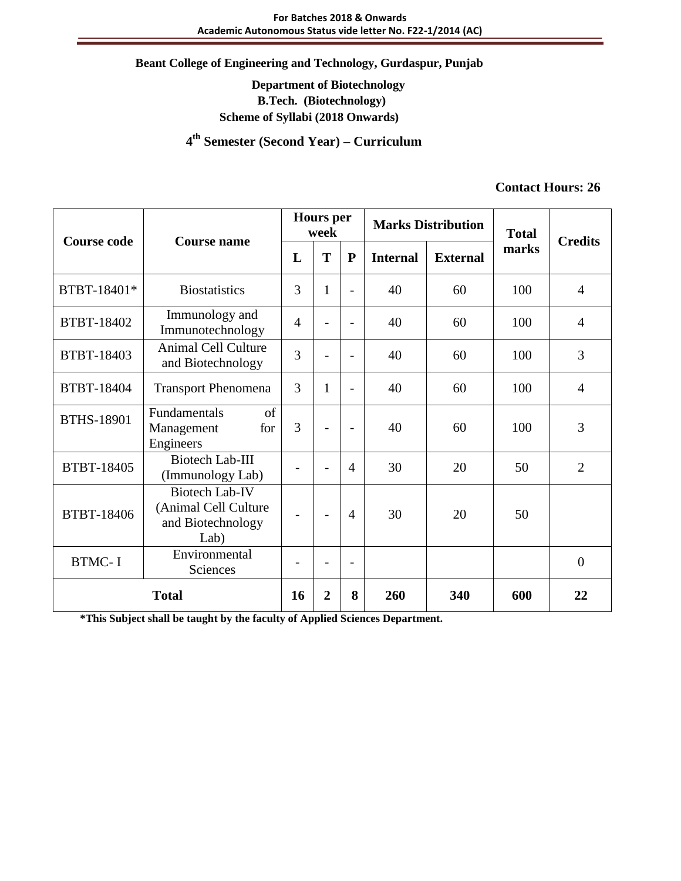**Beant College of Engineering and Technology, Gurdaspur, Punjab**

**Department of Biotechnology**
**B.Tech. (Biotechnology)**
**Scheme of Syllabi (2018 Onwards)**

## 4th Semester (Second Year) – Curriculum

**Contact Hours: 26**

| Course code | Course name | Hours per week | | | Marks Distribution | | Total marks | Credits |
|---|---|---|---|---|---|---|---|---|
| | | L | T | P | Internal | External | | |
| BTBT-18401* | Biostatistics | 3 | 1 | - | 40 | 60 | 100 | 4 |
| BTBT-18402 | Immunology and Immunotechnology | 4 | - | - | 40 | 60 | 100 | 4 |
| BTBT-18403 | Animal Cell Culture and Biotechnology | 3 | - | - | 40 | 60 | 100 | 3 |
| BTBT-18404 | Transport Phenomena | 3 | 1 | - | 40 | 60 | 100 | 4 |
| BTHS-18901 | Fundamentals of Management for Engineers | 3 | - | - | 40 | 60 | 100 | 3 |
| BTBT-18405 | Biotech Lab-III (Immunology Lab) | - | - | 4 | 30 | 20 | 50 | 2 |
| BTBT-18406 | Biotech Lab-IV (Animal Cell Culture and Biotechnology Lab) | - | - | 4 | 30 | 20 | 50 | |
| BTMC- I | Environmental Sciences | - | - | - | | | | 0 |
| **Total** | | **16** | **2** | **8** | **260** | **340** | **600** | **22** |

**\*This Subject shall be taught by the faculty of Applied Sciences Department.**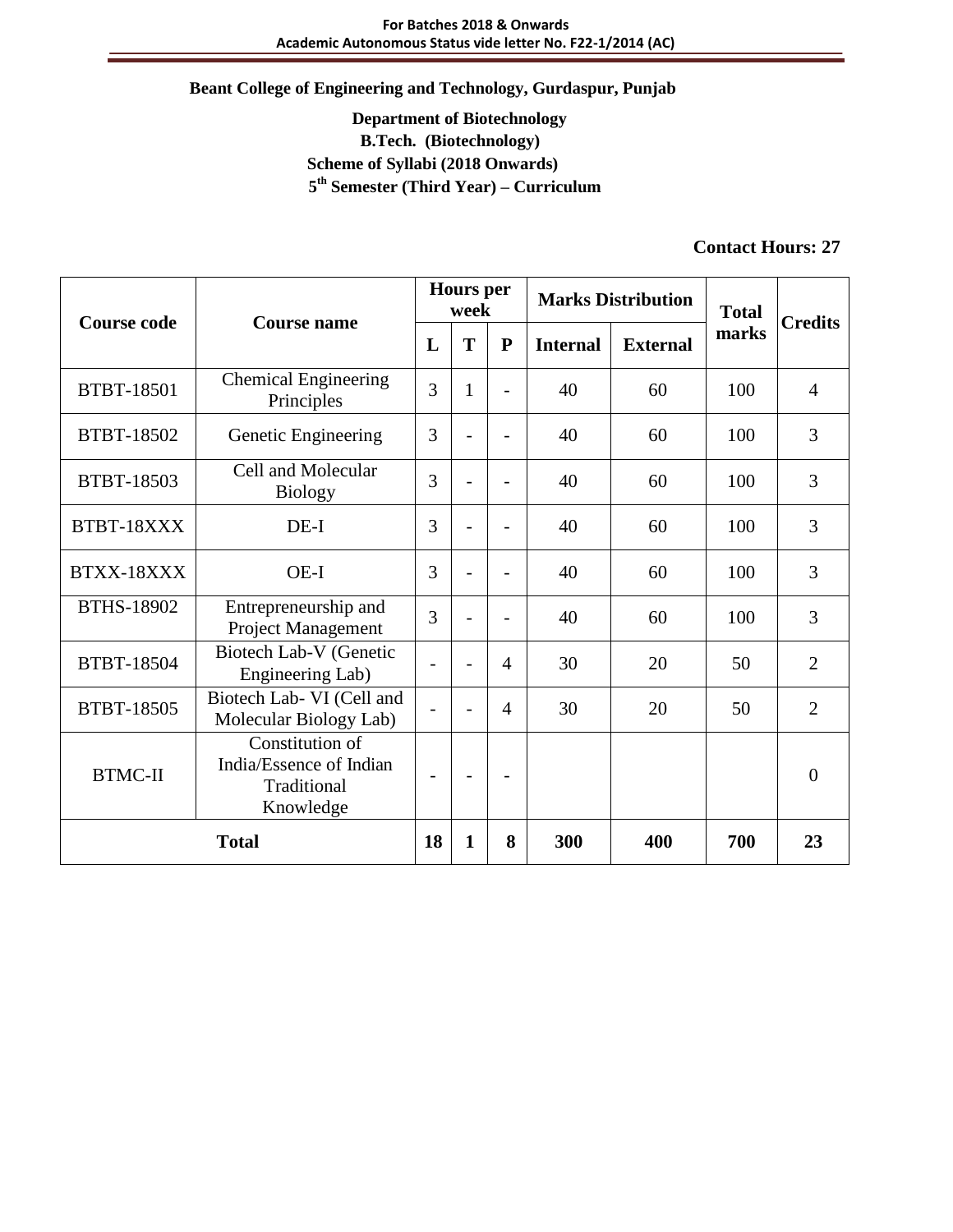**Beant College of Engineering and Technology, Gurdaspur, Punjab**

**Department of Biotechnology**

**B.Tech. (Biotechnology)**

**Scheme of Syllabi (2018 Onwards)**

**5th Semester (Third Year) – Curriculum**

**Contact Hours: 27**

| Course code | Course name | Hours per week | | | Marks Distribution | | Total marks | Credits |
|---|---|---|---|---|---|---|---|---|
| | | L | T | P | Internal | External | | |
| BTBT-18501 | Chemical Engineering Principles | 3 | 1 | - | 40 | 60 | 100 | 4 |
| BTBT-18502 | Genetic Engineering | 3 | - | - | 40 | 60 | 100 | 3 |
| BTBT-18503 | Cell and Molecular Biology | 3 | - | - | 40 | 60 | 100 | 3 |
| BTBT-18XXX | DE-I | 3 | - | - | 40 | 60 | 100 | 3 |
| BTXX-18XXX | OE-I | 3 | - | - | 40 | 60 | 100 | 3 |
| BTHS-18902 | Entrepreneurship and Project Management | 3 | - | - | 40 | 60 | 100 | 3 |
| BTBT-18504 | Biotech Lab-V (Genetic Engineering Lab) | - | - | 4 | 30 | 20 | 50 | 2 |
| BTBT-18505 | Biotech Lab- VI (Cell and Molecular Biology Lab) | - | - | 4 | 30 | 20 | 50 | 2 |
| BTMC-II | Constitution of India/Essence of Indian Traditional Knowledge | - | - | - | | | | 0 |
| **Total** | | **18** | **1** | **8** | **300** | **400** | **700** | **23** |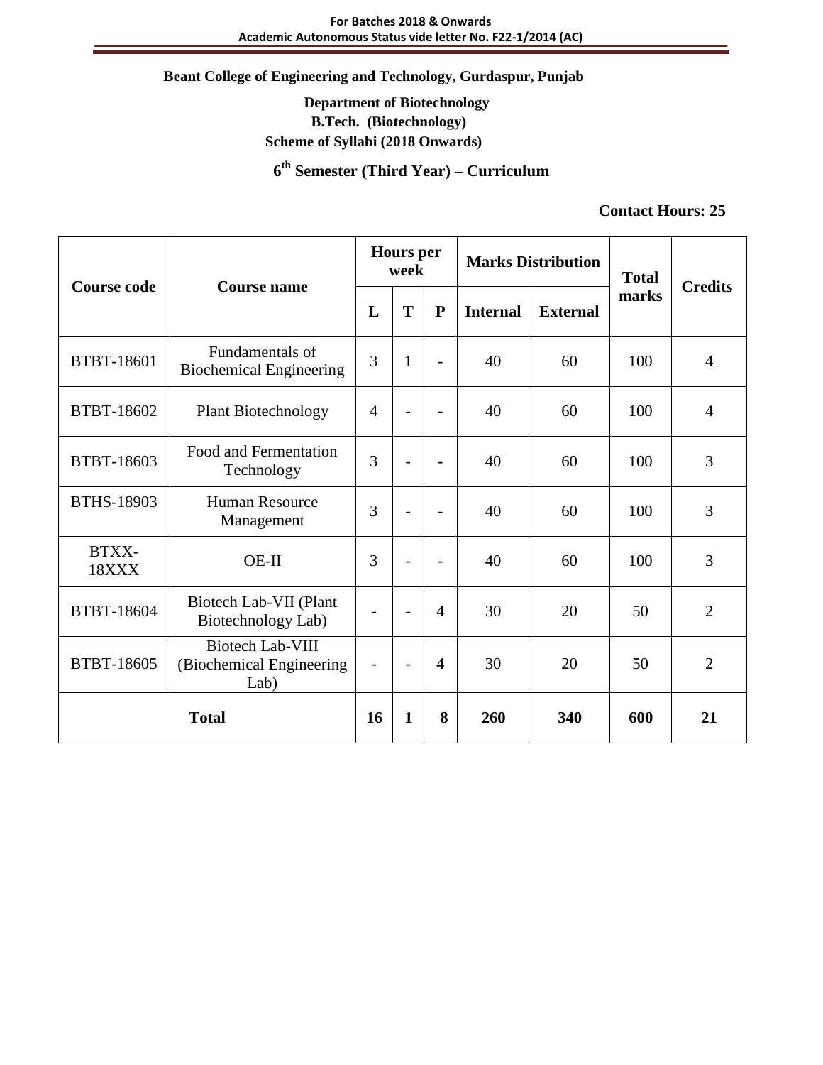**Beant College of Engineering and Technology, Gurdaspur, Punjab**

**Department of Biotechnology**

**B.Tech. (Biotechnology)**

**Scheme of Syllabi (2018 Onwards)**

## 6th Semester (Third Year) – Curriculum

**Contact Hours: 25**

| Course code | Course name | Hours per week | | | Marks Distribution | | Total marks | Credits |
|---|---|---|---|---|---|---|---|---|
| | | L | T | P | Internal | External | | |
| BTBT-18601 | Fundamentals of Biochemical Engineering | 3 | 1 | - | 40 | 60 | 100 | 4 |
| BTBT-18602 | Plant Biotechnology | 4 | - | - | 40 | 60 | 100 | 4 |
| BTBT-18603 | Food and Fermentation Technology | 3 | - | - | 40 | 60 | 100 | 3 |
| BTHS-18903 | Human Resource Management | 3 | - | - | 40 | 60 | 100 | 3 |
| BTXX-18XXX | OE-II | 3 | - | - | 40 | 60 | 100 | 3 |
| BTBT-18604 | Biotech Lab-VII (Plant Biotechnology Lab) | - | - | 4 | 30 | 20 | 50 | 2 |
| BTBT-18605 | Biotech Lab-VIII (Biochemical Engineering Lab) | - | - | 4 | 30 | 20 | 50 | 2 |
| **Total** | | **16** | **1** | **8** | **260** | **340** | **600** | **21** |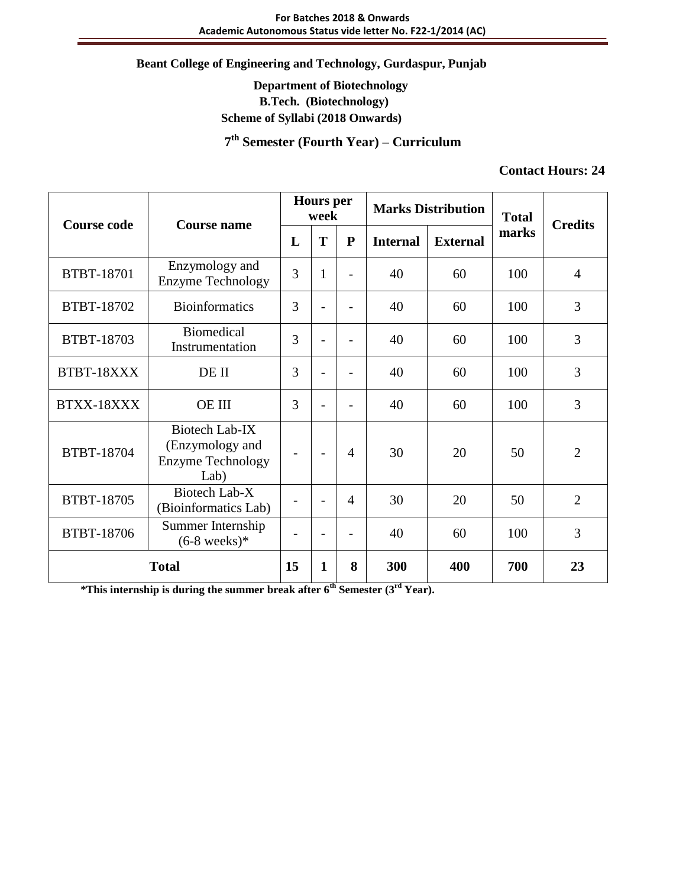**Beant College of Engineering and Technology, Gurdaspur, Punjab**

**Department of Biotechnology**

**B.Tech. (Biotechnology)**

**Scheme of Syllabi (2018 Onwards)**

## 7th Semester (Fourth Year) – Curriculum

**Contact Hours: 24**

| Course code | Course name | Hours per week | | | Marks Distribution | | Total marks | Credits |
|---|---|---|---|---|---|---|---|---|
| | | L | T | P | Internal | External | | |
| BTBT-18701 | Enzymology and Enzyme Technology | 3 | 1 | - | 40 | 60 | 100 | 4 |
| BTBT-18702 | Bioinformatics | 3 | - | - | 40 | 60 | 100 | 3 |
| BTBT-18703 | Biomedical Instrumentation | 3 | - | - | 40 | 60 | 100 | 3 |
| BTBT-18XXX | DE II | 3 | - | - | 40 | 60 | 100 | 3 |
| BTXX-18XXX | OE III | 3 | - | - | 40 | 60 | 100 | 3 |
| BTBT-18704 | Biotech Lab-IX (Enzymology and Enzyme Technology Lab) | - | - | 4 | 30 | 20 | 50 | 2 |
| BTBT-18705 | Biotech Lab-X (Bioinformatics Lab) | - | - | 4 | 30 | 20 | 50 | 2 |
| BTBT-18706 | Summer Internship (6-8 weeks)* | - | - | - | 40 | 60 | 100 | 3 |
| **Total** | | **15** | **1** | **8** | **300** | **400** | **700** | **23** |

***This internship is during the summer break after 6th Semester (3rd Year).**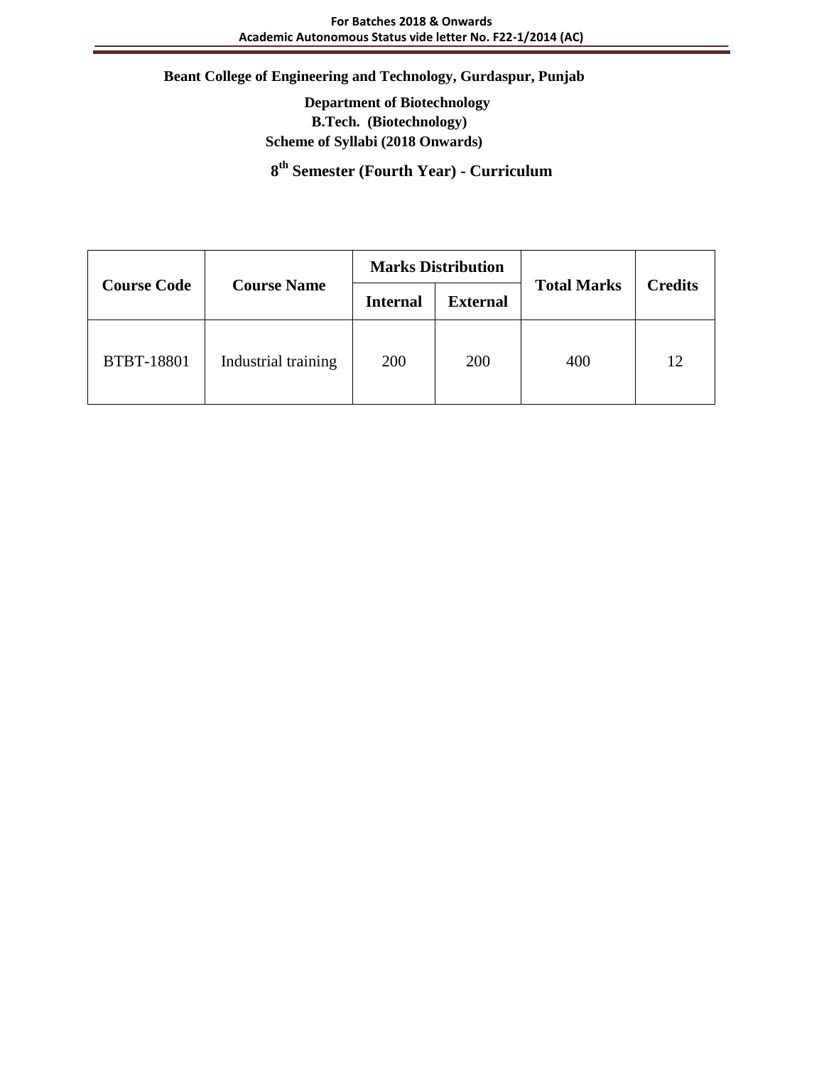**Beant College of Engineering and Technology, Gurdaspur, Punjab**

**Department of Biotechnology**

**B.Tech. (Biotechnology)**

**Scheme of Syllabi (2018 Onwards)**

## 8th Semester (Fourth Year) - Curriculum

| Course Code | Course Name | Marks Distribution | | Total Marks | Credits |
|---|---|---|---|---|---|
| | | Internal | External | | |
| BTBT-18801 | Industrial training | 200 | 200 | 400 | 12 |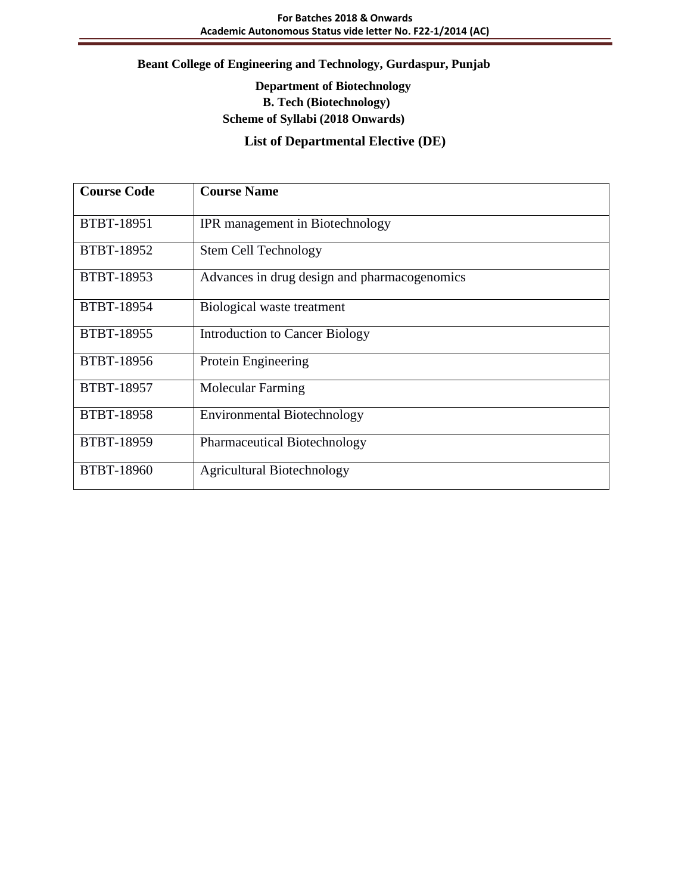**Beant College of Engineering and Technology, Gurdaspur, Punjab**

**Department of Biotechnology**

**B. Tech (Biotechnology)**

**Scheme of Syllabi (2018 Onwards)**

## List of Departmental Elective (DE)

| Course Code | Course Name |
|---|---|
| BTBT-18951 | IPR management in Biotechnology |
| BTBT-18952 | Stem Cell Technology |
| BTBT-18953 | Advances in drug design and pharmacogenomics |
| BTBT-18954 | Biological waste treatment |
| BTBT-18955 | Introduction to Cancer Biology |
| BTBT-18956 | Protein Engineering |
| BTBT-18957 | Molecular Farming |
| BTBT-18958 | Environmental Biotechnology |
| BTBT-18959 | Pharmaceutical Biotechnology |
| BTBT-18960 | Agricultural Biotechnology |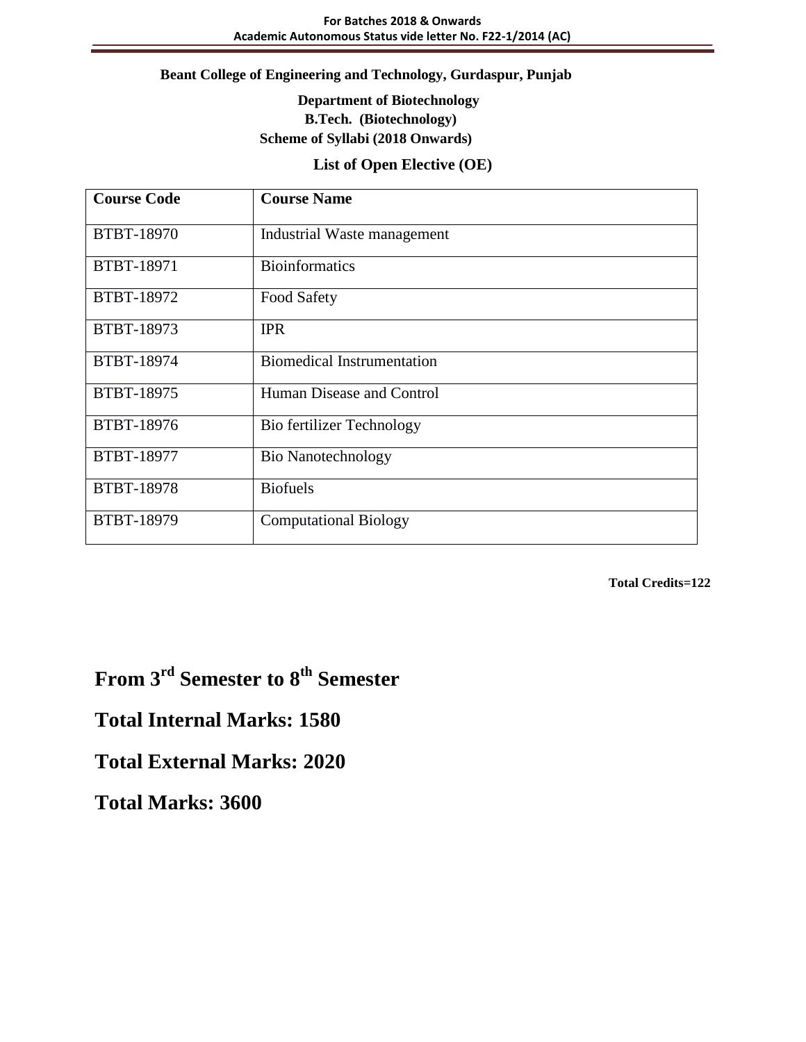**Beant College of Engineering and Technology, Gurdaspur, Punjab**

**Department of Biotechnology**

**B.Tech. (Biotechnology)**

**Scheme of Syllabi (2018 Onwards)**

**List of Open Elective (OE)**

| Course Code | Course Name |
| --- | --- |
| BTBT-18970 | Industrial Waste management |
| BTBT-18971 | Bioinformatics |
| BTBT-18972 | Food Safety |
| BTBT-18973 | IPR |
| BTBT-18974 | Biomedical Instrumentation |
| BTBT-18975 | Human Disease and Control |
| BTBT-18976 | Bio fertilizer Technology |
| BTBT-18977 | Bio Nanotechnology |
| BTBT-18978 | Biofuels |
| BTBT-18979 | Computational Biology |

**Total Credits=122**

## From 3rd Semester to 8th Semester

## Total Internal Marks: 1580

## Total External Marks: 2020

## Total Marks: 3600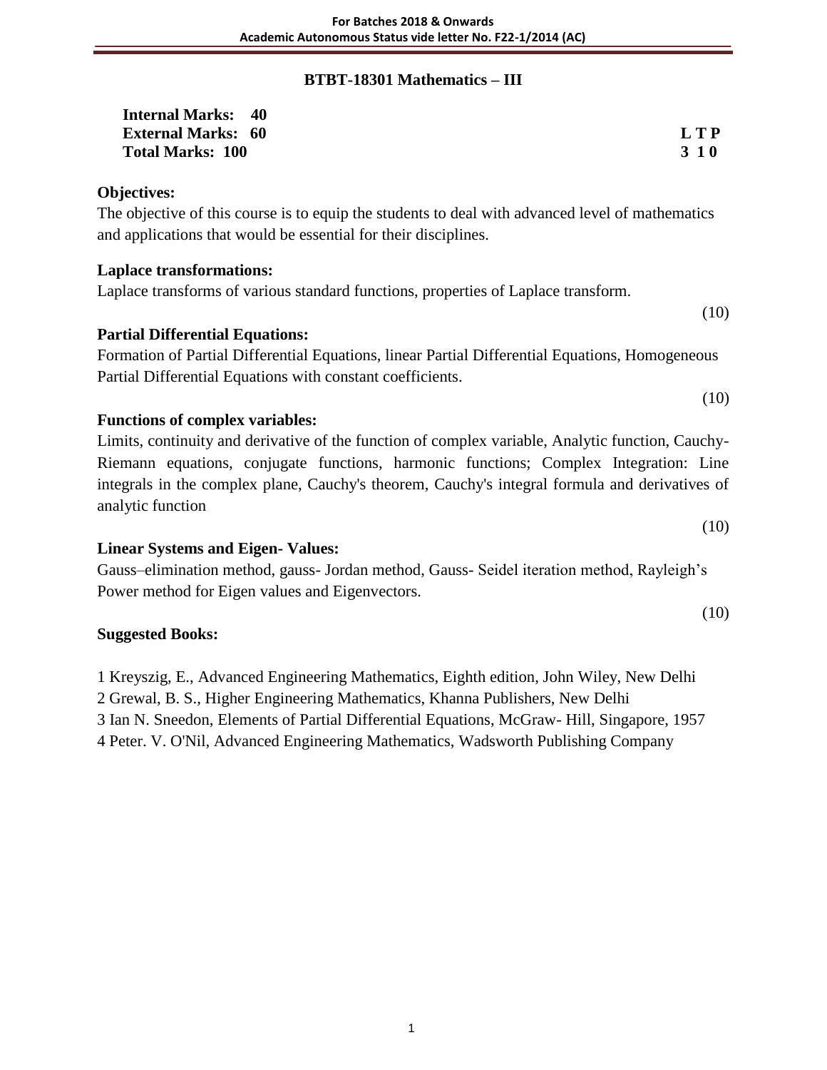## BTBT-18301 Mathematics – III

**Internal Marks: 40**
**External Marks: 60**
**Total Marks: 100**

| L | T | P |
|---|---|---|
| 3 | 1 | 0 |

**Objectives:**

The objective of this course is to equip the students to deal with advanced level of mathematics and applications that would be essential for their disciplines.

**Laplace transformations:**

Laplace transforms of various standard functions, properties of Laplace transform.

(10)

**Partial Differential Equations:**

Formation of Partial Differential Equations, linear Partial Differential Equations, Homogeneous Partial Differential Equations with constant coefficients.

(10)

**Functions of complex variables:**

Limits, continuity and derivative of the function of complex variable, Analytic function, Cauchy-Riemann equations, conjugate functions, harmonic functions; Complex Integration: Line integrals in the complex plane, Cauchy's theorem, Cauchy's integral formula and derivatives of analytic function

(10)

**Linear Systems and Eigen- Values:**

Gauss–elimination method, gauss- Jordan method, Gauss- Seidel iteration method, Rayleigh's Power method for Eigen values and Eigenvectors.

(10)

**Suggested Books:**

1 Kreyszig, E., Advanced Engineering Mathematics, Eighth edition, John Wiley, New Delhi
2 Grewal, B. S., Higher Engineering Mathematics, Khanna Publishers, New Delhi
3 Ian N. Sneedon, Elements of Partial Differential Equations, McGraw- Hill, Singapore, 1957
4 Peter. V. O'Nil, Advanced Engineering Mathematics, Wadsworth Publishing Company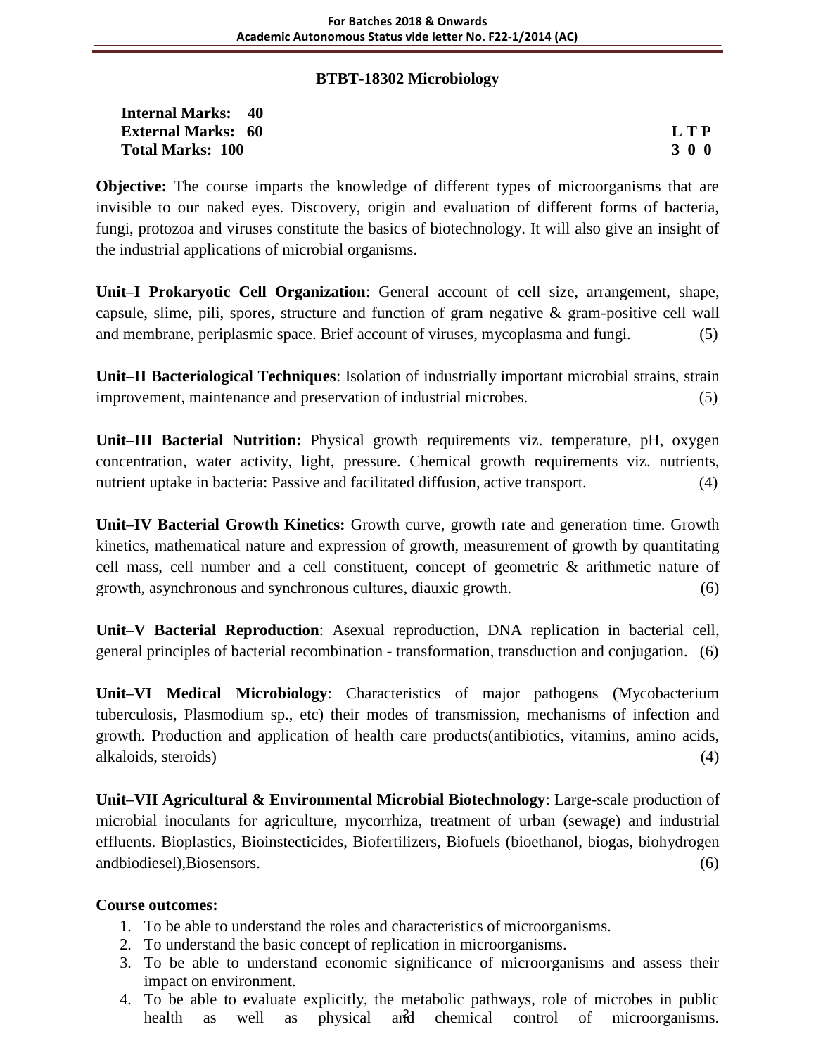## BTBT-18302 Microbiology

**Internal Marks: 40**
**External Marks: 60**
**Total Marks: 100**

**L T P**
**3 0 0**

**Objective:** The course imparts the knowledge of different types of microorganisms that are invisible to our naked eyes. Discovery, origin and evaluation of different forms of bacteria, fungi, protozoa and viruses constitute the basics of biotechnology. It will also give an insight of the industrial applications of microbial organisms.

**Unit–I Prokaryotic Cell Organization**: General account of cell size, arrangement, shape, capsule, slime, pili, spores, structure and function of gram negative & gram-positive cell wall and membrane, periplasmic space. Brief account of viruses, mycoplasma and fungi. (5)

**Unit–II Bacteriological Techniques**: Isolation of industrially important microbial strains, strain improvement, maintenance and preservation of industrial microbes. (5)

**Unit–III Bacterial Nutrition:** Physical growth requirements viz. temperature, pH, oxygen concentration, water activity, light, pressure. Chemical growth requirements viz. nutrients, nutrient uptake in bacteria: Passive and facilitated diffusion, active transport. (4)

**Unit–IV Bacterial Growth Kinetics:** Growth curve, growth rate and generation time. Growth kinetics, mathematical nature and expression of growth, measurement of growth by quantitating cell mass, cell number and a cell constituent, concept of geometric & arithmetic nature of growth, asynchronous and synchronous cultures, diauxic growth. (6)

**Unit–V Bacterial Reproduction**: Asexual reproduction, DNA replication in bacterial cell, general principles of bacterial recombination - transformation, transduction and conjugation. (6)

**Unit–VI Medical Microbiology**: Characteristics of major pathogens (Mycobacterium tuberculosis, Plasmodium sp., etc) their modes of transmission, mechanisms of infection and growth. Production and application of health care products(antibiotics, vitamins, amino acids, alkaloids, steroids) (4)

**Unit–VII Agricultural & Environmental Microbial Biotechnology**: Large-scale production of microbial inoculants for agriculture, mycorrhiza, treatment of urban (sewage) and industrial effluents. Bioplastics, Bioinstecticides, Biofertilizers, Biofuels (bioethanol, biogas, biohydrogen andbiodiesel),Biosensors. (6)

**Course outcomes:**

1. To be able to understand the roles and characteristics of microorganisms.
2. To understand the basic concept of replication in microorganisms.
3. To be able to understand economic significance of microorganisms and assess their impact on environment.
4. To be able to evaluate explicitly, the metabolic pathways, role of microbes in public health as well as physical and chemical control of microorganisms.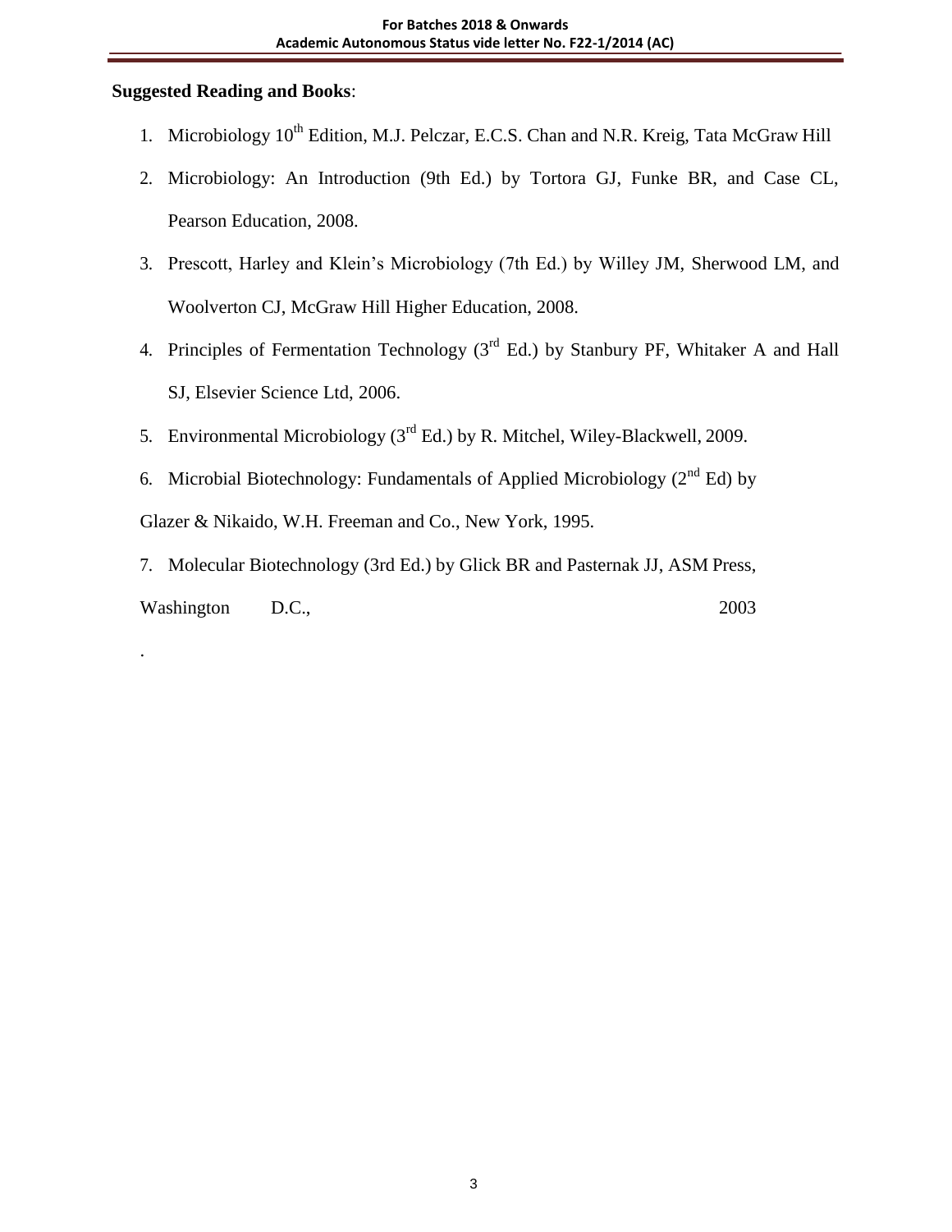**Suggested Reading and Books**:

1. Microbiology 10th Edition, M.J. Pelczar, E.C.S. Chan and N.R. Kreig, Tata McGraw Hill
2. Microbiology: An Introduction (9th Ed.) by Tortora GJ, Funke BR, and Case CL, Pearson Education, 2008.
3. Prescott, Harley and Klein's Microbiology (7th Ed.) by Willey JM, Sherwood LM, and Woolverton CJ, McGraw Hill Higher Education, 2008.
4. Principles of Fermentation Technology (3rd Ed.) by Stanbury PF, Whitaker A and Hall SJ, Elsevier Science Ltd, 2006.
5. Environmental Microbiology (3rd Ed.) by R. Mitchel, Wiley-Blackwell, 2009.
6. Microbial Biotechnology: Fundamentals of Applied Microbiology (2nd Ed) by Glazer & Nikaido, W.H. Freeman and Co., New York, 1995.
7. Molecular Biotechnology (3rd Ed.) by Glick BR and Pasternak JJ, ASM Press, Washington D.C., 2003

.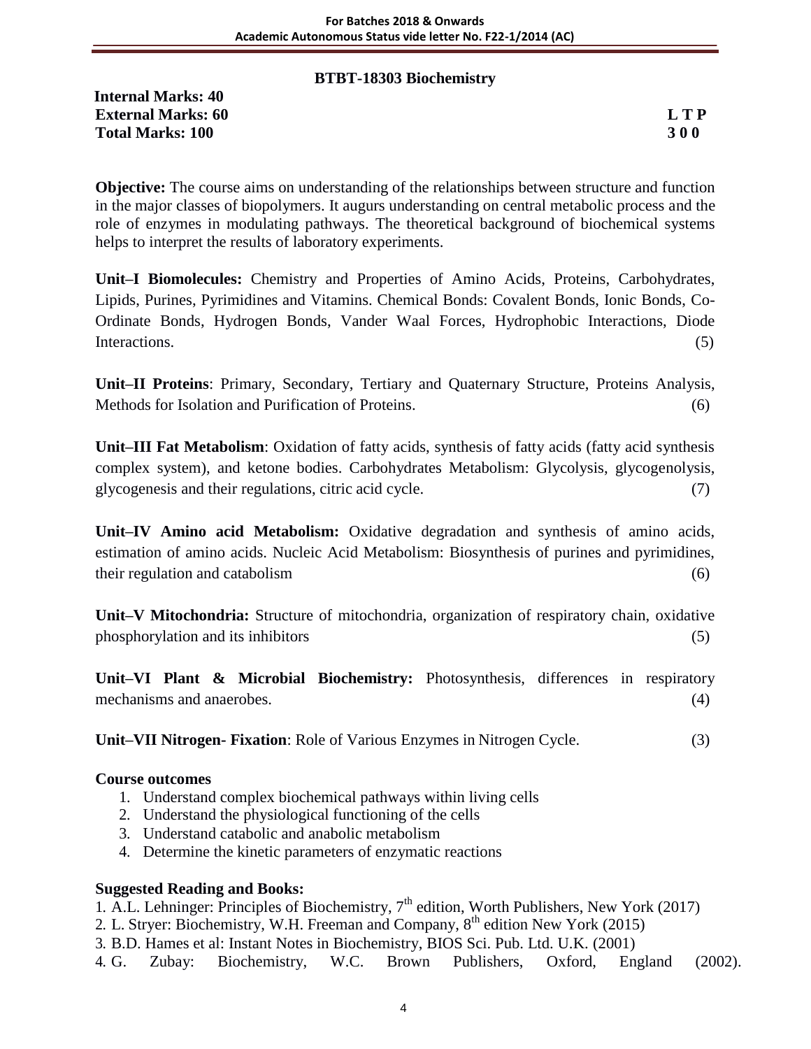## BTBT-18303 Biochemistry

**Internal Marks: 40**
**External Marks: 60** **L T P**
**Total Marks: 100** **3 0 0**

**Objective:** The course aims on understanding of the relationships between structure and function in the major classes of biopolymers. It augurs understanding on central metabolic process and the role of enzymes in modulating pathways. The theoretical background of biochemical systems helps to interpret the results of laboratory experiments.

**Unit–I Biomolecules:** Chemistry and Properties of Amino Acids, Proteins, Carbohydrates, Lipids, Purines, Pyrimidines and Vitamins. Chemical Bonds: Covalent Bonds, Ionic Bonds, Co-Ordinate Bonds, Hydrogen Bonds, Vander Waal Forces, Hydrophobic Interactions, Diode Interactions. (5)

**Unit–II Proteins**: Primary, Secondary, Tertiary and Quaternary Structure, Proteins Analysis, Methods for Isolation and Purification of Proteins. (6)

**Unit–III Fat Metabolism**: Oxidation of fatty acids, synthesis of fatty acids (fatty acid synthesis complex system), and ketone bodies. Carbohydrates Metabolism: Glycolysis, glycogenolysis, glycogenesis and their regulations, citric acid cycle. (7)

**Unit–IV Amino acid Metabolism:** Oxidative degradation and synthesis of amino acids, estimation of amino acids. Nucleic Acid Metabolism: Biosynthesis of purines and pyrimidines, their regulation and catabolism (6)

**Unit–V Mitochondria:** Structure of mitochondria, organization of respiratory chain, oxidative phosphorylation and its inhibitors (5)

**Unit–VI Plant & Microbial Biochemistry:** Photosynthesis, differences in respiratory mechanisms and anaerobes. (4)

**Unit–VII Nitrogen- Fixation**: Role of Various Enzymes in Nitrogen Cycle. (3)

### Course outcomes

1. Understand complex biochemical pathways within living cells
2. Understand the physiological functioning of the cells
3. Understand catabolic and anabolic metabolism
4. Determine the kinetic parameters of enzymatic reactions

### Suggested Reading and Books:

1. A.L. Lehninger: Principles of Biochemistry, 7th edition, Worth Publishers, New York (2017)
2. L. Stryer: Biochemistry, W.H. Freeman and Company, 8th edition New York (2015)
3. B.D. Hames et al: Instant Notes in Biochemistry, BIOS Sci. Pub. Ltd. U.K. (2001)
4. G. Zubay: Biochemistry, W.C. Brown Publishers, Oxford, England (2002).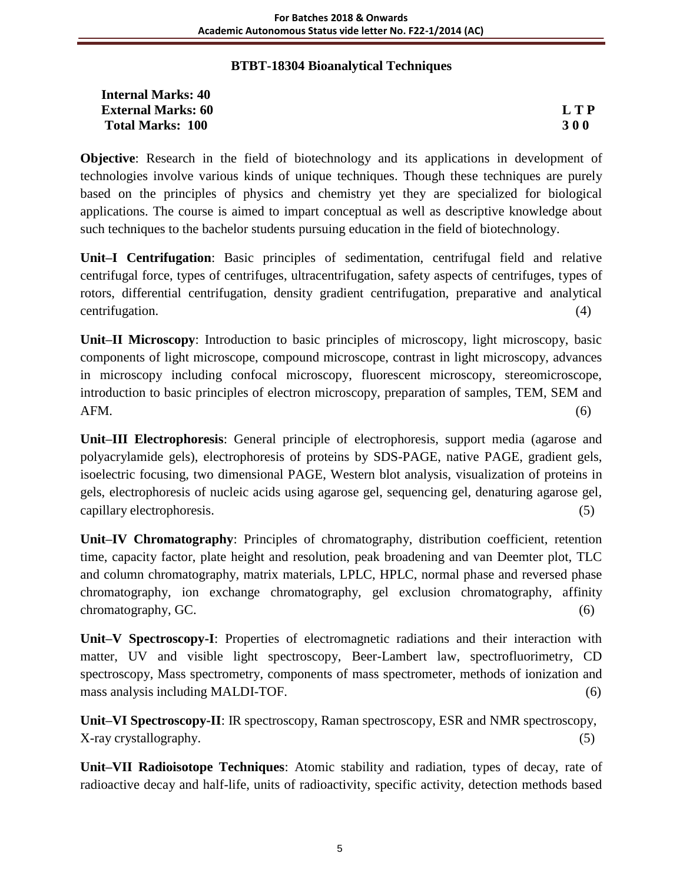## BTBT-18304 Bioanalytical Techniques

| **Internal Marks: 40** | |
|---|---|
| **External Marks: 60** | **L T P** |
| **Total Marks: 100** | **3 0 0** |

**Objective**: Research in the field of biotechnology and its applications in development of technologies involve various kinds of unique techniques. Though these techniques are purely based on the principles of physics and chemistry yet they are specialized for biological applications. The course is aimed to impart conceptual as well as descriptive knowledge about such techniques to the bachelor students pursuing education in the field of biotechnology.

**Unit–I Centrifugation**: Basic principles of sedimentation, centrifugal field and relative centrifugal force, types of centrifuges, ultracentrifugation, safety aspects of centrifuges, types of rotors, differential centrifugation, density gradient centrifugation, preparative and analytical centrifugation. (4)

**Unit–II Microscopy**: Introduction to basic principles of microscopy, light microscopy, basic components of light microscope, compound microscope, contrast in light microscopy, advances in microscopy including confocal microscopy, fluorescent microscopy, stereomicroscope, introduction to basic principles of electron microscopy, preparation of samples, TEM, SEM and AFM. (6)

**Unit–III Electrophoresis**: General principle of electrophoresis, support media (agarose and polyacrylamide gels), electrophoresis of proteins by SDS-PAGE, native PAGE, gradient gels, isoelectric focusing, two dimensional PAGE, Western blot analysis, visualization of proteins in gels, electrophoresis of nucleic acids using agarose gel, sequencing gel, denaturing agarose gel, capillary electrophoresis. (5)

**Unit–IV Chromatography**: Principles of chromatography, distribution coefficient, retention time, capacity factor, plate height and resolution, peak broadening and van Deemter plot, TLC and column chromatography, matrix materials, LPLC, HPLC, normal phase and reversed phase chromatography, ion exchange chromatography, gel exclusion chromatography, affinity chromatography, GC. (6)

**Unit–V Spectroscopy-I**: Properties of electromagnetic radiations and their interaction with matter, UV and visible light spectroscopy, Beer-Lambert law, spectrofluorimetry, CD spectroscopy, Mass spectrometry, components of mass spectrometer, methods of ionization and mass analysis including MALDI-TOF. (6)

**Unit–VI Spectroscopy-II**: IR spectroscopy, Raman spectroscopy, ESR and NMR spectroscopy, X-ray crystallography. (5)

**Unit–VII Radioisotope Techniques**: Atomic stability and radiation, types of decay, rate of radioactive decay and half-life, units of radioactivity, specific activity, detection methods based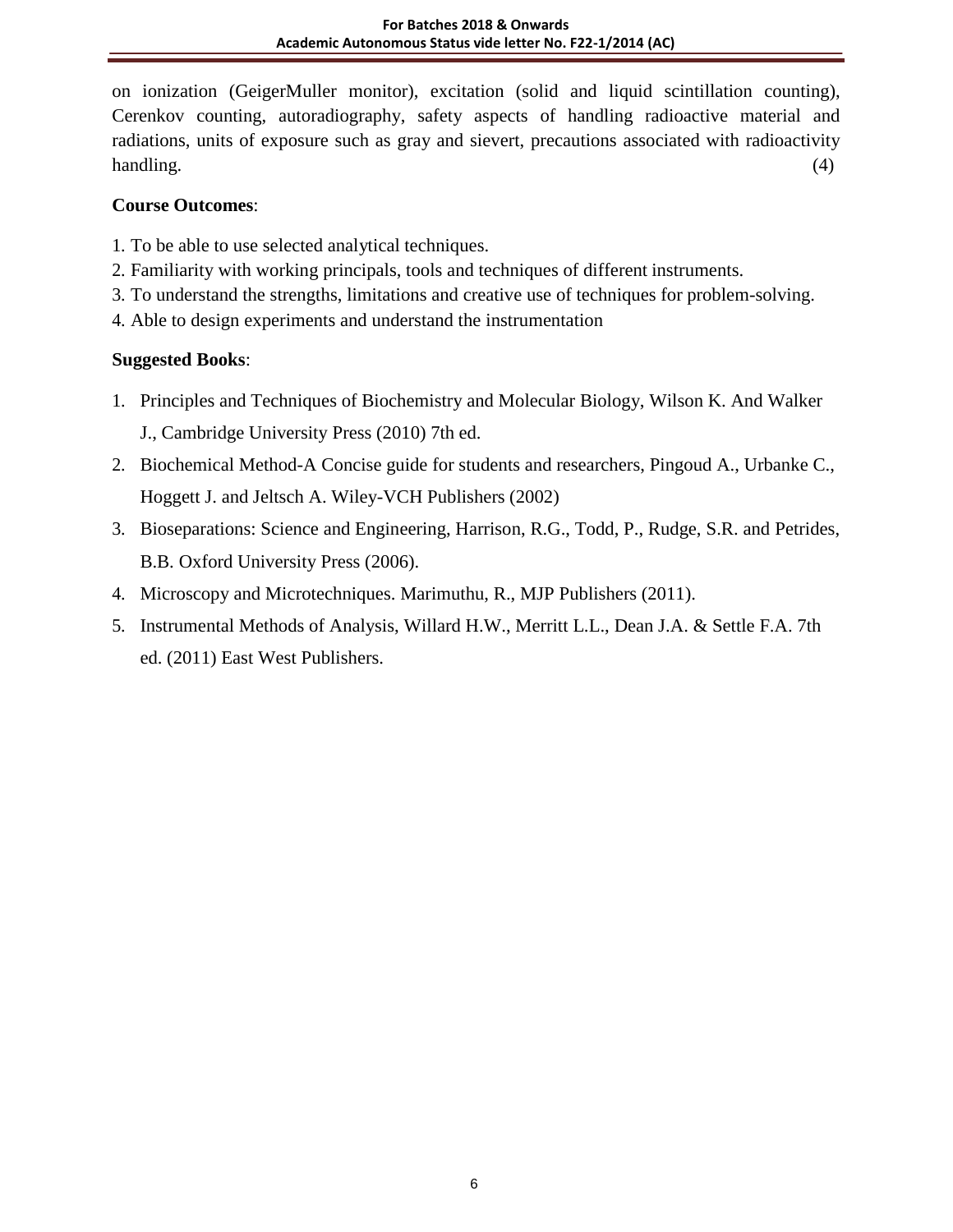on ionization (GeigerMuller monitor), excitation (solid and liquid scintillation counting), Cerenkov counting, autoradiography, safety aspects of handling radioactive material and radiations, units of exposure such as gray and sievert, precautions associated with radioactivity handling. (4)

**Course Outcomes**:

1. To be able to use selected analytical techniques.
2. Familiarity with working principals, tools and techniques of different instruments.
3. To understand the strengths, limitations and creative use of techniques for problem-solving.
4. Able to design experiments and understand the instrumentation

**Suggested Books**:

1. Principles and Techniques of Biochemistry and Molecular Biology, Wilson K. And Walker J., Cambridge University Press (2010) 7th ed.
2. Biochemical Method-A Concise guide for students and researchers, Pingoud A., Urbanke C., Hoggett J. and Jeltsch A. Wiley-VCH Publishers (2002)
3. Bioseparations: Science and Engineering, Harrison, R.G., Todd, P., Rudge, S.R. and Petrides, B.B. Oxford University Press (2006).
4. Microscopy and Microtechniques. Marimuthu, R., MJP Publishers (2011).
5. Instrumental Methods of Analysis, Willard H.W., Merritt L.L., Dean J.A. & Settle F.A. 7th ed. (2011) East West Publishers.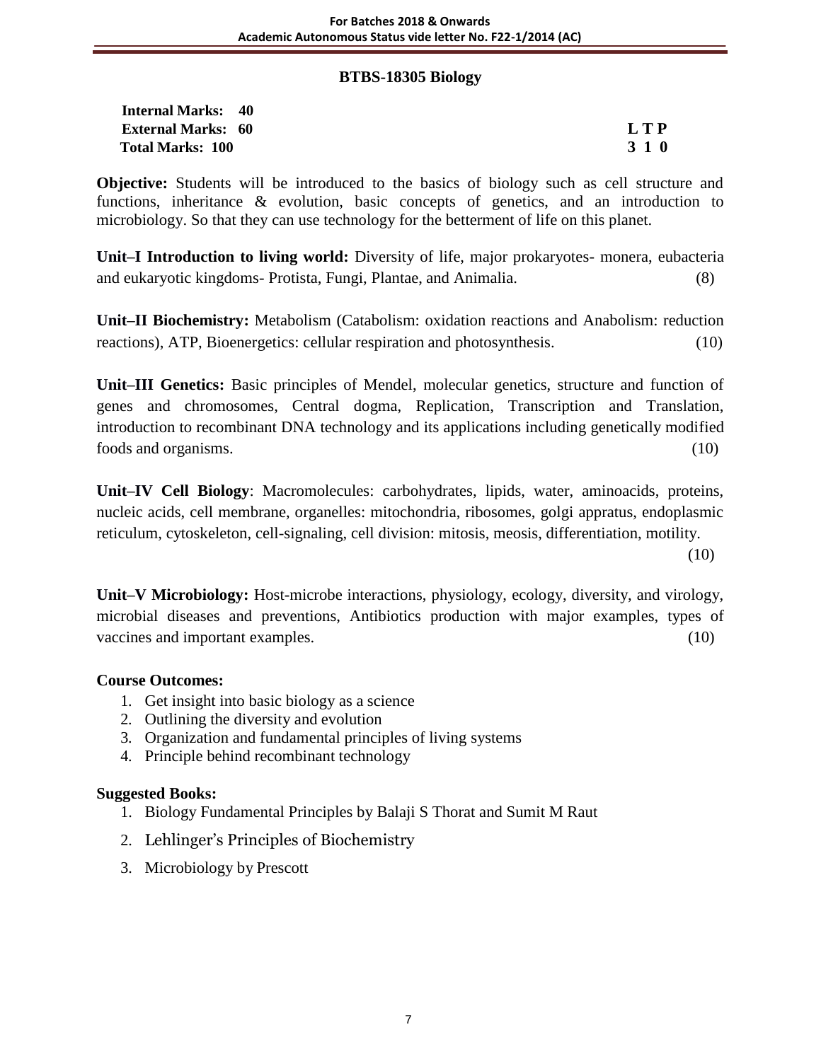## BTBS-18305 Biology

| | L T P |
|---|---|
| **Internal Marks: 40** | |
| **External Marks: 60** | **L T P** |
| **Total Marks: 100** | **3 1 0** |

**Objective:** Students will be introduced to the basics of biology such as cell structure and functions, inheritance & evolution, basic concepts of genetics, and an introduction to microbiology. So that they can use technology for the betterment of life on this planet.

**Unit–I Introduction to living world:** Diversity of life, major prokaryotes- monera, eubacteria and eukaryotic kingdoms- Protista, Fungi, Plantae, and Animalia. (8)

**Unit–II Biochemistry:** Metabolism (Catabolism: oxidation reactions and Anabolism: reduction reactions), ATP, Bioenergetics: cellular respiration and photosynthesis. (10)

**Unit–III Genetics:** Basic principles of Mendel, molecular genetics, structure and function of genes and chromosomes, Central dogma, Replication, Transcription and Translation, introduction to recombinant DNA technology and its applications including genetically modified foods and organisms. (10)

**Unit–IV Cell Biology**: Macromolecules: carbohydrates, lipids, water, aminoacids, proteins, nucleic acids, cell membrane, organelles: mitochondria, ribosomes, golgi appratus, endoplasmic reticulum, cytoskeleton, cell-signaling, cell division: mitosis, meosis, differentiation, motility. (10)

**Unit–V Microbiology:** Host-microbe interactions, physiology, ecology, diversity, and virology, microbial diseases and preventions, Antibiotics production with major examples, types of vaccines and important examples. (10)

**Course Outcomes:**

1. Get insight into basic biology as a science
2. Outlining the diversity and evolution
3. Organization and fundamental principles of living systems
4. Principle behind recombinant technology

**Suggested Books:**

1. Biology Fundamental Principles by Balaji S Thorat and Sumit M Raut
2. Lehlinger's Principles of Biochemistry
3. Microbiology by Prescott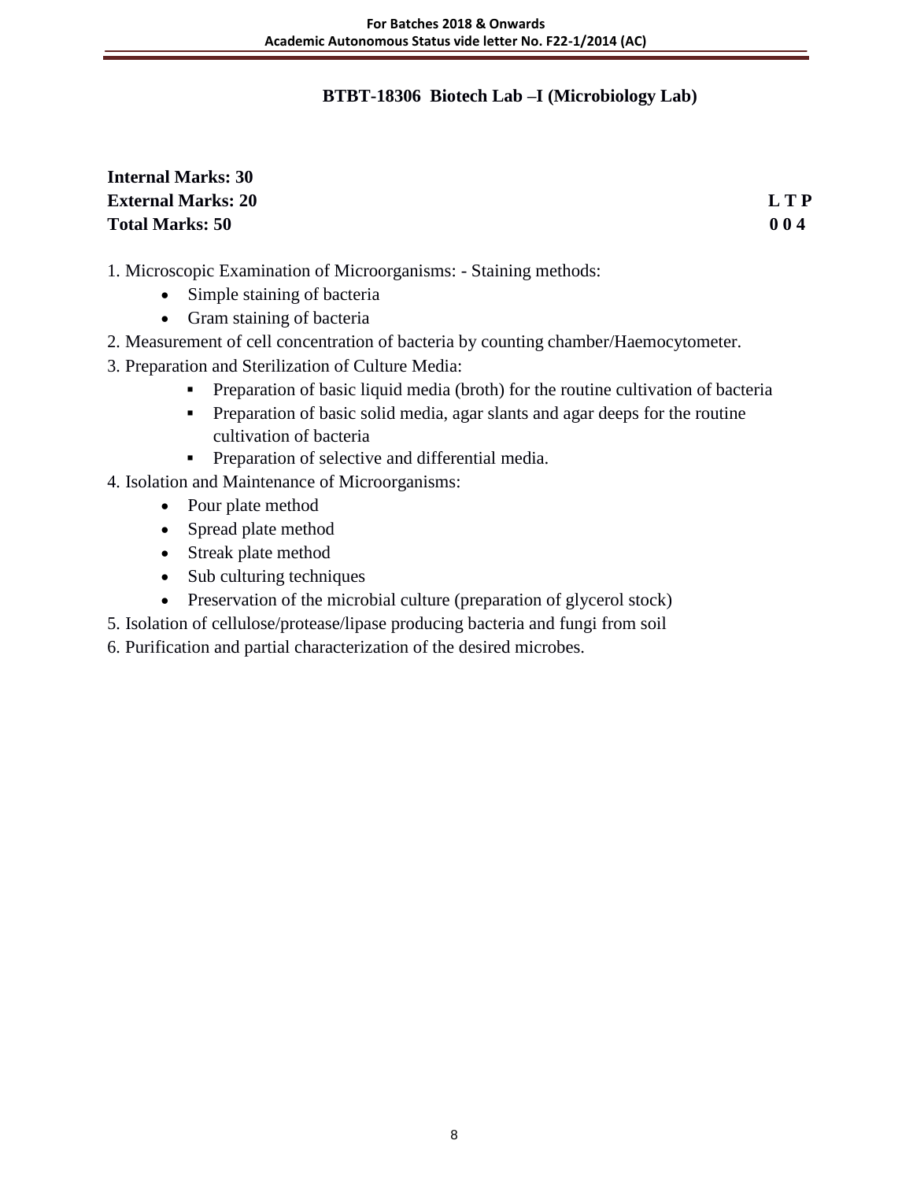## BTBT-18306 Biotech Lab –I (Microbiology Lab)

| | |
|---|---|
| **Internal Marks: 30** | |
| **External Marks: 20** | **L T P** |
| **Total Marks: 50** | **0 0 4** |

1. Microscopic Examination of Microorganisms: - Staining methods:
    - Simple staining of bacteria
    - Gram staining of bacteria
2. Measurement of cell concentration of bacteria by counting chamber/Haemocytometer.
3. Preparation and Sterilization of Culture Media:
    - Preparation of basic liquid media (broth) for the routine cultivation of bacteria
    - Preparation of basic solid media, agar slants and agar deeps for the routine cultivation of bacteria
    - Preparation of selective and differential media.
4. Isolation and Maintenance of Microorganisms:
    - Pour plate method
    - Spread plate method
    - Streak plate method
    - Sub culturing techniques
    - Preservation of the microbial culture (preparation of glycerol stock)
5. Isolation of cellulose/protease/lipase producing bacteria and fungi from soil
6. Purification and partial characterization of the desired microbes.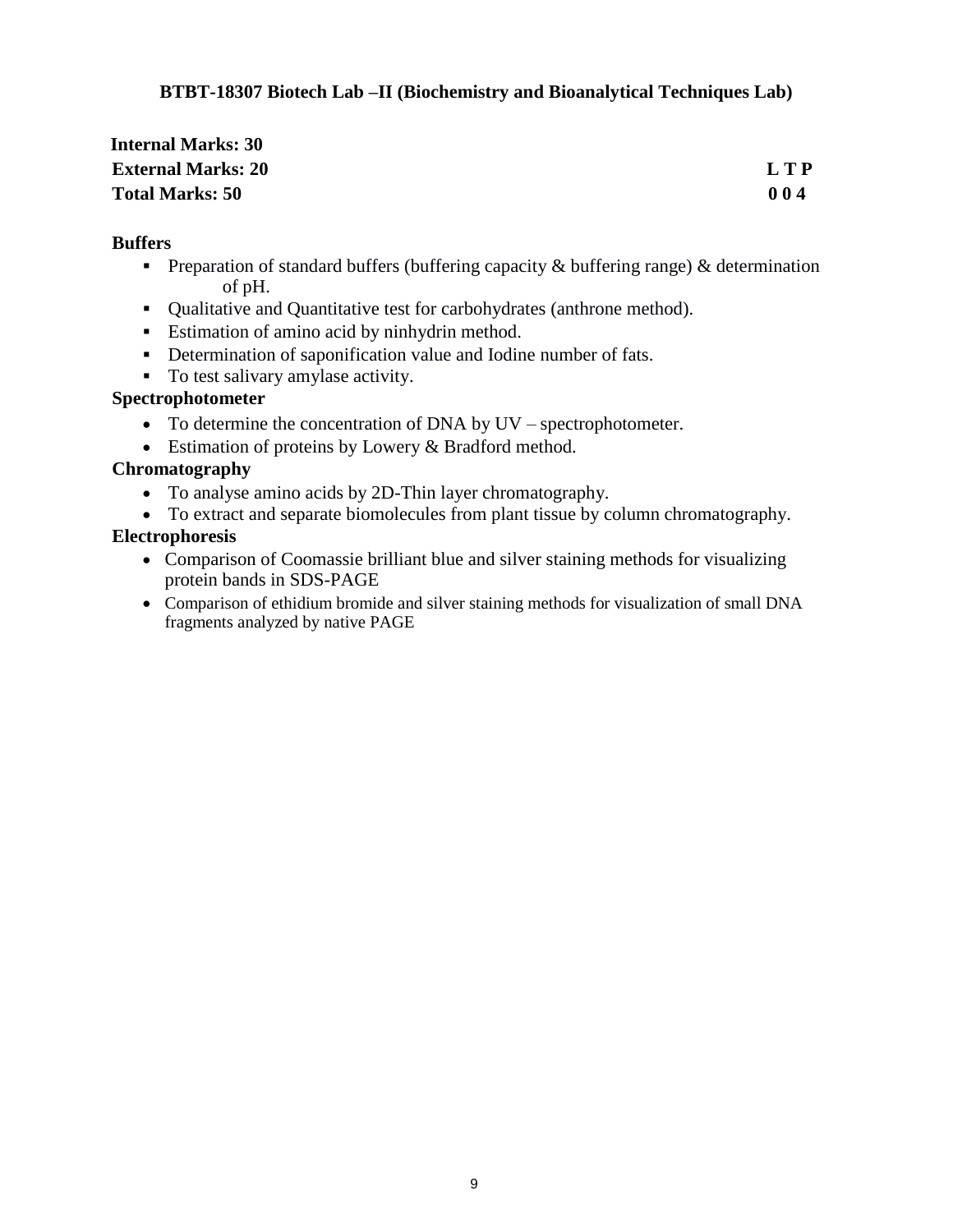**BTBT-18307 Biotech Lab –II (Biochemistry and Bioanalytical Techniques Lab)**

**Internal Marks: 30**
**External Marks: 20** **L T P**
**Total Marks: 50** **0 0 4**

**Buffers**

- Preparation of standard buffers (buffering capacity & buffering range) & determination of pH.
- Qualitative and Quantitative test for carbohydrates (anthrone method).
- Estimation of amino acid by ninhydrin method.
- Determination of saponification value and Iodine number of fats.
- To test salivary amylase activity.

**Spectrophotometer**

- To determine the concentration of DNA by UV – spectrophotometer.
- Estimation of proteins by Lowery & Bradford method.

**Chromatography**

- To analyse amino acids by 2D-Thin layer chromatography.
- To extract and separate biomolecules from plant tissue by column chromatography.

**Electrophoresis**

- Comparison of Coomassie brilliant blue and silver staining methods for visualizing protein bands in SDS-PAGE
- Comparison of ethidium bromide and silver staining methods for visualization of small DNA fragments analyzed by native PAGE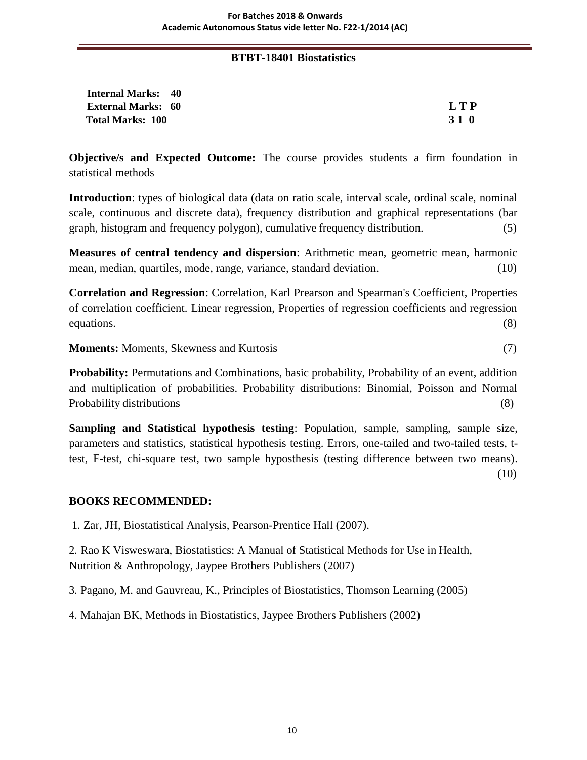## BTBT-18401 Biostatistics

**Internal Marks: 40**
**External Marks: 60**
**Total Marks: 100**

**L T P**
**3 1 0**

**Objective/s and Expected Outcome:** The course provides students a firm foundation in statistical methods

**Introduction**: types of biological data (data on ratio scale, interval scale, ordinal scale, nominal scale, continuous and discrete data), frequency distribution and graphical representations (bar graph, histogram and frequency polygon), cumulative frequency distribution. (5)

**Measures of central tendency and dispersion**: Arithmetic mean, geometric mean, harmonic mean, median, quartiles, mode, range, variance, standard deviation. (10)

**Correlation and Regression**: Correlation, Karl Prearson and Spearman's Coefficient, Properties of correlation coefficient. Linear regression, Properties of regression coefficients and regression equations. (8)

**Moments:** Moments, Skewness and Kurtosis (7)

**Probability:** Permutations and Combinations, basic probability, Probability of an event, addition and multiplication of probabilities. Probability distributions: Binomial, Poisson and Normal Probability distributions (8)

**Sampling and Statistical hypothesis testing**: Population, sample, sampling, sample size, parameters and statistics, statistical hypothesis testing. Errors, one-tailed and two-tailed tests, t-test, F-test, chi-square test, two sample hyposthesis (testing difference between two means). (10)

### BOOKS RECOMMENDED:

1. Zar, JH, Biostatistical Analysis, Pearson-Prentice Hall (2007).

2. Rao K Visweswara, Biostatistics: A Manual of Statistical Methods for Use in Health, Nutrition & Anthropology, Jaypee Brothers Publishers (2007)

3. Pagano, M. and Gauvreau, K., Principles of Biostatistics, Thomson Learning (2005)

4. Mahajan BK, Methods in Biostatistics, Jaypee Brothers Publishers (2002)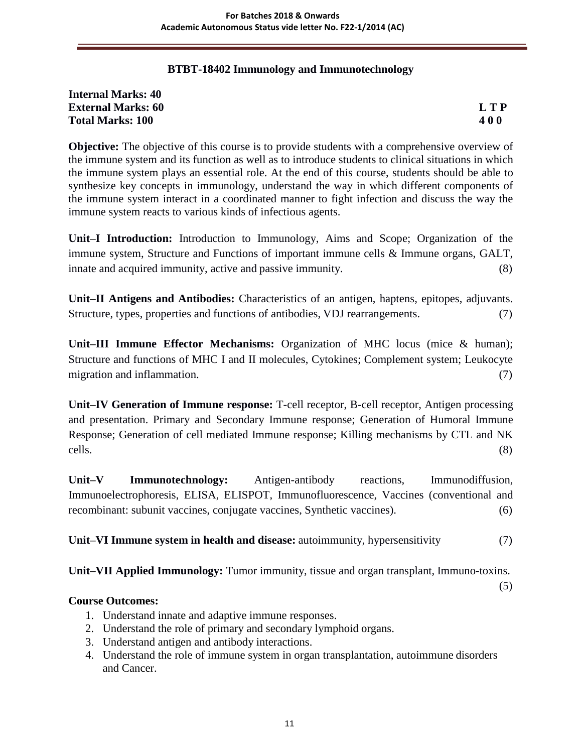## BTBT-18402 Immunology and Immunotechnology

**Internal Marks: 40**
**External Marks: 60**
**Total Marks: 100**

**L T P**
**4 0 0**

**Objective:** The objective of this course is to provide students with a comprehensive overview of the immune system and its function as well as to introduce students to clinical situations in which the immune system plays an essential role. At the end of this course, students should be able to synthesize key concepts in immunology, understand the way in which different components of the immune system interact in a coordinated manner to fight infection and discuss the way the immune system reacts to various kinds of infectious agents.

**Unit–I Introduction:** Introduction to Immunology, Aims and Scope; Organization of the immune system, Structure and Functions of important immune cells & Immune organs, GALT, innate and acquired immunity, active and passive immunity. (8)

**Unit–II Antigens and Antibodies:** Characteristics of an antigen, haptens, epitopes, adjuvants. Structure, types, properties and functions of antibodies, VDJ rearrangements. (7)

**Unit–III Immune Effector Mechanisms:** Organization of MHC locus (mice & human); Structure and functions of MHC I and II molecules, Cytokines; Complement system; Leukocyte migration and inflammation. (7)

**Unit–IV Generation of Immune response:** T-cell receptor, B-cell receptor, Antigen processing and presentation. Primary and Secondary Immune response; Generation of Humoral Immune Response; Generation of cell mediated Immune response; Killing mechanisms by CTL and NK cells. (8)

**Unit–V Immunotechnology:** Antigen-antibody reactions, Immunodiffusion, Immunoelectrophoresis, ELISA, ELISPOT, Immunofluorescence, Vaccines (conventional and recombinant: subunit vaccines, conjugate vaccines, Synthetic vaccines). (6)

**Unit–VI Immune system in health and disease:** autoimmunity, hypersensitivity (7)

**Unit–VII Applied Immunology:** Tumor immunity, tissue and organ transplant, Immuno-toxins. (5)

**Course Outcomes:**

1. Understand innate and adaptive immune responses.
2. Understand the role of primary and secondary lymphoid organs.
3. Understand antigen and antibody interactions.
4. Understand the role of immune system in organ transplantation, autoimmune disorders and Cancer.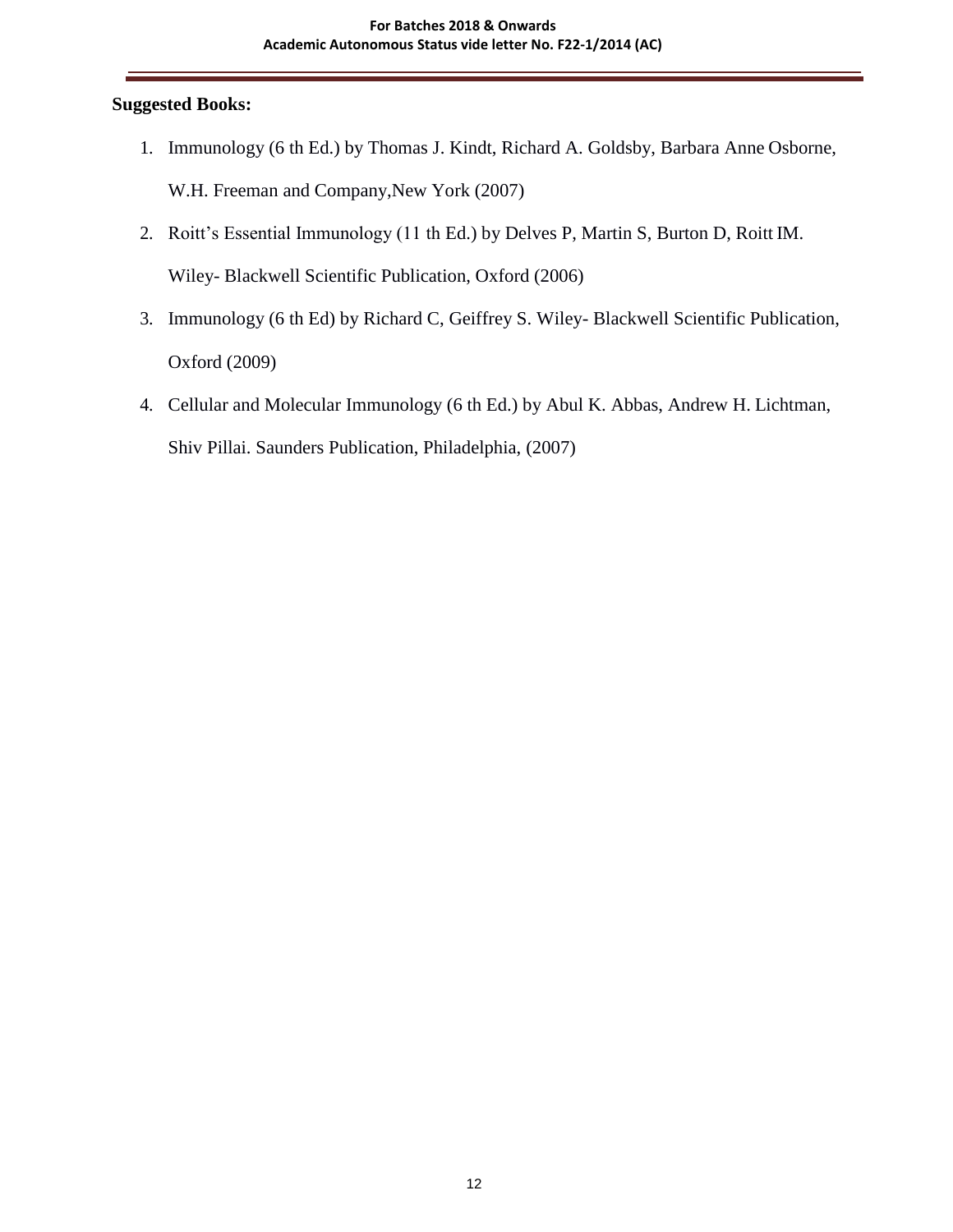**Suggested Books:**

1. Immunology (6 th Ed.) by Thomas J. Kindt, Richard A. Goldsby, Barbara Anne Osborne, W.H. Freeman and Company,New York (2007)
2. Roitt's Essential Immunology (11 th Ed.) by Delves P, Martin S, Burton D, Roitt IM. Wiley- Blackwell Scientific Publication, Oxford (2006)
3. Immunology (6 th Ed) by Richard C, Geiffrey S. Wiley- Blackwell Scientific Publication, Oxford (2009)
4. Cellular and Molecular Immunology (6 th Ed.) by Abul K. Abbas, Andrew H. Lichtman, Shiv Pillai. Saunders Publication, Philadelphia, (2007)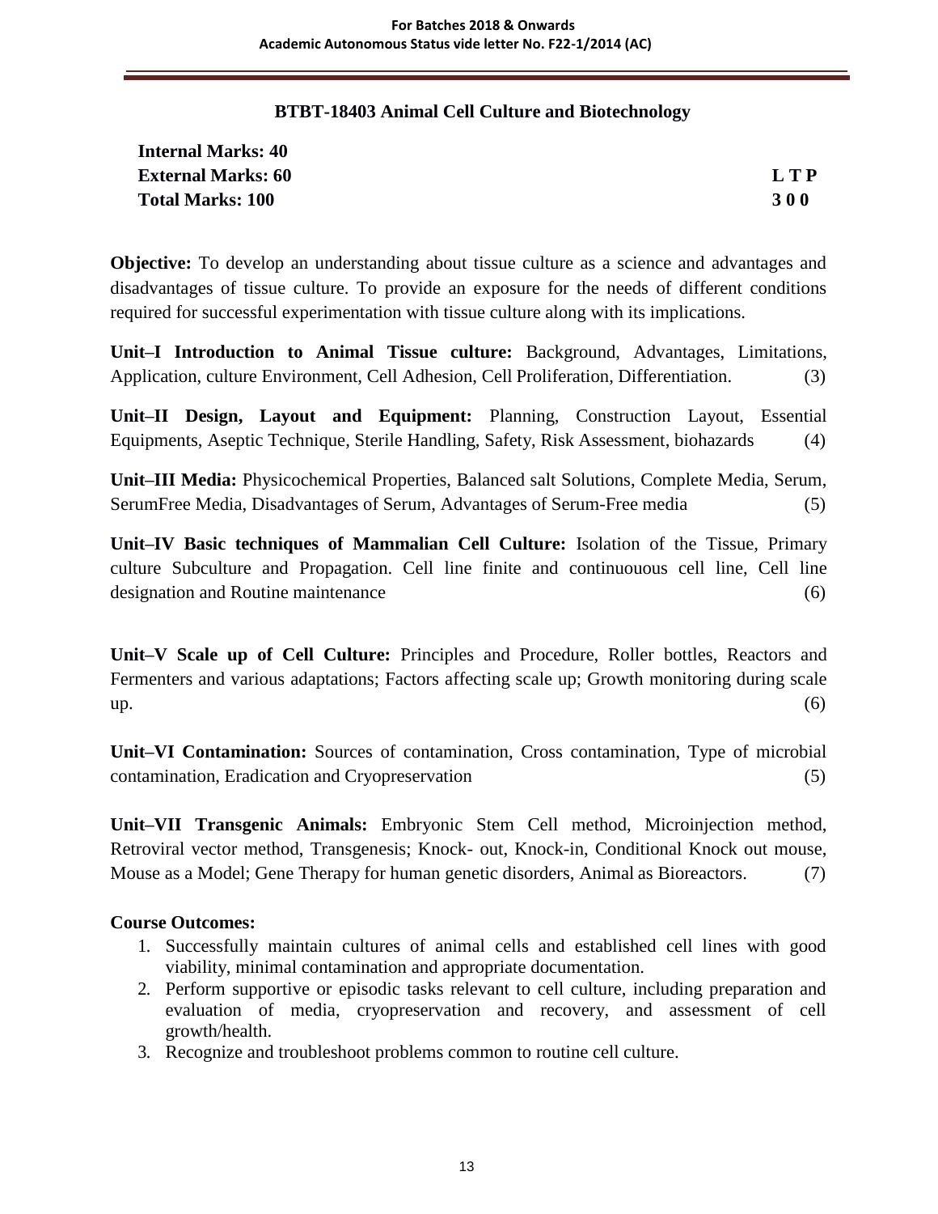## BTBT-18403 Animal Cell Culture and Biotechnology

| | |
|---|---|
| **Internal Marks: 40** | |
| **External Marks: 60** | **L T P** |
| **Total Marks: 100** | **3 0 0** |

**Objective:** To develop an understanding about tissue culture as a science and advantages and disadvantages of tissue culture. To provide an exposure for the needs of different conditions required for successful experimentation with tissue culture along with its implications.

**Unit–I Introduction to Animal Tissue culture:** Background, Advantages, Limitations, Application, culture Environment, Cell Adhesion, Cell Proliferation, Differentiation. (3)

**Unit–II Design, Layout and Equipment:** Planning, Construction Layout, Essential Equipments, Aseptic Technique, Sterile Handling, Safety, Risk Assessment, biohazards (4)

**Unit–III Media:** Physicochemical Properties, Balanced salt Solutions, Complete Media, Serum, SerumFree Media, Disadvantages of Serum, Advantages of Serum-Free media (5)

**Unit–IV Basic techniques of Mammalian Cell Culture:** Isolation of the Tissue, Primary culture Subculture and Propagation. Cell line finite and continuouous cell line, Cell line designation and Routine maintenance (6)

**Unit–V Scale up of Cell Culture:** Principles and Procedure, Roller bottles, Reactors and Fermenters and various adaptations; Factors affecting scale up; Growth monitoring during scale up. (6)

**Unit–VI Contamination:** Sources of contamination, Cross contamination, Type of microbial contamination, Eradication and Cryopreservation (5)

**Unit–VII Transgenic Animals:** Embryonic Stem Cell method, Microinjection method, Retroviral vector method, Transgenesis; Knock- out, Knock-in, Conditional Knock out mouse, Mouse as a Model; Gene Therapy for human genetic disorders, Animal as Bioreactors. (7)

**Course Outcomes:**

1. Successfully maintain cultures of animal cells and established cell lines with good viability, minimal contamination and appropriate documentation.
2. Perform supportive or episodic tasks relevant to cell culture, including preparation and evaluation of media, cryopreservation and recovery, and assessment of cell growth/health.
3. Recognize and troubleshoot problems common to routine cell culture.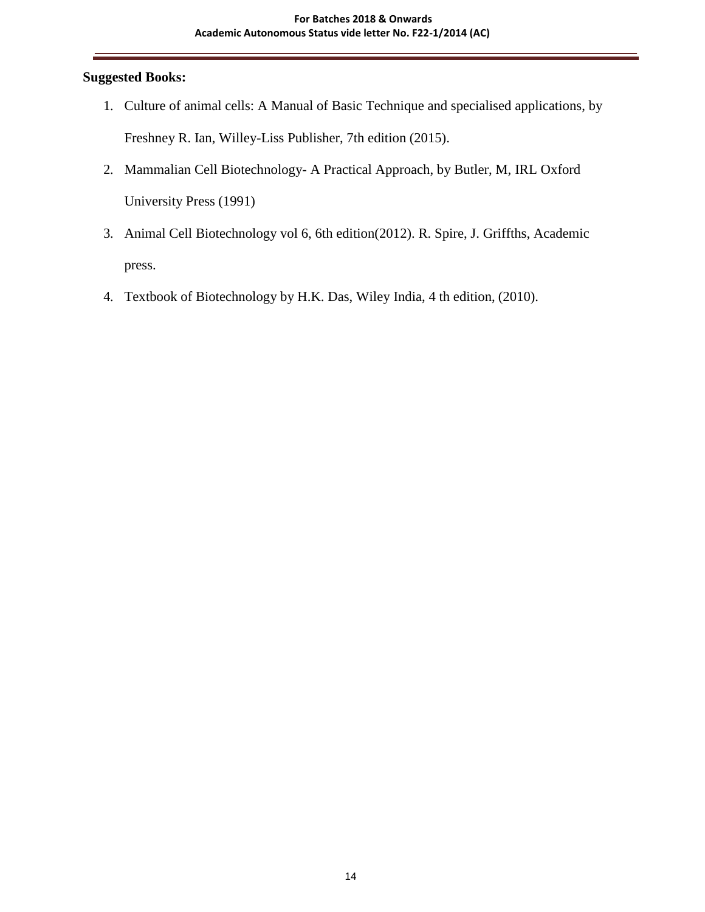**Suggested Books:**

1. Culture of animal cells: A Manual of Basic Technique and specialised applications, by Freshney R. Ian, Willey-Liss Publisher, 7th edition (2015).
2. Mammalian Cell Biotechnology- A Practical Approach, by Butler, M, IRL Oxford University Press (1991)
3. Animal Cell Biotechnology vol 6, 6th edition(2012). R. Spire, J. Grifffths, Academic press.
4. Textbook of Biotechnology by H.K. Das, Wiley India, 4 th edition, (2010).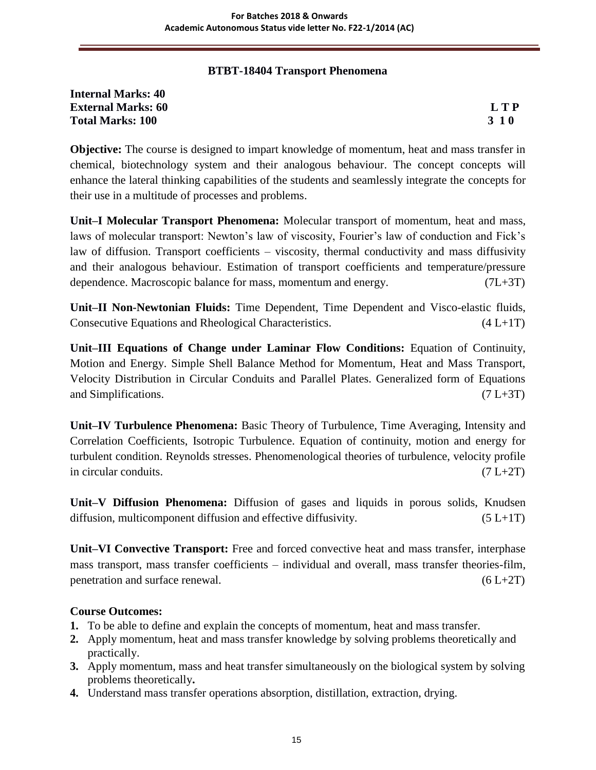## BTBT-18404 Transport Phenomena

**Internal Marks: 40**
**External Marks: 60** **L T P**
**Total Marks: 100** **3 1 0**

**Objective:** The course is designed to impart knowledge of momentum, heat and mass transfer in chemical, biotechnology system and their analogous behaviour. The concept concepts will enhance the lateral thinking capabilities of the students and seamlessly integrate the concepts for their use in a multitude of processes and problems.

**Unit–I Molecular Transport Phenomena:** Molecular transport of momentum, heat and mass, laws of molecular transport: Newton's law of viscosity, Fourier's law of conduction and Fick's law of diffusion. Transport coefficients – viscosity, thermal conductivity and mass diffusivity and their analogous behaviour. Estimation of transport coefficients and temperature/pressure dependence. Macroscopic balance for mass, momentum and energy. (7L+3T)

**Unit–II Non-Newtonian Fluids:** Time Dependent, Time Dependent and Visco-elastic fluids, Consecutive Equations and Rheological Characteristics. (4 L+1T)

**Unit–III Equations of Change under Laminar Flow Conditions:** Equation of Continuity, Motion and Energy. Simple Shell Balance Method for Momentum, Heat and Mass Transport, Velocity Distribution in Circular Conduits and Parallel Plates. Generalized form of Equations and Simplifications. (7 L+3T)

**Unit–IV Turbulence Phenomena:** Basic Theory of Turbulence, Time Averaging, Intensity and Correlation Coefficients, Isotropic Turbulence. Equation of continuity, motion and energy for turbulent condition. Reynolds stresses. Phenomenological theories of turbulence, velocity profile in circular conduits. (7 L+2T)

**Unit–V Diffusion Phenomena:** Diffusion of gases and liquids in porous solids, Knudsen diffusion, multicomponent diffusion and effective diffusivity. (5 L+1T)

**Unit–VI Convective Transport:** Free and forced convective heat and mass transfer, interphase mass transport, mass transfer coefficients – individual and overall, mass transfer theories-film, penetration and surface renewal. (6 L+2T)

### Course Outcomes:

1. To be able to define and explain the concepts of momentum, heat and mass transfer.
2. Apply momentum, heat and mass transfer knowledge by solving problems theoretically and practically.
3. Apply momentum, mass and heat transfer simultaneously on the biological system by solving problems theoretically**.**
4. Understand mass transfer operations absorption, distillation, extraction, drying.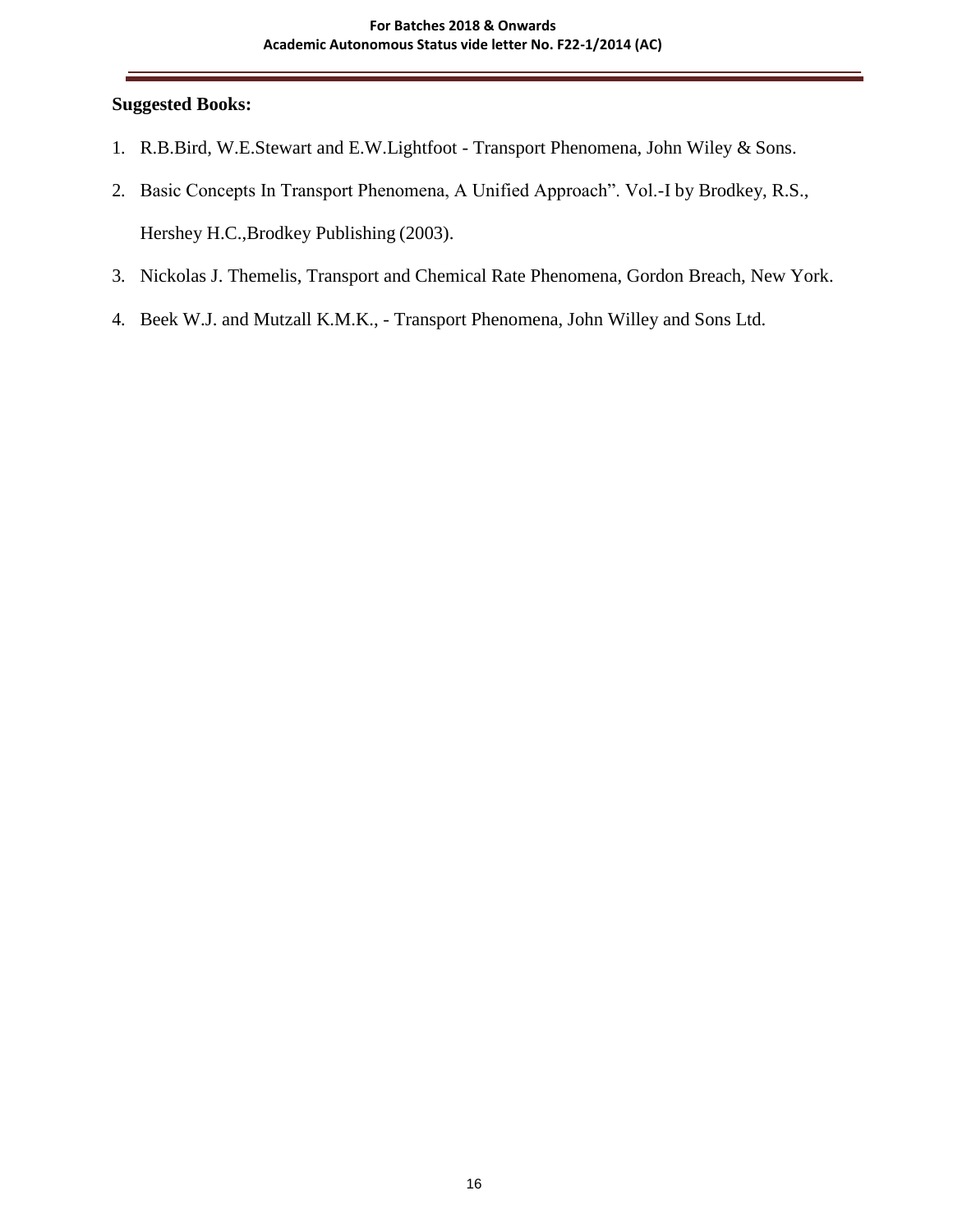**Suggested Books:**

1. R.B.Bird, W.E.Stewart and E.W.Lightfoot - Transport Phenomena, John Wiley & Sons.
2. Basic Concepts In Transport Phenomena, A Unified Approach". Vol.-I by Brodkey, R.S., Hershey H.C.,Brodkey Publishing (2003).
3. Nickolas J. Themelis, Transport and Chemical Rate Phenomena, Gordon Breach, New York.
4. Beek W.J. and Mutzall K.M.K., - Transport Phenomena, John Willey and Sons Ltd.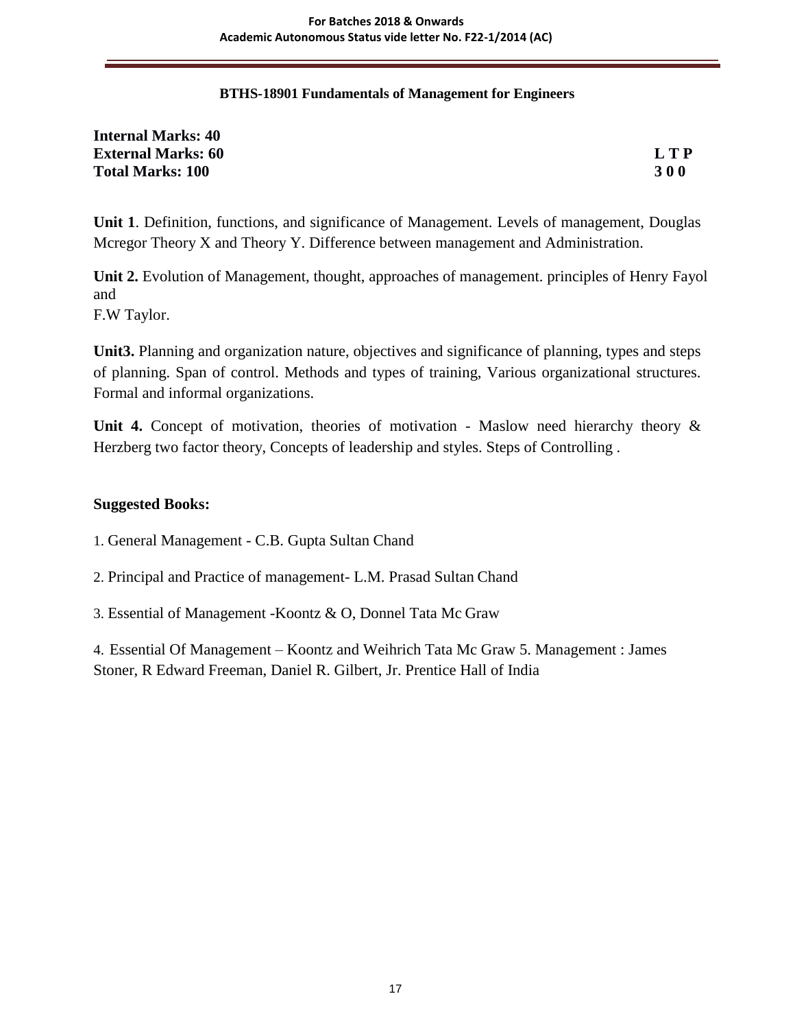## BTHS-18901 Fundamentals of Management for Engineers

**Internal Marks: 40**
**External Marks: 60** **L T P**
**Total Marks: 100** **3 0 0**

**Unit 1**. Definition, functions, and significance of Management. Levels of management, Douglas Mcregor Theory X and Theory Y. Difference between management and Administration.

**Unit 2.** Evolution of Management, thought, approaches of management. principles of Henry Fayol and
F.W Taylor.

**Unit3.** Planning and organization nature, objectives and significance of planning, types and steps of planning. Span of control. Methods and types of training, Various organizational structures. Formal and informal organizations.

**Unit 4.** Concept of motivation, theories of motivation - Maslow need hierarchy theory & Herzberg two factor theory, Concepts of leadership and styles. Steps of Controlling .

**Suggested Books:**

1. General Management - C.B. Gupta Sultan Chand

2. Principal and Practice of management- L.M. Prasad Sultan Chand

3. Essential of Management -Koontz & O, Donnel Tata Mc Graw

4. Essential Of Management – Koontz and Weihrich Tata Mc Graw 5. Management : James Stoner, R Edward Freeman, Daniel R. Gilbert, Jr. Prentice Hall of India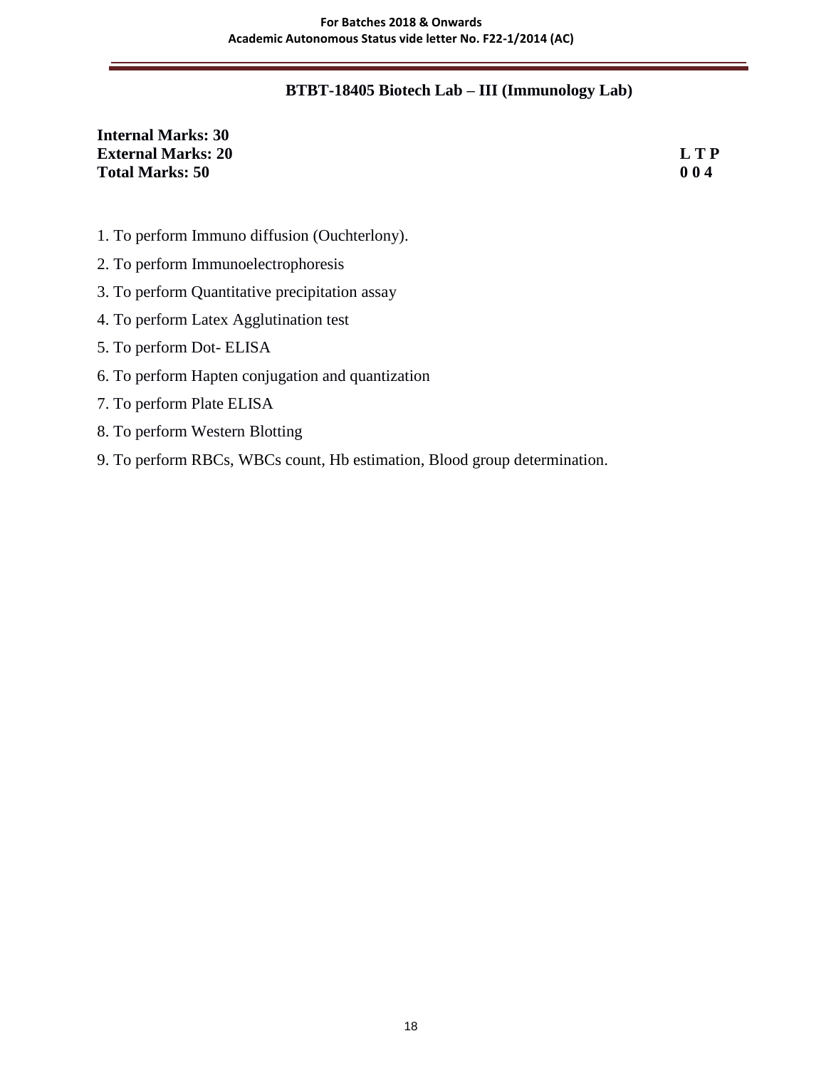## BTBT-18405 Biotech Lab – III (Immunology Lab)

**Internal Marks: 30**
**External Marks: 20** **L T P**
**Total Marks: 50** **0 0 4**

1. To perform Immuno diffusion (Ouchterlony).
2. To perform Immunoelectrophoresis
3. To perform Quantitative precipitation assay
4. To perform Latex Agglutination test
5. To perform Dot- ELISA
6. To perform Hapten conjugation and quantization
7. To perform Plate ELISA
8. To perform Western Blotting
9. To perform RBCs, WBCs count, Hb estimation, Blood group determination.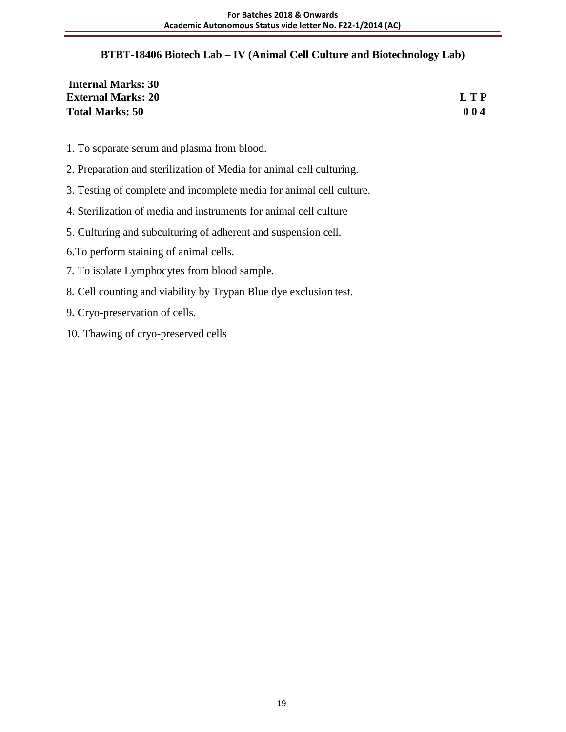## BTBT-18406 Biotech Lab – IV (Animal Cell Culture and Biotechnology Lab)

**Internal Marks: 30**
**External Marks: 20** **L T P**
**Total Marks: 50** **0 0 4**

1. To separate serum and plasma from blood.
2. Preparation and sterilization of Media for animal cell culturing.
3. Testing of complete and incomplete media for animal cell culture.
4. Sterilization of media and instruments for animal cell culture
5. Culturing and subculturing of adherent and suspension cell.
6. To perform staining of animal cells.
7. To isolate Lymphocytes from blood sample.
8. Cell counting and viability by Trypan Blue dye exclusion test.
9. Cryo-preservation of cells.
10. Thawing of cryo-preserved cells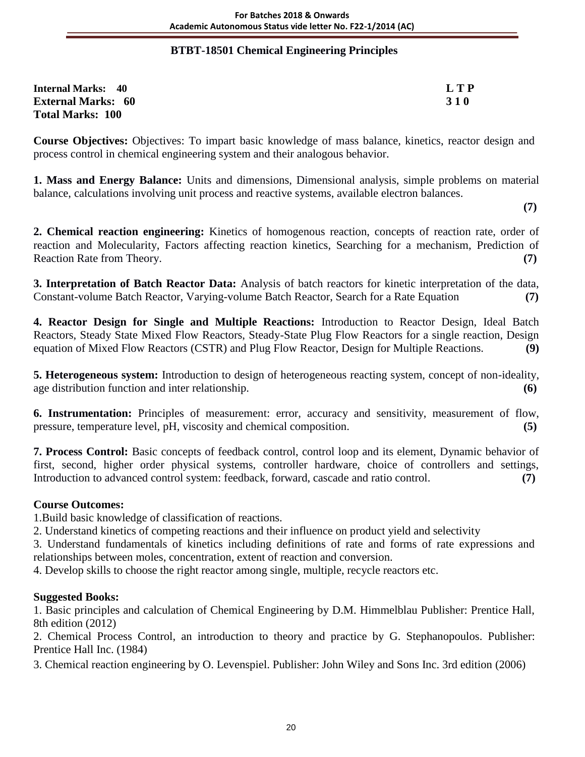## BTBT-18501 Chemical Engineering Principles

**Internal Marks: 40** **L T P**
**External Marks: 60** **3 1 0**
**Total Marks: 100**

**Course Objectives:** Objectives: To impart basic knowledge of mass balance, kinetics, reactor design and process control in chemical engineering system and their analogous behavior.

**1. Mass and Energy Balance:** Units and dimensions, Dimensional analysis, simple problems on material balance, calculations involving unit process and reactive systems, available electron balances. **(7)**

**2. Chemical reaction engineering:** Kinetics of homogenous reaction, concepts of reaction rate, order of reaction and Molecularity, Factors affecting reaction kinetics, Searching for a mechanism, Prediction of Reaction Rate from Theory. **(7)**

**3. Interpretation of Batch Reactor Data:** Analysis of batch reactors for kinetic interpretation of the data, Constant-volume Batch Reactor, Varying-volume Batch Reactor, Search for a Rate Equation **(7)**

**4. Reactor Design for Single and Multiple Reactions:** Introduction to Reactor Design, Ideal Batch Reactors, Steady State Mixed Flow Reactors, Steady-State Plug Flow Reactors for a single reaction, Design equation of Mixed Flow Reactors (CSTR) and Plug Flow Reactor, Design for Multiple Reactions. **(9)**

**5. Heterogeneous system:** Introduction to design of heterogeneous reacting system, concept of non-ideality, age distribution function and inter relationship. **(6)**

**6. Instrumentation:** Principles of measurement: error, accuracy and sensitivity, measurement of flow, pressure, temperature level, pH, viscosity and chemical composition. **(5)**

**7. Process Control:** Basic concepts of feedback control, control loop and its element, Dynamic behavior of first, second, higher order physical systems, controller hardware, choice of controllers and settings, Introduction to advanced control system: feedback, forward, cascade and ratio control. **(7)**

**Course Outcomes:**

1. Build basic knowledge of classification of reactions.
2. Understand kinetics of competing reactions and their influence on product yield and selectivity
3. Understand fundamentals of kinetics including definitions of rate and forms of rate expressions and relationships between moles, concentration, extent of reaction and conversion.
4. Develop skills to choose the right reactor among single, multiple, recycle reactors etc.

**Suggested Books:**

1. Basic principles and calculation of Chemical Engineering by D.M. Himmelblau Publisher: Prentice Hall, 8th edition (2012)
2. Chemical Process Control, an introduction to theory and practice by G. Stephanopoulos. Publisher: Prentice Hall Inc. (1984)
3. Chemical reaction engineering by O. Levenspiel. Publisher: John Wiley and Sons Inc. 3rd edition (2006)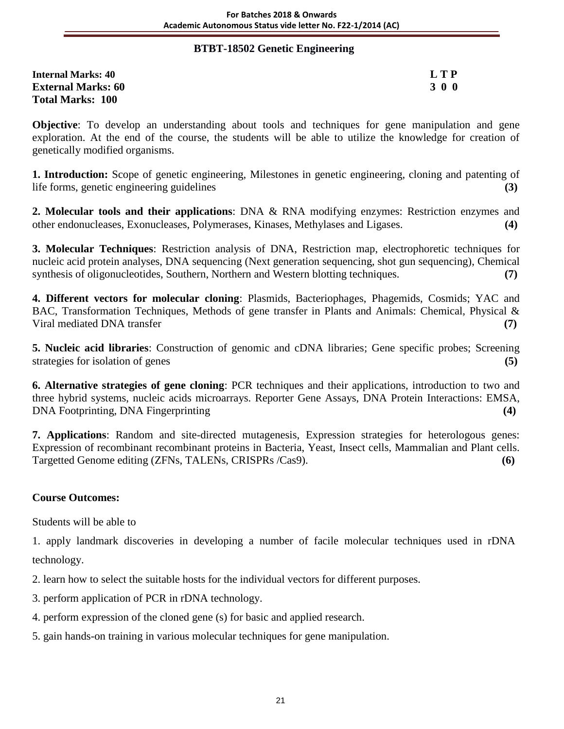## BTBT-18502 Genetic Engineering

**Internal Marks: 40** **L T P**
**External Marks: 60** **3 0 0**
**Total Marks: 100**

**Objective**: To develop an understanding about tools and techniques for gene manipulation and gene exploration. At the end of the course, the students will be able to utilize the knowledge for creation of genetically modified organisms.

**1. Introduction:** Scope of genetic engineering, Milestones in genetic engineering, cloning and patenting of life forms, genetic engineering guidelines **(3)**

**2. Molecular tools and their applications**: DNA & RNA modifying enzymes: Restriction enzymes and other endonucleases, Exonucleases, Polymerases, Kinases, Methylases and Ligases. **(4)**

**3. Molecular Techniques**: Restriction analysis of DNA, Restriction map, electrophoretic techniques for nucleic acid protein analyses, DNA sequencing (Next generation sequencing, shot gun sequencing), Chemical synthesis of oligonucleotides, Southern, Northern and Western blotting techniques. **(7)**

**4. Different vectors for molecular cloning**: Plasmids, Bacteriophages, Phagemids, Cosmids; YAC and BAC, Transformation Techniques, Methods of gene transfer in Plants and Animals: Chemical, Physical & Viral mediated DNA transfer **(7)**

**5. Nucleic acid libraries**: Construction of genomic and cDNA libraries; Gene specific probes; Screening strategies for isolation of genes **(5)**

**6. Alternative strategies of gene cloning**: PCR techniques and their applications, introduction to two and three hybrid systems, nucleic acids microarrays. Reporter Gene Assays, DNA Protein Interactions: EMSA, DNA Footprinting, DNA Fingerprinting **(4)**

**7. Applications**: Random and site-directed mutagenesis, Expression strategies for heterologous genes: Expression of recombinant recombinant proteins in Bacteria, Yeast, Insect cells, Mammalian and Plant cells. Targetted Genome editing (ZFNs, TALENs, CRISPRs /Cas9). **(6)**

**Course Outcomes:**

Students will be able to

1. apply landmark discoveries in developing a number of facile molecular techniques used in rDNA technology.
2. learn how to select the suitable hosts for the individual vectors for different purposes.
3. perform application of PCR in rDNA technology.
4. perform expression of the cloned gene (s) for basic and applied research.
5. gain hands-on training in various molecular techniques for gene manipulation.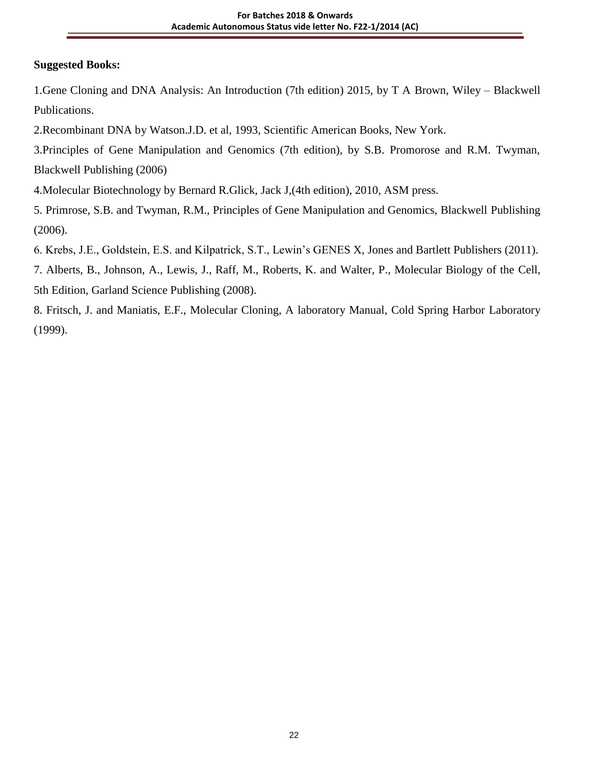**Suggested Books:**

1.Gene Cloning and DNA Analysis: An Introduction (7th edition) 2015, by T A Brown, Wiley – Blackwell Publications.

2.Recombinant DNA by Watson.J.D. et al, 1993, Scientific American Books, New York.

3.Principles of Gene Manipulation and Genomics (7th edition), by S.B. Promorose and R.M. Twyman, Blackwell Publishing (2006)

4.Molecular Biotechnology by Bernard R.Glick, Jack J,(4th edition), 2010, ASM press.

5. Primrose, S.B. and Twyman, R.M., Principles of Gene Manipulation and Genomics, Blackwell Publishing (2006).

6. Krebs, J.E., Goldstein, E.S. and Kilpatrick, S.T., Lewin's GENES X, Jones and Bartlett Publishers (2011).

7. Alberts, B., Johnson, A., Lewis, J., Raff, M., Roberts, K. and Walter, P., Molecular Biology of the Cell, 5th Edition, Garland Science Publishing (2008).

8. Fritsch, J. and Maniatis, E.F., Molecular Cloning, A laboratory Manual, Cold Spring Harbor Laboratory (1999).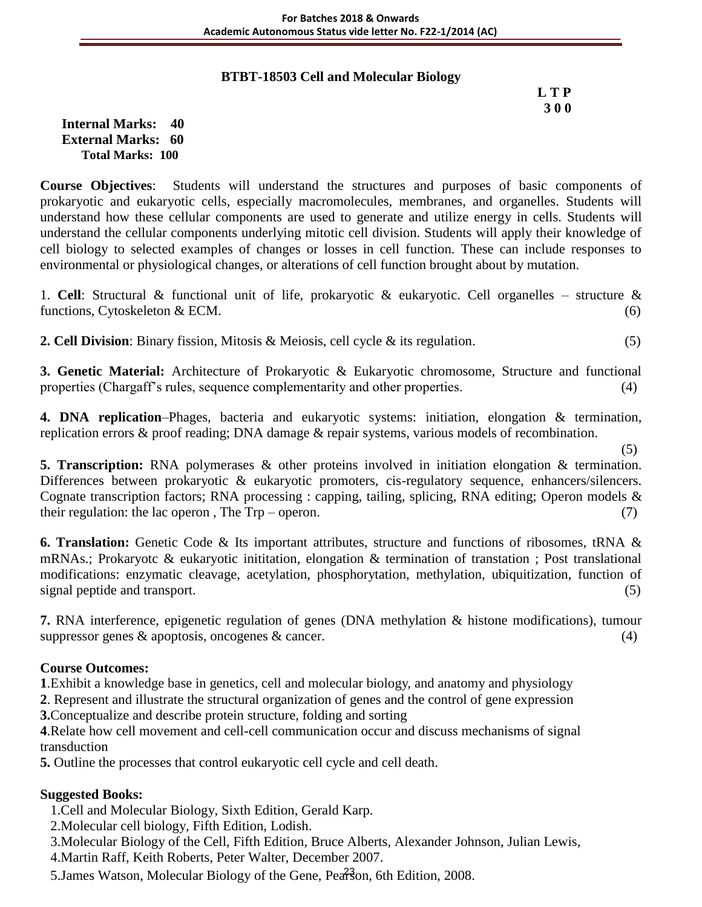## BTBT-18503 Cell and Molecular Biology

**L T P**
**3 0 0**

**Internal Marks: 40**
**External Marks: 60**
**Total Marks: 100**

**Course Objectives**: Students will understand the structures and purposes of basic components of prokaryotic and eukaryotic cells, especially macromolecules, membranes, and organelles. Students will understand how these cellular components are used to generate and utilize energy in cells. Students will understand the cellular components underlying mitotic cell division. Students will apply their knowledge of cell biology to selected examples of changes or losses in cell function. These can include responses to environmental or physiological changes, or alterations of cell function brought about by mutation.

1. **Cell**: Structural & functional unit of life, prokaryotic & eukaryotic. Cell organelles – structure & functions, Cytoskeleton & ECM. (6)

**2. Cell Division**: Binary fission, Mitosis & Meiosis, cell cycle & its regulation. (5)

**3. Genetic Material:** Architecture of Prokaryotic & Eukaryotic chromosome, Structure and functional properties (Chargaff's rules, sequence complementarity and other properties. (4)

**4. DNA replication**–Phages, bacteria and eukaryotic systems: initiation, elongation & termination, replication errors & proof reading; DNA damage & repair systems, various models of recombination. (5)

**5. Transcription:** RNA polymerases & other proteins involved in initiation elongation & termination. Differences between prokaryotic & eukaryotic promoters, cis-regulatory sequence, enhancers/silencers. Cognate transcription factors; RNA processing : capping, tailing, splicing, RNA editing; Operon models & their regulation: the lac operon , The Trp – operon. (7)

**6. Translation:** Genetic Code & Its important attributes, structure and functions of ribosomes, tRNA & mRNAs.; Prokaryotc & eukaryotic inititation, elongation & termination of transtation ; Post translational modifications: enzymatic cleavage, acetylation, phosphorytation, methylation, ubiquitization, function of signal peptide and transport. (5)

**7.** RNA interference, epigenetic regulation of genes (DNA methylation & histone modifications), tumour suppressor genes & apoptosis, oncogenes & cancer. (4)

**Course Outcomes:**

**1**.Exhibit a knowledge base in genetics, cell and molecular biology, and anatomy and physiology

**2**. Represent and illustrate the structural organization of genes and the control of gene expression

**3.**Conceptualize and describe protein structure, folding and sorting

**4**.Relate how cell movement and cell-cell communication occur and discuss mechanisms of signal transduction

**5.** Outline the processes that control eukaryotic cell cycle and cell death.

**Suggested Books:**

1.Cell and Molecular Biology, Sixth Edition, Gerald Karp.
2.Molecular cell biology, Fifth Edition, Lodish.
3.Molecular Biology of the Cell, Fifth Edition, Bruce Alberts, Alexander Johnson, Julian Lewis,
4.Martin Raff, Keith Roberts, Peter Walter, December 2007.
5.James Watson, Molecular Biology of the Gene, Pearson, 6th Edition, 2008.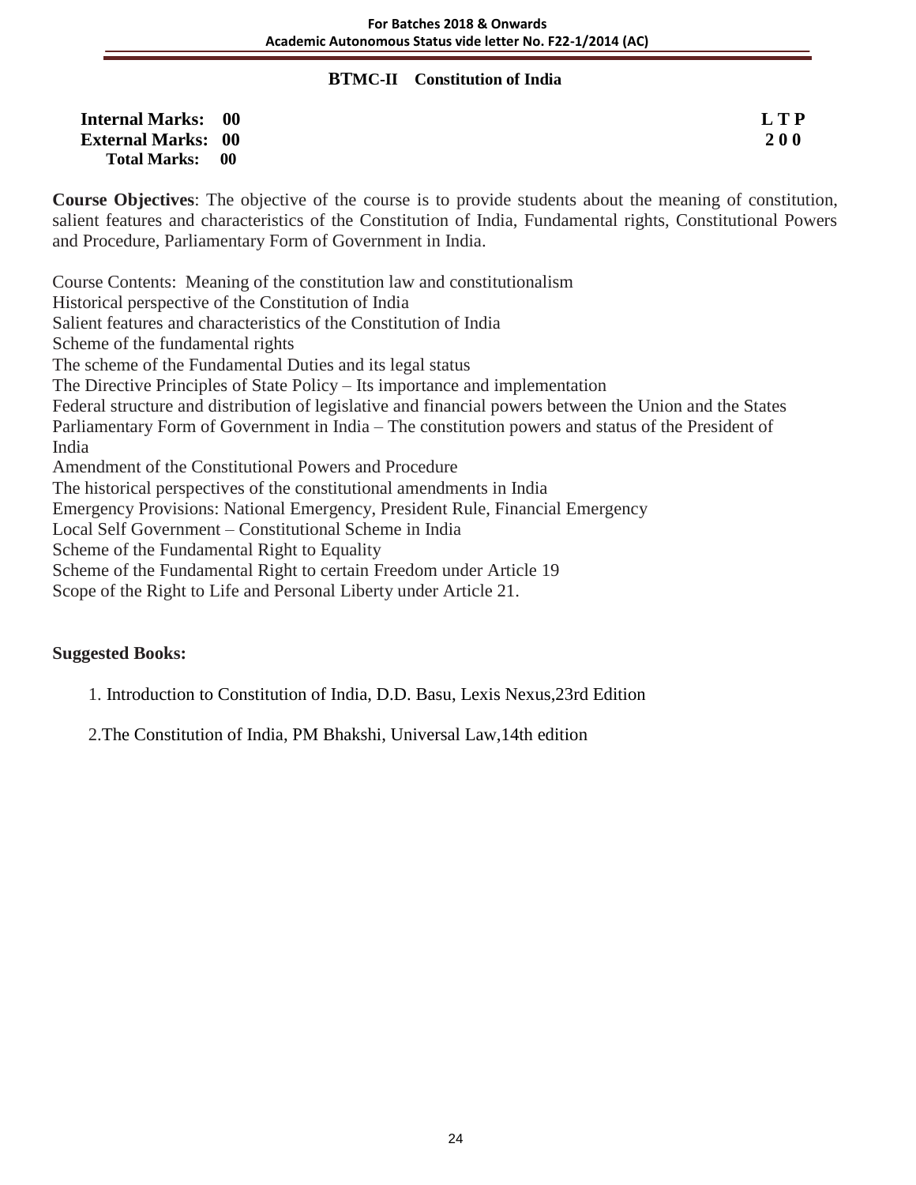## BTMC-II Constitution of India

| **Internal Marks: 00** | **L T P** |
|---|---|
| **External Marks: 00** | **2 0 0** |
| **Total Marks: 00** | |

**Course Objectives**: The objective of the course is to provide students about the meaning of constitution, salient features and characteristics of the Constitution of India, Fundamental rights, Constitutional Powers and Procedure, Parliamentary Form of Government in India.

Course Contents: Meaning of the constitution law and constitutionalism
Historical perspective of the Constitution of India
Salient features and characteristics of the Constitution of India
Scheme of the fundamental rights
The scheme of the Fundamental Duties and its legal status
The Directive Principles of State Policy – Its importance and implementation
Federal structure and distribution of legislative and financial powers between the Union and the States
Parliamentary Form of Government in India – The constitution powers and status of the President of India
Amendment of the Constitutional Powers and Procedure
The historical perspectives of the constitutional amendments in India
Emergency Provisions: National Emergency, President Rule, Financial Emergency
Local Self Government – Constitutional Scheme in India
Scheme of the Fundamental Right to Equality
Scheme of the Fundamental Right to certain Freedom under Article 19
Scope of the Right to Life and Personal Liberty under Article 21.

**Suggested Books:**

1. Introduction to Constitution of India, D.D. Basu, Lexis Nexus,23rd Edition

2. The Constitution of India, PM Bhakshi, Universal Law,14th edition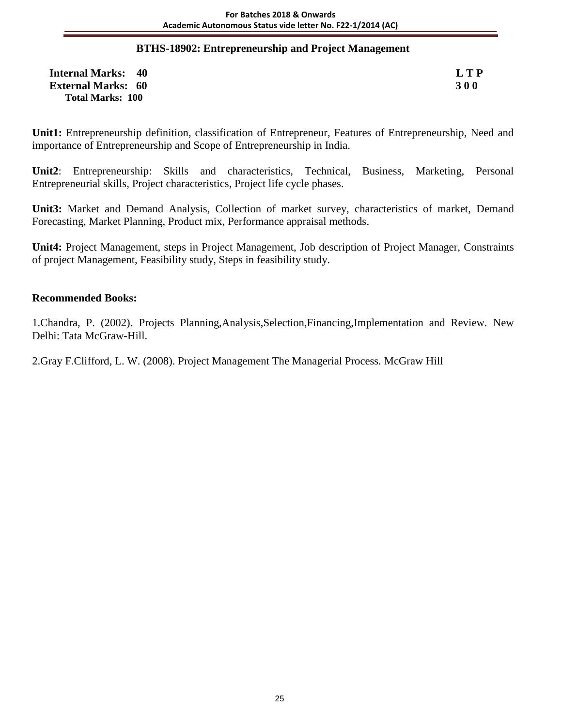## BTHS-18902: Entrepreneurship and Project Management

| | |
|---|---|
| **Internal Marks: 40** | **L T P** |
| **External Marks: 60** | **3 0 0** |
| **Total Marks: 100** | |

**Unit1:** Entrepreneurship definition, classification of Entrepreneur, Features of Entrepreneurship, Need and importance of Entrepreneurship and Scope of Entrepreneurship in India.

**Unit2**: Entrepreneurship: Skills and characteristics, Technical, Business, Marketing, Personal Entrepreneurial skills, Project characteristics, Project life cycle phases.

**Unit3:** Market and Demand Analysis, Collection of market survey, characteristics of market, Demand Forecasting, Market Planning, Product mix, Performance appraisal methods.

**Unit4:** Project Management, steps in Project Management, Job description of Project Manager, Constraints of project Management, Feasibility study, Steps in feasibility study.

### Recommended Books:

1.Chandra, P. (2002). Projects Planning,Analysis,Selection,Financing,Implementation and Review. New Delhi: Tata McGraw-Hill.

2.Gray F.Clifford, L. W. (2008). Project Management The Managerial Process. McGraw Hill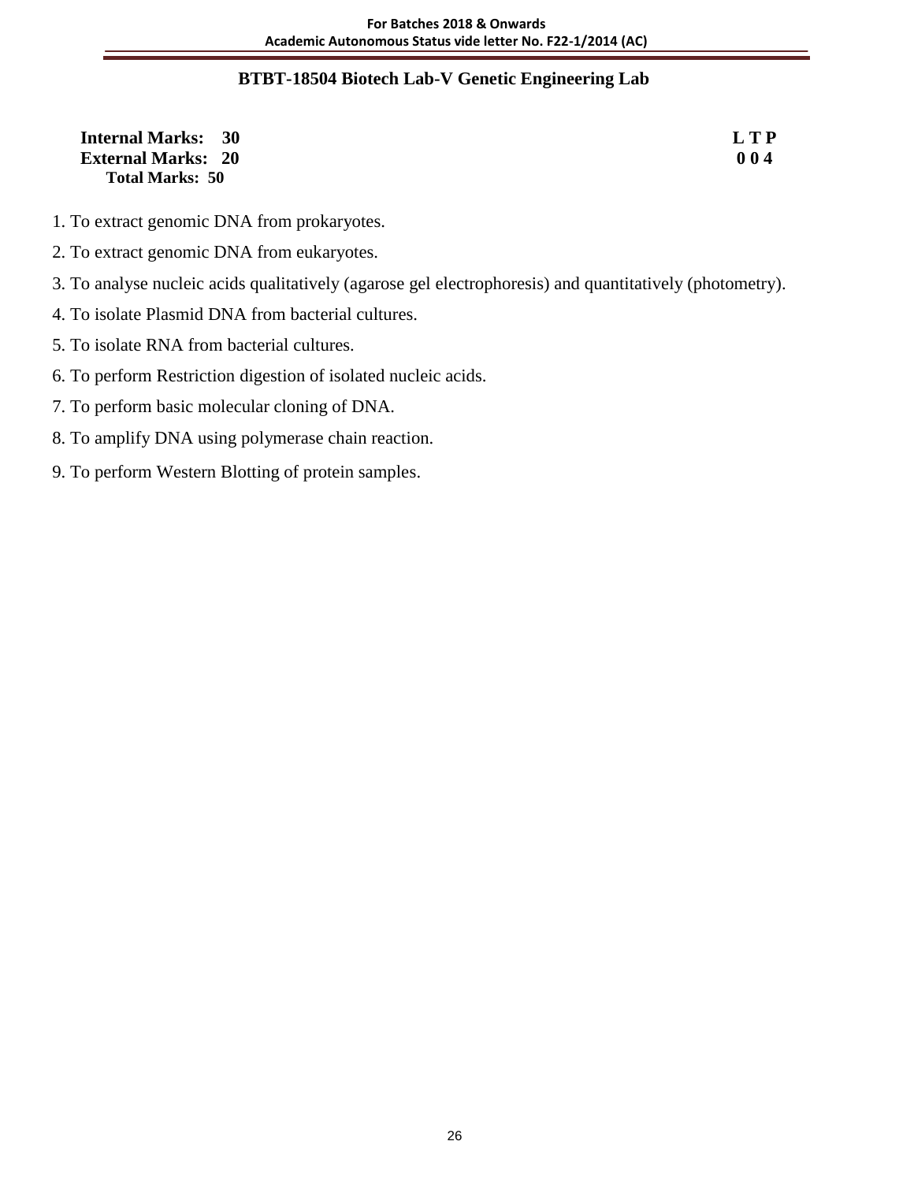## BTBT-18504 Biotech Lab-V Genetic Engineering Lab

**Internal Marks: 30**
**External Marks: 20**
**Total Marks: 50**

**L T P**
**0 0 4**

1. To extract genomic DNA from prokaryotes.
2. To extract genomic DNA from eukaryotes.
3. To analyse nucleic acids qualitatively (agarose gel electrophoresis) and quantitatively (photometry).
4. To isolate Plasmid DNA from bacterial cultures.
5. To isolate RNA from bacterial cultures.
6. To perform Restriction digestion of isolated nucleic acids.
7. To perform basic molecular cloning of DNA.
8. To amplify DNA using polymerase chain reaction.
9. To perform Western Blotting of protein samples.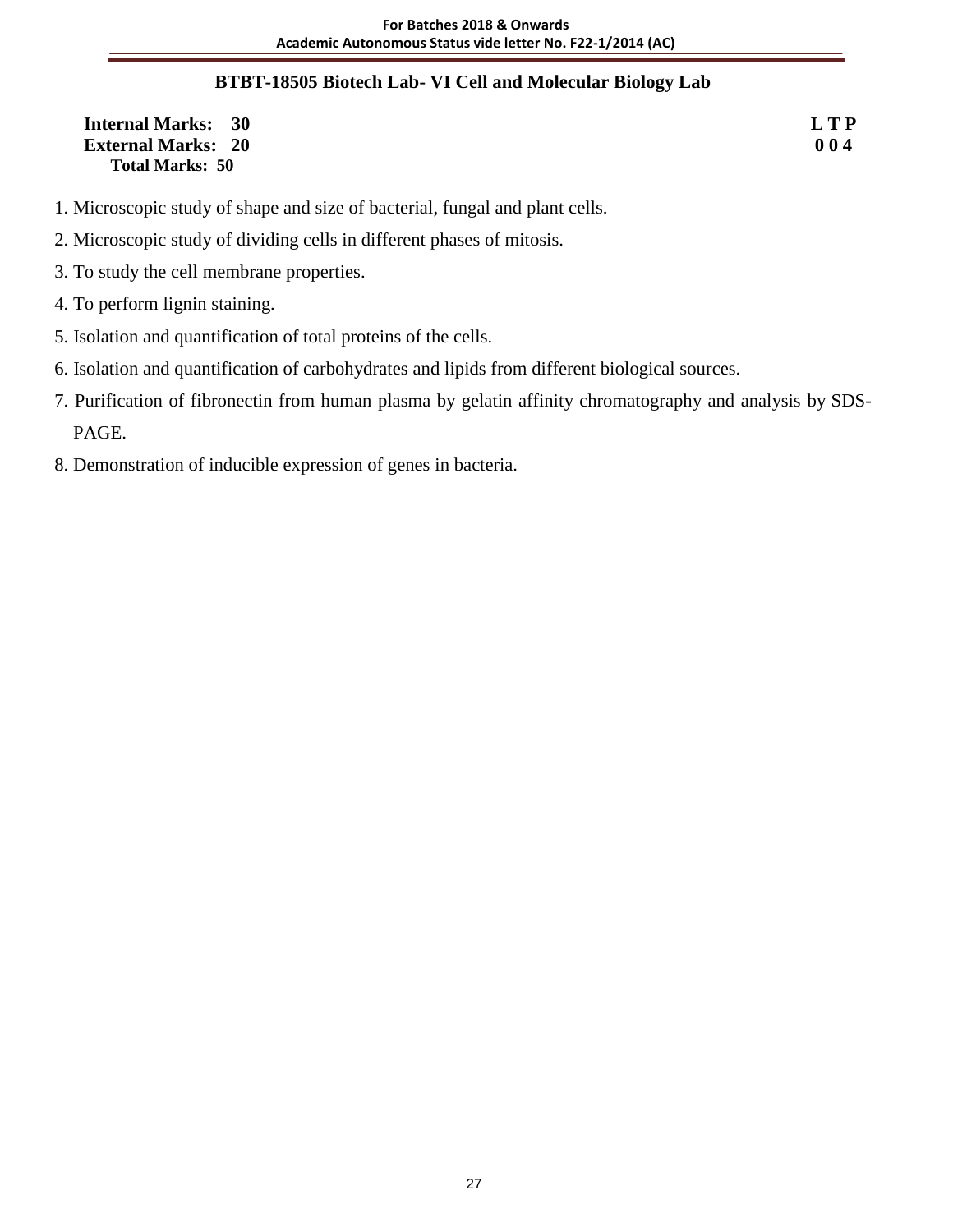## BTBT-18505 Biotech Lab- VI Cell and Molecular Biology Lab

**Internal Marks: 30** **L T P**
**External Marks: 20** **0 0 4**
**Total Marks: 50**

1. Microscopic study of shape and size of bacterial, fungal and plant cells.
2. Microscopic study of dividing cells in different phases of mitosis.
3. To study the cell membrane properties.
4. To perform lignin staining.
5. Isolation and quantification of total proteins of the cells.
6. Isolation and quantification of carbohydrates and lipids from different biological sources.
7. Purification of fibronectin from human plasma by gelatin affinity chromatography and analysis by SDS-PAGE.
8. Demonstration of inducible expression of genes in bacteria.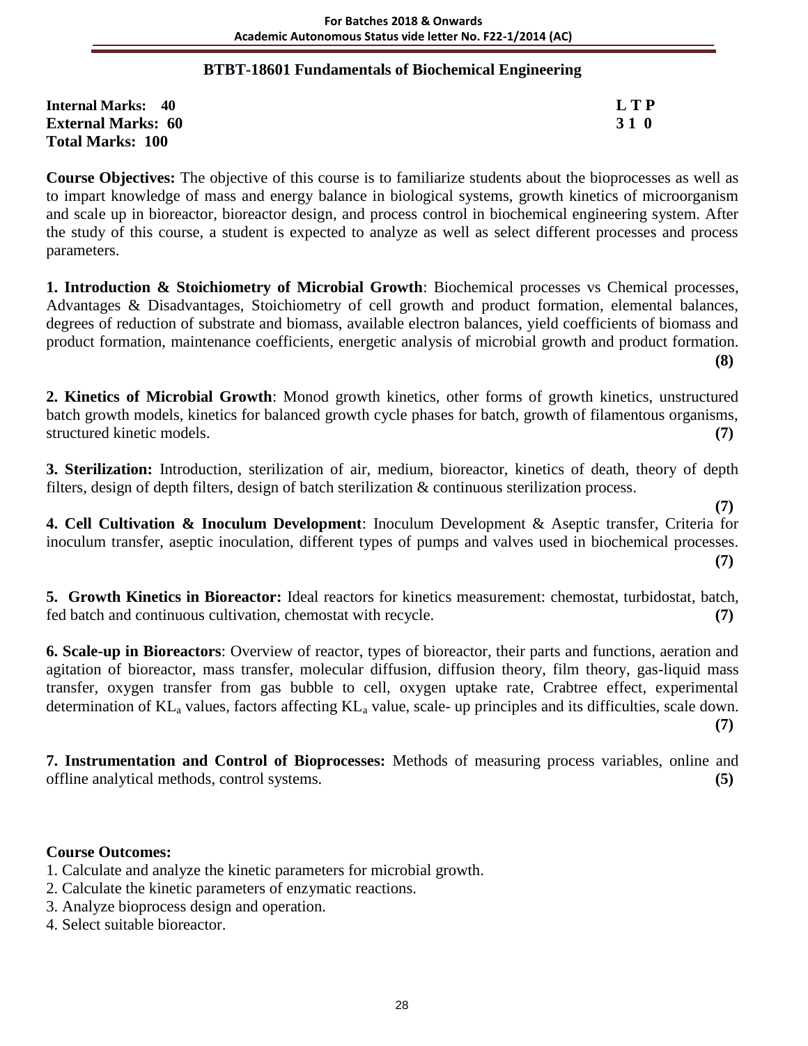## BTBT-18601 Fundamentals of Biochemical Engineering

**Internal Marks: 40** — **L T P**
**External Marks: 60** — **3 1 0**
**Total Marks: 100**

**Course Objectives:** The objective of this course is to familiarize students about the bioprocesses as well as to impart knowledge of mass and energy balance in biological systems, growth kinetics of microorganism and scale up in bioreactor, bioreactor design, and process control in biochemical engineering system. After the study of this course, a student is expected to analyze as well as select different processes and process parameters.

**1. Introduction & Stoichiometry of Microbial Growth**: Biochemical processes vs Chemical processes, Advantages & Disadvantages, Stoichiometry of cell growth and product formation, elemental balances, degrees of reduction of substrate and biomass, available electron balances, yield coefficients of biomass and product formation, maintenance coefficients, energetic analysis of microbial growth and product formation. **(8)**

**2. Kinetics of Microbial Growth**: Monod growth kinetics, other forms of growth kinetics, unstructured batch growth models, kinetics for balanced growth cycle phases for batch, growth of filamentous organisms, structured kinetic models. **(7)**

**3. Sterilization:** Introduction, sterilization of air, medium, bioreactor, kinetics of death, theory of depth filters, design of depth filters, design of batch sterilization & continuous sterilization process. **(7)**

**4. Cell Cultivation & Inoculum Development**: Inoculum Development & Aseptic transfer, Criteria for inoculum transfer, aseptic inoculation, different types of pumps and valves used in biochemical processes. **(7)**

**5. Growth Kinetics in Bioreactor:** Ideal reactors for kinetics measurement: chemostat, turbidostat, batch, fed batch and continuous cultivation, chemostat with recycle. **(7)**

**6. Scale-up in Bioreactors**: Overview of reactor, types of bioreactor, their parts and functions, aeration and agitation of bioreactor, mass transfer, molecular diffusion, diffusion theory, film theory, gas-liquid mass transfer, oxygen transfer from gas bubble to cell, oxygen uptake rate, Crabtree effect, experimental determination of $KL_a$ values, factors affecting $KL_a$ value, scale- up principles and its difficulties, scale down. **(7)**

**7. Instrumentation and Control of Bioprocesses:** Methods of measuring process variables, online and offline analytical methods, control systems. **(5)**

**Course Outcomes:**

1. Calculate and analyze the kinetic parameters for microbial growth.
2. Calculate the kinetic parameters of enzymatic reactions.
3. Analyze bioprocess design and operation.
4. Select suitable bioreactor.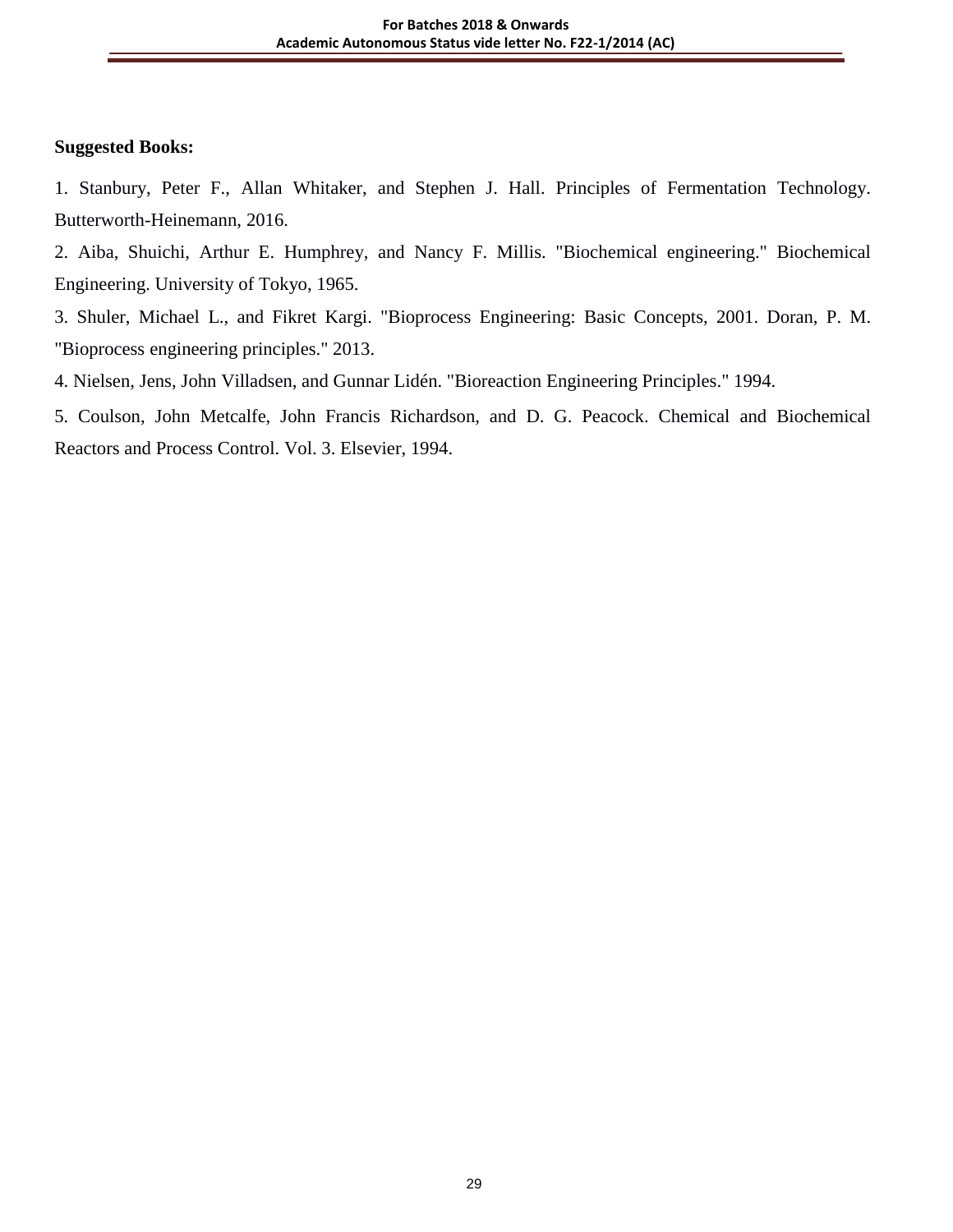**Suggested Books:**

1. Stanbury, Peter F., Allan Whitaker, and Stephen J. Hall. Principles of Fermentation Technology. Butterworth-Heinemann, 2016.

2. Aiba, Shuichi, Arthur E. Humphrey, and Nancy F. Millis. "Biochemical engineering." Biochemical Engineering. University of Tokyo, 1965.

3. Shuler, Michael L., and Fikret Kargi. "Bioprocess Engineering: Basic Concepts, 2001. Doran, P. M. "Bioprocess engineering principles." 2013.

4. Nielsen, Jens, John Villadsen, and Gunnar Lidén. "Bioreaction Engineering Principles." 1994.

5. Coulson, John Metcalfe, John Francis Richardson, and D. G. Peacock. Chemical and Biochemical Reactors and Process Control. Vol. 3. Elsevier, 1994.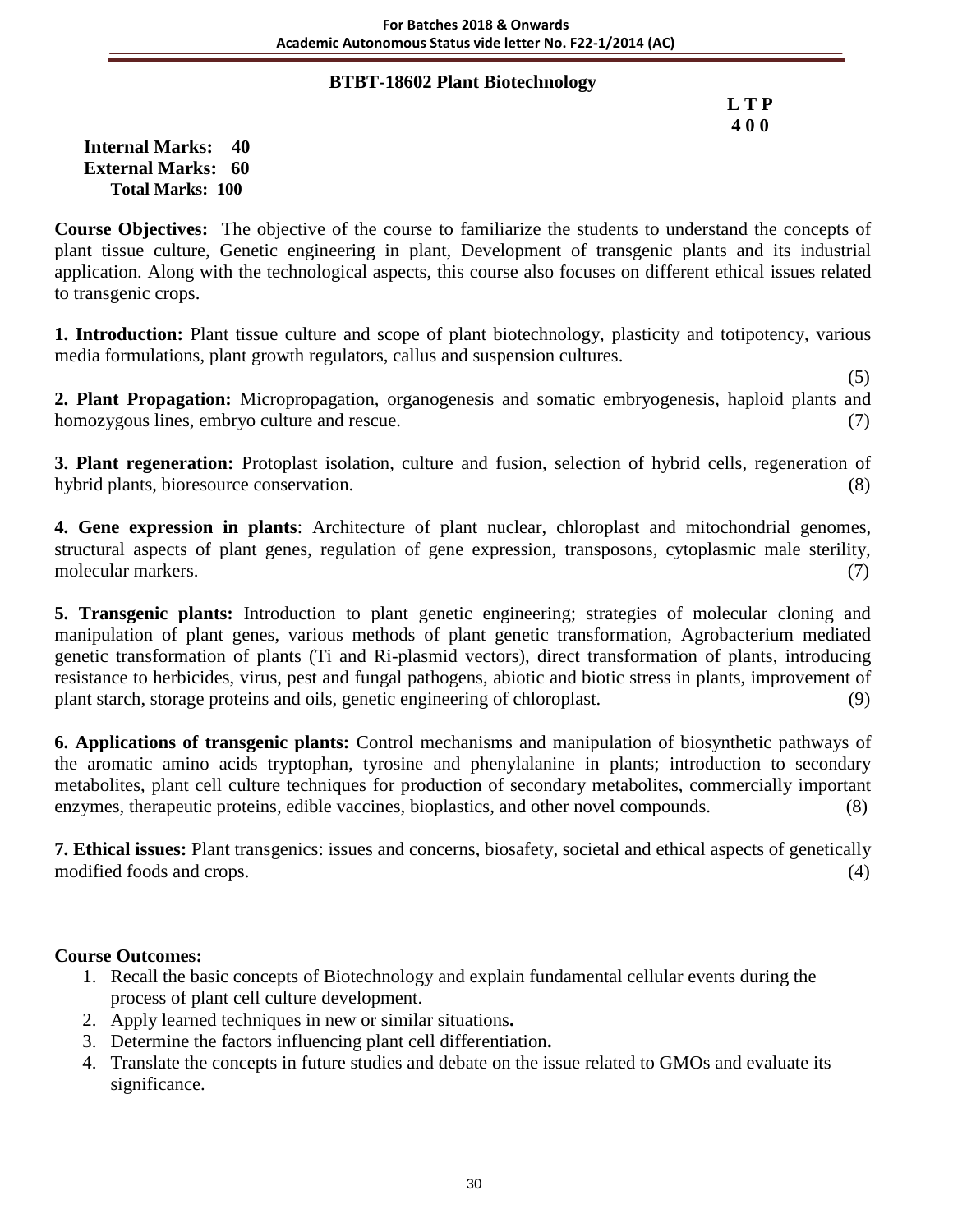## BTBT-18602 Plant Biotechnology

**L T P**
**4 0 0**

**Internal Marks: 40**
**External Marks: 60**
**Total Marks: 100**

**Course Objectives:** The objective of the course to familiarize the students to understand the concepts of plant tissue culture, Genetic engineering in plant, Development of transgenic plants and its industrial application. Along with the technological aspects, this course also focuses on different ethical issues related to transgenic crops.

**1. Introduction:** Plant tissue culture and scope of plant biotechnology, plasticity and totipotency, various media formulations, plant growth regulators, callus and suspension cultures. (5)

**2. Plant Propagation:** Micropropagation, organogenesis and somatic embryogenesis, haploid plants and homozygous lines, embryo culture and rescue. (7)

**3. Plant regeneration:** Protoplast isolation, culture and fusion, selection of hybrid cells, regeneration of hybrid plants, bioresource conservation. (8)

**4. Gene expression in plants**: Architecture of plant nuclear, chloroplast and mitochondrial genomes, structural aspects of plant genes, regulation of gene expression, transposons, cytoplasmic male sterility, molecular markers. (7)

**5. Transgenic plants:** Introduction to plant genetic engineering; strategies of molecular cloning and manipulation of plant genes, various methods of plant genetic transformation, Agrobacterium mediated genetic transformation of plants (Ti and Ri-plasmid vectors), direct transformation of plants, introducing resistance to herbicides, virus, pest and fungal pathogens, abiotic and biotic stress in plants, improvement of plant starch, storage proteins and oils, genetic engineering of chloroplast. (9)

**6. Applications of transgenic plants:** Control mechanisms and manipulation of biosynthetic pathways of the aromatic amino acids tryptophan, tyrosine and phenylalanine in plants; introduction to secondary metabolites, plant cell culture techniques for production of secondary metabolites, commercially important enzymes, therapeutic proteins, edible vaccines, bioplastics, and other novel compounds. (8)

**7. Ethical issues:** Plant transgenics: issues and concerns, biosafety, societal and ethical aspects of genetically modified foods and crops. (4)

**Course Outcomes:**

1. Recall the basic concepts of Biotechnology and explain fundamental cellular events during the process of plant cell culture development.
2. Apply learned techniques in new or similar situations**.**
3. Determine the factors influencing plant cell differentiation**.**
4. Translate the concepts in future studies and debate on the issue related to GMOs and evaluate its significance.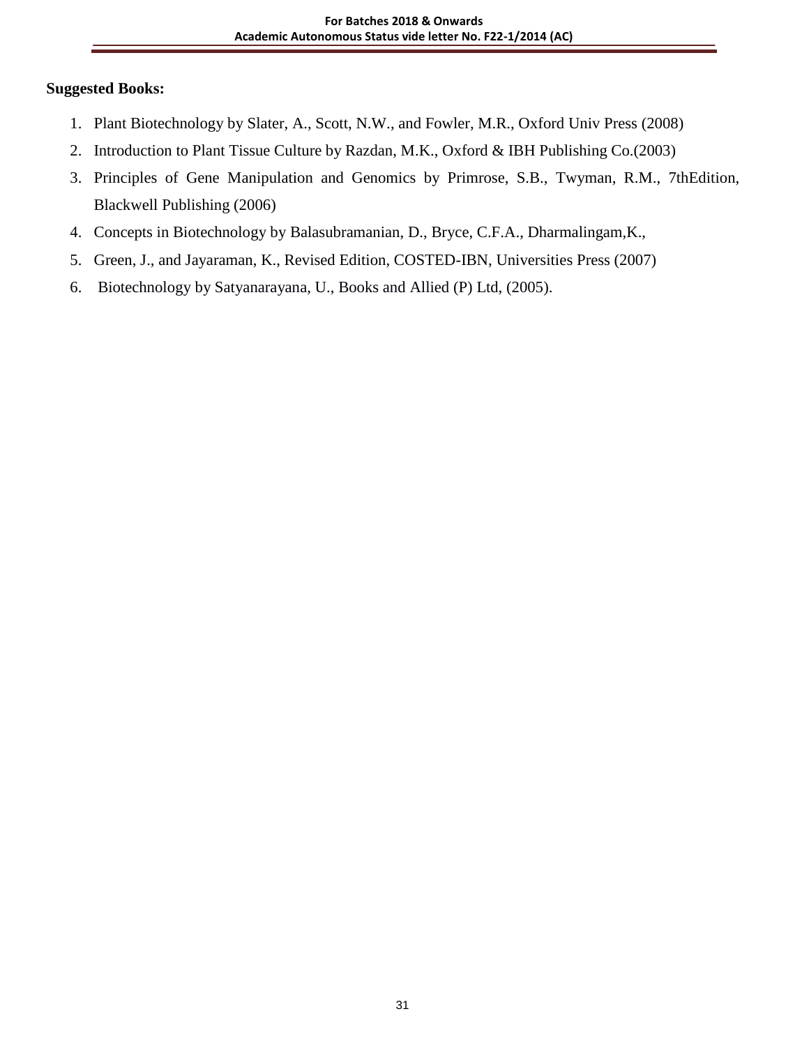**Suggested Books:**

1. Plant Biotechnology by Slater, A., Scott, N.W., and Fowler, M.R., Oxford Univ Press (2008)
2. Introduction to Plant Tissue Culture by Razdan, M.K., Oxford & IBH Publishing Co.(2003)
3. Principles of Gene Manipulation and Genomics by Primrose, S.B., Twyman, R.M., 7thEdition, Blackwell Publishing (2006)
4. Concepts in Biotechnology by Balasubramanian, D., Bryce, C.F.A., Dharmalingam,K.,
5. Green, J., and Jayaraman, K., Revised Edition, COSTED-IBN, Universities Press (2007)
6. Biotechnology by Satyanarayana, U., Books and Allied (P) Ltd, (2005).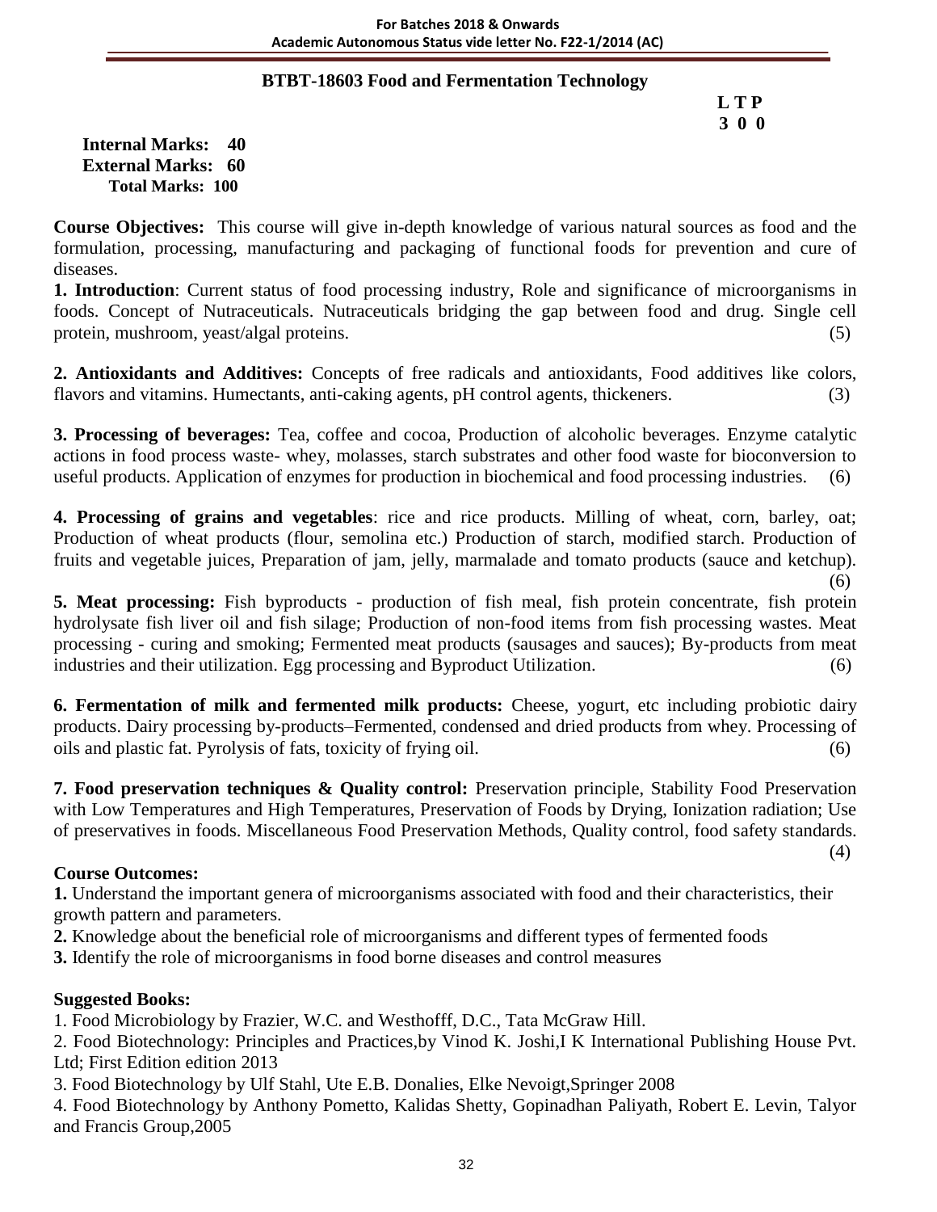## BTBT-18603 Food and Fermentation Technology

**L T P**
**3 0 0**

**Internal Marks: 40**
**External Marks: 60**
**Total Marks: 100**

**Course Objectives:** This course will give in-depth knowledge of various natural sources as food and the formulation, processing, manufacturing and packaging of functional foods for prevention and cure of diseases.

**1. Introduction**: Current status of food processing industry, Role and significance of microorganisms in foods. Concept of Nutraceuticals. Nutraceuticals bridging the gap between food and drug. Single cell protein, mushroom, yeast/algal proteins. (5)

**2. Antioxidants and Additives:** Concepts of free radicals and antioxidants, Food additives like colors, flavors and vitamins. Humectants, anti-caking agents, pH control agents, thickeners. (3)

**3. Processing of beverages:** Tea, coffee and cocoa, Production of alcoholic beverages. Enzyme catalytic actions in food process waste- whey, molasses, starch substrates and other food waste for bioconversion to useful products. Application of enzymes for production in biochemical and food processing industries. (6)

**4. Processing of grains and vegetables**: rice and rice products. Milling of wheat, corn, barley, oat; Production of wheat products (flour, semolina etc.) Production of starch, modified starch. Production of fruits and vegetable juices, Preparation of jam, jelly, marmalade and tomato products (sauce and ketchup). (6)

**5. Meat processing:** Fish byproducts - production of fish meal, fish protein concentrate, fish protein hydrolysate fish liver oil and fish silage; Production of non-food items from fish processing wastes. Meat processing - curing and smoking; Fermented meat products (sausages and sauces); By-products from meat industries and their utilization. Egg processing and Byproduct Utilization. (6)

**6. Fermentation of milk and fermented milk products:** Cheese, yogurt, etc including probiotic dairy products. Dairy processing by-products–Fermented, condensed and dried products from whey. Processing of oils and plastic fat. Pyrolysis of fats, toxicity of frying oil. (6)

**7. Food preservation techniques & Quality control:** Preservation principle, Stability Food Preservation with Low Temperatures and High Temperatures, Preservation of Foods by Drying, Ionization radiation; Use of preservatives in foods. Miscellaneous Food Preservation Methods, Quality control, food safety standards. (4)

**Course Outcomes:**

**1.** Understand the important genera of microorganisms associated with food and their characteristics, their growth pattern and parameters.

**2.** Knowledge about the beneficial role of microorganisms and different types of fermented foods

**3.** Identify the role of microorganisms in food borne diseases and control measures

**Suggested Books:**

1. Food Microbiology by Frazier, W.C. and Westhofff, D.C., Tata McGraw Hill.
2. Food Biotechnology: Principles and Practices,by Vinod K. Joshi,I K International Publishing House Pvt. Ltd; First Edition edition 2013
3. Food Biotechnology by Ulf Stahl, Ute E.B. Donalies, Elke Nevoigt,Springer 2008
4. Food Biotechnology by Anthony Pometto, Kalidas Shetty, Gopinadhan Paliyath, Robert E. Levin, Talyor and Francis Group,2005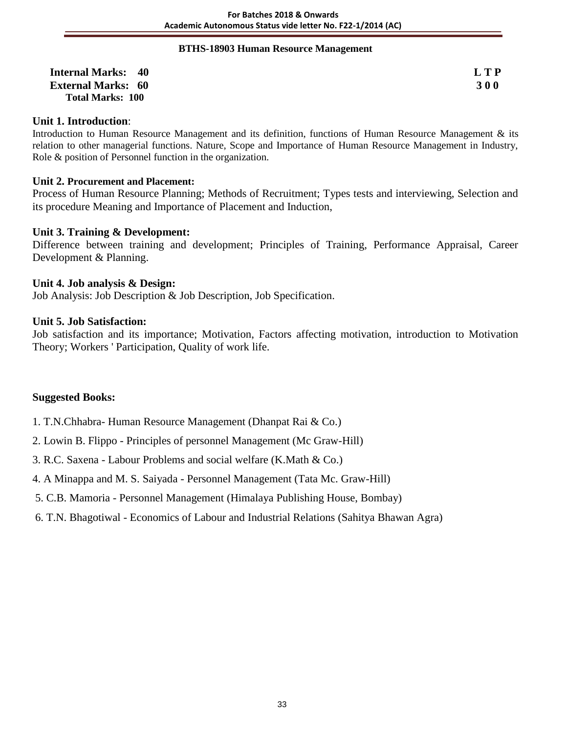## BTHS-18903 Human Resource Management

**Internal Marks: 40** | **L T P**
**External Marks: 60** | **3 0 0**
**Total Marks: 100**

### Unit 1. Introduction:

Introduction to Human Resource Management and its definition, functions of Human Resource Management & its relation to other managerial functions. Nature, Scope and Importance of Human Resource Management in Industry, Role & position of Personnel function in the organization.

### Unit 2. Procurement and Placement:

Process of Human Resource Planning; Methods of Recruitment; Types tests and interviewing, Selection and its procedure Meaning and Importance of Placement and Induction,

### Unit 3. Training & Development:

Difference between training and development; Principles of Training, Performance Appraisal, Career Development & Planning.

### Unit 4. Job analysis & Design:

Job Analysis: Job Description & Job Description, Job Specification.

### Unit 5. Job Satisfaction:

Job satisfaction and its importance; Motivation, Factors affecting motivation, introduction to Motivation Theory; Workers ' Participation, Quality of work life.

### Suggested Books:

1. T.N.Chhabra- Human Resource Management (Dhanpat Rai & Co.)
2. Lowin B. Flippo - Principles of personnel Management (Mc Graw-Hill)
3. R.C. Saxena - Labour Problems and social welfare (K.Math & Co.)
4. A Minappa and M. S. Saiyada - Personnel Management (Tata Mc. Graw-Hill)
5. C.B. Mamoria - Personnel Management (Himalaya Publishing House, Bombay)
6. T.N. Bhagotiwal - Economics of Labour and Industrial Relations (Sahitya Bhawan Agra)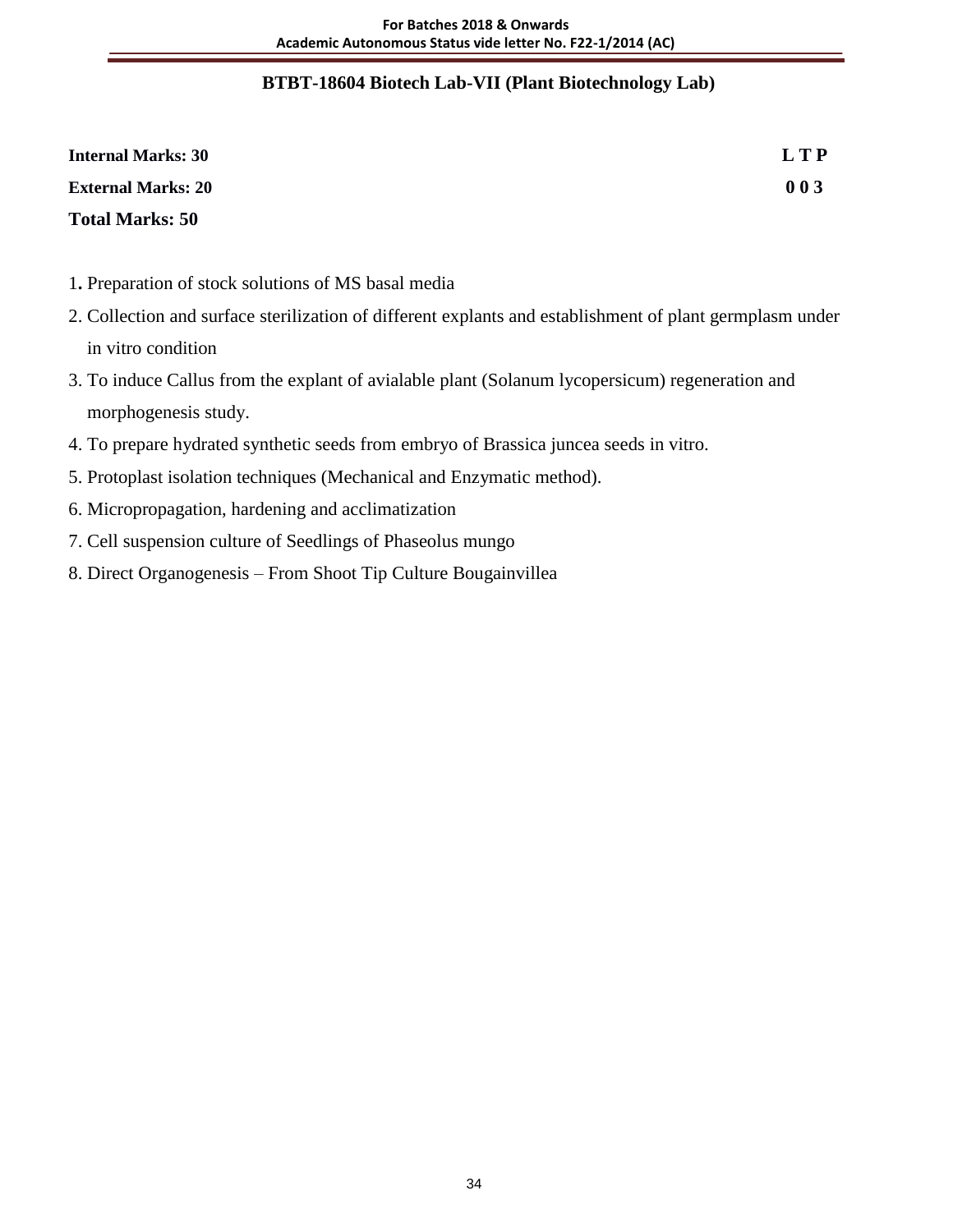## BTBT-18604 Biotech Lab-VII (Plant Biotechnology Lab)

**Internal Marks: 30** **L T P**

**External Marks: 20** **0 0 3**

**Total Marks: 50**

1. Preparation of stock solutions of MS basal media
2. Collection and surface sterilization of different explants and establishment of plant germplasm under in vitro condition
3. To induce Callus from the explant of avialable plant (Solanum lycopersicum) regeneration and morphogenesis study.
4. To prepare hydrated synthetic seeds from embryo of Brassica juncea seeds in vitro.
5. Protoplast isolation techniques (Mechanical and Enzymatic method).
6. Micropropagation, hardening and acclimatization
7. Cell suspension culture of Seedlings of Phaseolus mungo
8. Direct Organogenesis – From Shoot Tip Culture Bougainvillea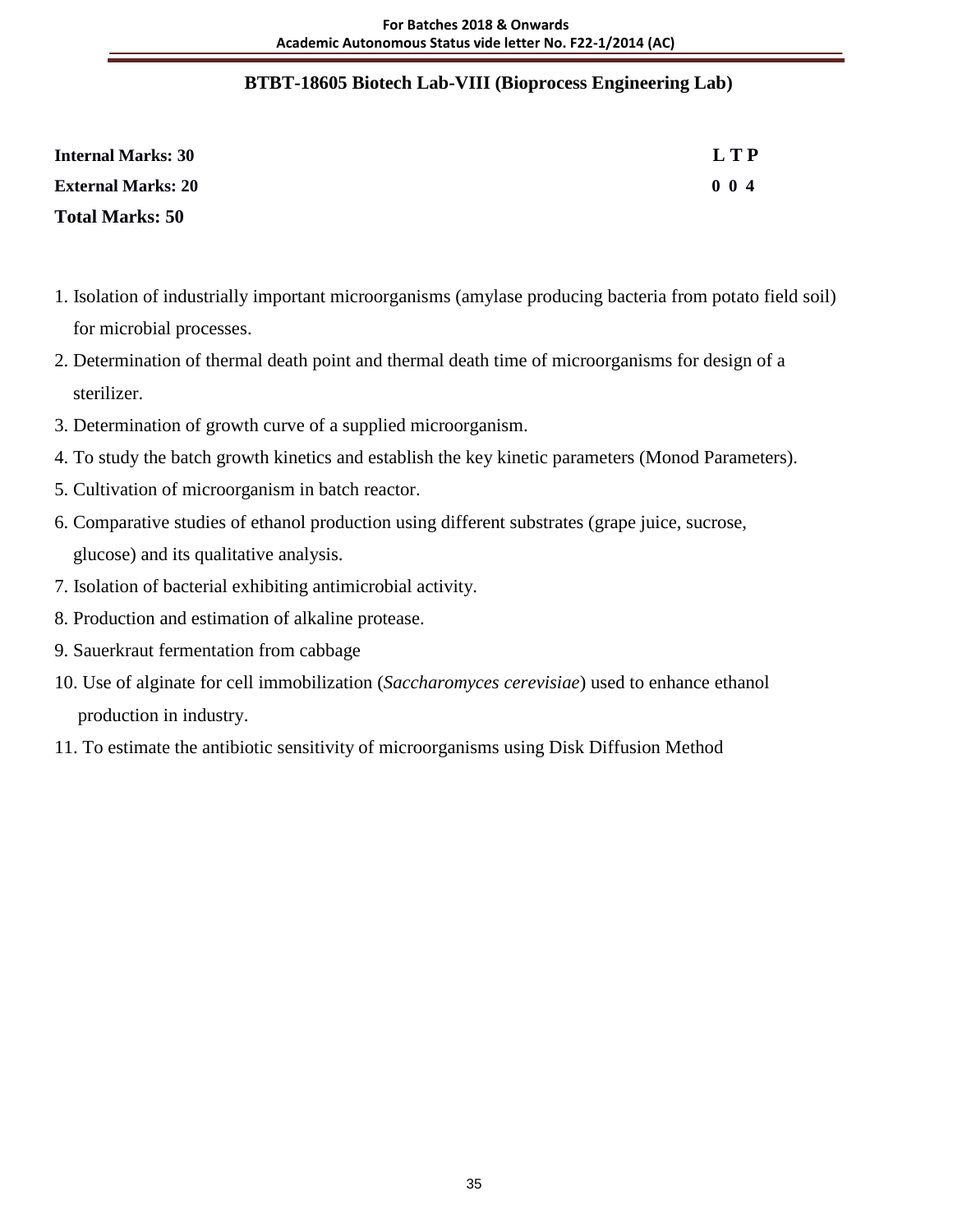## BTBT-18605 Biotech Lab-VIII (Bioprocess Engineering Lab)

| | |
|---|---|
| **Internal Marks: 30** | **L T P** |
| **External Marks: 20** | **0 0 4** |
| **Total Marks: 50** | |

1. Isolation of industrially important microorganisms (amylase producing bacteria from potato field soil) for microbial processes.
2. Determination of thermal death point and thermal death time of microorganisms for design of a sterilizer.
3. Determination of growth curve of a supplied microorganism.
4. To study the batch growth kinetics and establish the key kinetic parameters (Monod Parameters).
5. Cultivation of microorganism in batch reactor.
6. Comparative studies of ethanol production using different substrates (grape juice, sucrose, glucose) and its qualitative analysis.
7. Isolation of bacterial exhibiting antimicrobial activity.
8. Production and estimation of alkaline protease.
9. Sauerkraut fermentation from cabbage
10. Use of alginate for cell immobilization (*Saccharomyces cerevisiae*) used to enhance ethanol production in industry.
11. To estimate the antibiotic sensitivity of microorganisms using Disk Diffusion Method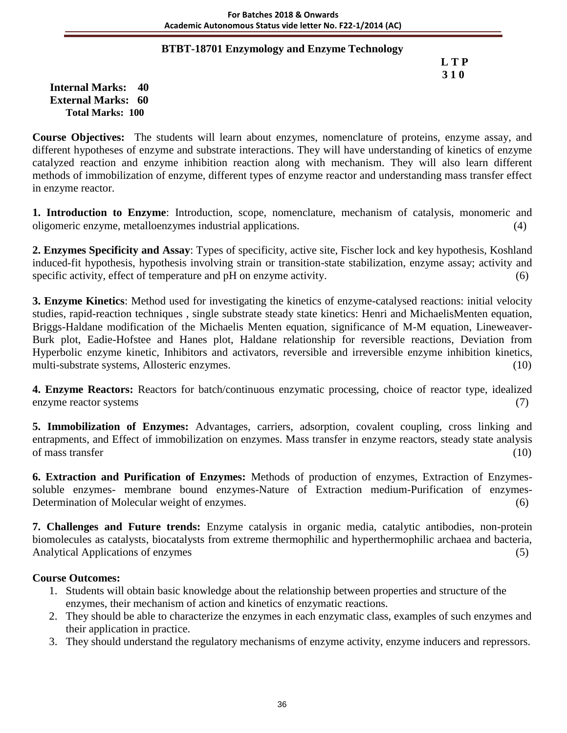## BTBT-18701 Enzymology and Enzyme Technology

**L T P**
**3 1 0**

**Internal Marks: 40**
**External Marks: 60**
**Total Marks: 100**

**Course Objectives:** The students will learn about enzymes, nomenclature of proteins, enzyme assay, and different hypotheses of enzyme and substrate interactions. They will have understanding of kinetics of enzyme catalyzed reaction and enzyme inhibition reaction along with mechanism. They will also learn different methods of immobilization of enzyme, different types of enzyme reactor and understanding mass transfer effect in enzyme reactor.

**1. Introduction to Enzyme**: Introduction, scope, nomenclature, mechanism of catalysis, monomeric and oligomeric enzyme, metalloenzymes industrial applications. (4)

**2. Enzymes Specificity and Assay**: Types of specificity, active site, Fischer lock and key hypothesis, Koshland induced-fit hypothesis, hypothesis involving strain or transition-state stabilization, enzyme assay; activity and specific activity, effect of temperature and pH on enzyme activity. (6)

**3. Enzyme Kinetics**: Method used for investigating the kinetics of enzyme-catalysed reactions: initial velocity studies, rapid-reaction techniques , single substrate steady state kinetics: Henri and MichaelisMenten equation, Briggs-Haldane modification of the Michaelis Menten equation, significance of M-M equation, Lineweaver-Burk plot, Eadie-Hofstee and Hanes plot, Haldane relationship for reversible reactions, Deviation from Hyperbolic enzyme kinetic, Inhibitors and activators, reversible and irreversible enzyme inhibition kinetics, multi-substrate systems, Allosteric enzymes. (10)

**4. Enzyme Reactors:** Reactors for batch/continuous enzymatic processing, choice of reactor type, idealized enzyme reactor systems (7)

**5. Immobilization of Enzymes:** Advantages, carriers, adsorption, covalent coupling, cross linking and entrapments, and Effect of immobilization on enzymes. Mass transfer in enzyme reactors, steady state analysis of mass transfer (10)

**6. Extraction and Purification of Enzymes:** Methods of production of enzymes, Extraction of Enzymes-soluble enzymes- membrane bound enzymes-Nature of Extraction medium-Purification of enzymes-Determination of Molecular weight of enzymes. (6)

**7. Challenges and Future trends:** Enzyme catalysis in organic media, catalytic antibodies, non-protein biomolecules as catalysts, biocatalysts from extreme thermophilic and hyperthermophilic archaea and bacteria, Analytical Applications of enzymes (5)

**Course Outcomes:**

1. Students will obtain basic knowledge about the relationship between properties and structure of the enzymes, their mechanism of action and kinetics of enzymatic reactions.
2. They should be able to characterize the enzymes in each enzymatic class, examples of such enzymes and their application in practice.
3. They should understand the regulatory mechanisms of enzyme activity, enzyme inducers and repressors.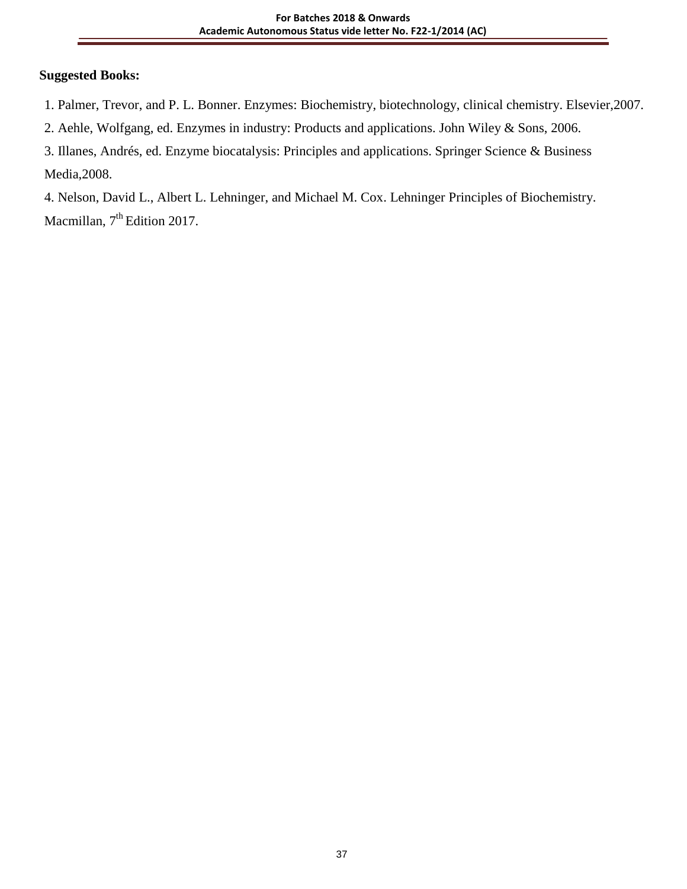**Suggested Books:**

1. Palmer, Trevor, and P. L. Bonner. Enzymes: Biochemistry, biotechnology, clinical chemistry. Elsevier,2007.
2. Aehle, Wolfgang, ed. Enzymes in industry: Products and applications. John Wiley & Sons, 2006.
3. Illanes, Andrés, ed. Enzyme biocatalysis: Principles and applications. Springer Science & Business Media,2008.
4. Nelson, David L., Albert L. Lehninger, and Michael M. Cox. Lehninger Principles of Biochemistry. Macmillan, $7^{th}$ Edition 2017.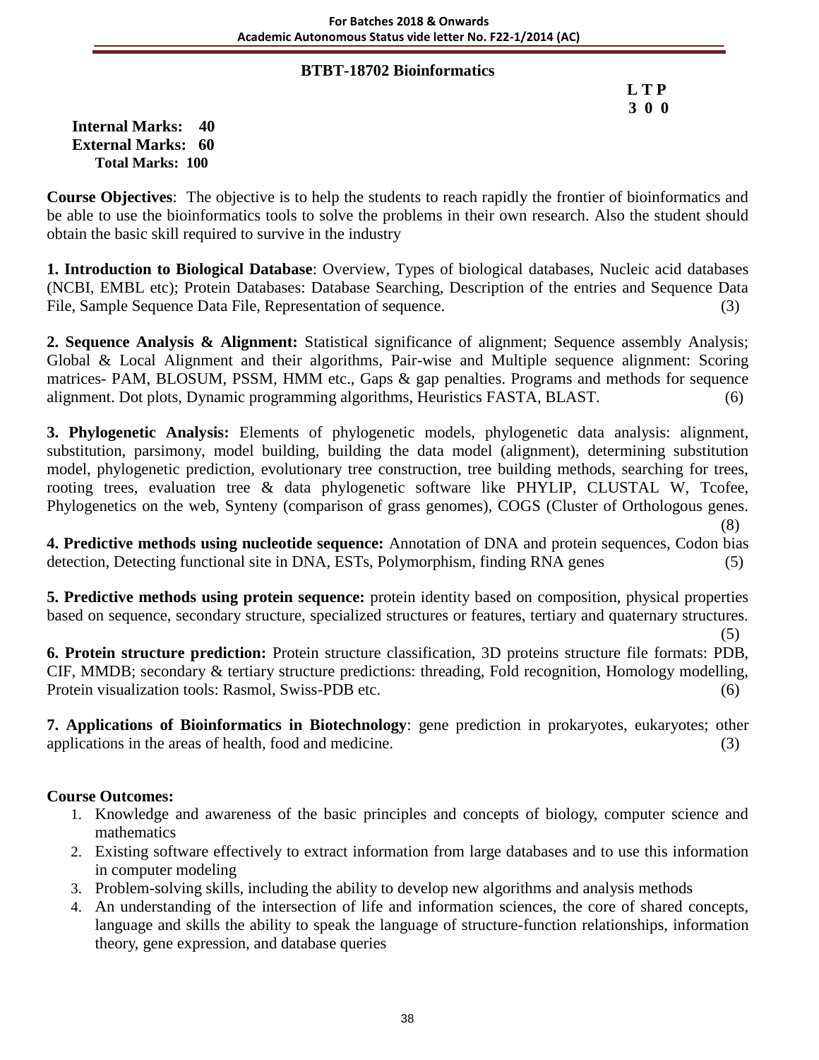## BTBT-18702 Bioinformatics

**L T P**
**3 0 0**

**Internal Marks: 40**
**External Marks: 60**
**Total Marks: 100**

**Course Objectives**: The objective is to help the students to reach rapidly the frontier of bioinformatics and be able to use the bioinformatics tools to solve the problems in their own research. Also the student should obtain the basic skill required to survive in the industry

**1. Introduction to Biological Database**: Overview, Types of biological databases, Nucleic acid databases (NCBI, EMBL etc); Protein Databases: Database Searching, Description of the entries and Sequence Data File, Sample Sequence Data File, Representation of sequence. (3)

**2. Sequence Analysis & Alignment:** Statistical significance of alignment; Sequence assembly Analysis; Global & Local Alignment and their algorithms, Pair-wise and Multiple sequence alignment: Scoring matrices- PAM, BLOSUM, PSSM, HMM etc., Gaps & gap penalties. Programs and methods for sequence alignment. Dot plots, Dynamic programming algorithms, Heuristics FASTA, BLAST. (6)

**3. Phylogenetic Analysis:** Elements of phylogenetic models, phylogenetic data analysis: alignment, substitution, parsimony, model building, building the data model (alignment), determining substitution model, phylogenetic prediction, evolutionary tree construction, tree building methods, searching for trees, rooting trees, evaluation tree & data phylogenetic software like PHYLIP, CLUSTAL W, Tcofee, Phylogenetics on the web, Synteny (comparison of grass genomes), COGS (Cluster of Orthologous genes. (8)

**4. Predictive methods using nucleotide sequence:** Annotation of DNA and protein sequences, Codon bias detection, Detecting functional site in DNA, ESTs, Polymorphism, finding RNA genes (5)

**5. Predictive methods using protein sequence:** protein identity based on composition, physical properties based on sequence, secondary structure, specialized structures or features, tertiary and quaternary structures. (5)

**6. Protein structure prediction:** Protein structure classification, 3D proteins structure file formats: PDB, CIF, MMDB; secondary & tertiary structure predictions: threading, Fold recognition, Homology modelling, Protein visualization tools: Rasmol, Swiss-PDB etc. (6)

**7. Applications of Bioinformatics in Biotechnology**: gene prediction in prokaryotes, eukaryotes; other applications in the areas of health, food and medicine. (3)

**Course Outcomes:**

1. Knowledge and awareness of the basic principles and concepts of biology, computer science and mathematics
2. Existing software effectively to extract information from large databases and to use this information in computer modeling
3. Problem-solving skills, including the ability to develop new algorithms and analysis methods
4. An understanding of the intersection of life and information sciences, the core of shared concepts, language and skills the ability to speak the language of structure-function relationships, information theory, gene expression, and database queries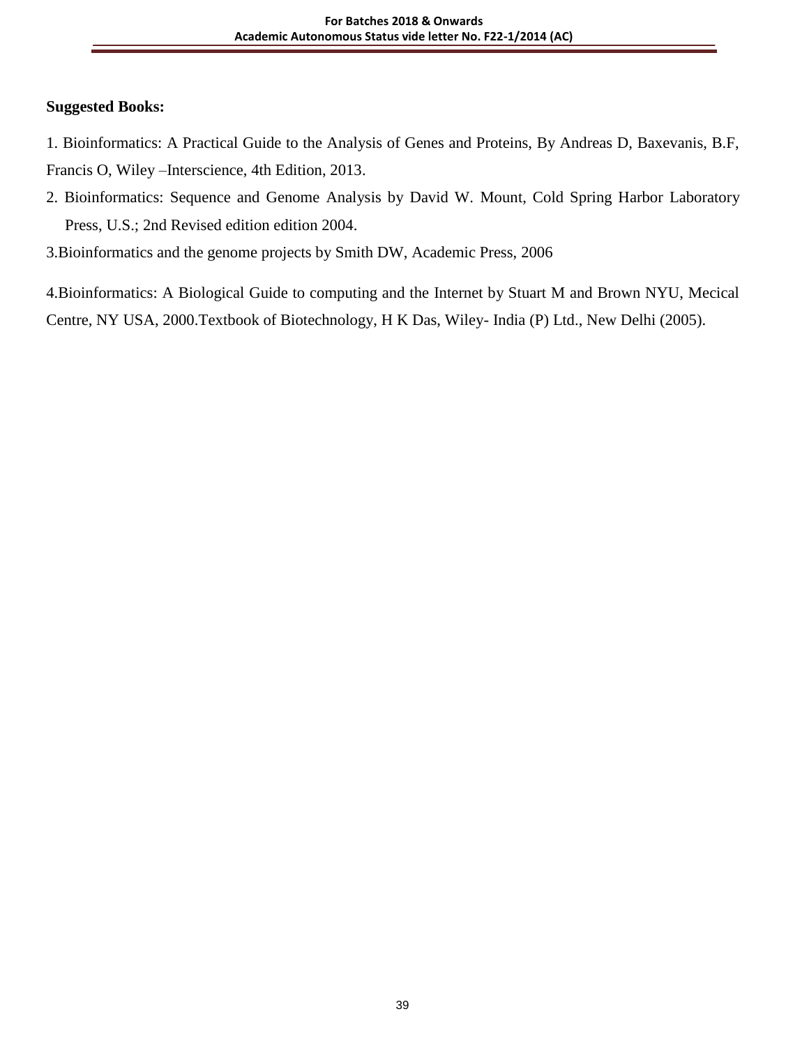**Suggested Books:**

1. Bioinformatics: A Practical Guide to the Analysis of Genes and Proteins, By Andreas D, Baxevanis, B.F, Francis O, Wiley –Interscience, 4th Edition, 2013.
2. Bioinformatics: Sequence and Genome Analysis by David W. Mount, Cold Spring Harbor Laboratory Press, U.S.; 2nd Revised edition edition 2004.
3. Bioinformatics and the genome projects by Smith DW, Academic Press, 2006
4. Bioinformatics: A Biological Guide to computing and the Internet by Stuart M and Brown NYU, Mecical Centre, NY USA, 2000.Textbook of Biotechnology, H K Das, Wiley- India (P) Ltd., New Delhi (2005).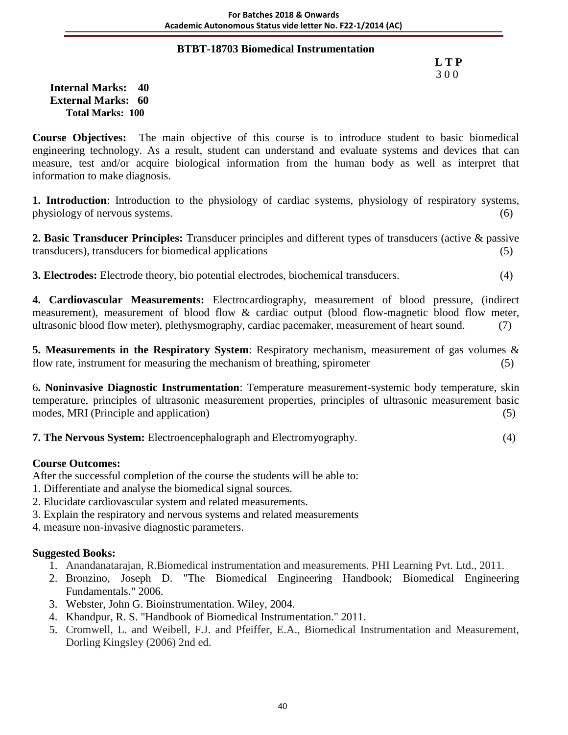## BTBT-18703 Biomedical Instrumentation

**L T P**
3 0 0

**Internal Marks: 40**
**External Marks: 60**
**Total Marks: 100**

**Course Objectives:** The main objective of this course is to introduce student to basic biomedical engineering technology. As a result, student can understand and evaluate systems and devices that can measure, test and/or acquire biological information from the human body as well as interpret that information to make diagnosis.

**1. Introduction**: Introduction to the physiology of cardiac systems, physiology of respiratory systems, physiology of nervous systems. (6)

**2. Basic Transducer Principles:** Transducer principles and different types of transducers (active & passive transducers), transducers for biomedical applications (5)

**3. Electrodes:** Electrode theory, bio potential electrodes, biochemical transducers. (4)

**4. Cardiovascular Measurements:** Electrocardiography, measurement of blood pressure, (indirect measurement), measurement of blood flow & cardiac output (blood flow-magnetic blood flow meter, ultrasonic blood flow meter), plethysmography, cardiac pacemaker, measurement of heart sound. (7)

**5. Measurements in the Respiratory System**: Respiratory mechanism, measurement of gas volumes & flow rate, instrument for measuring the mechanism of breathing, spirometer (5)

6**. Noninvasive Diagnostic Instrumentation**: Temperature measurement-systemic body temperature, skin temperature, principles of ultrasonic measurement properties, principles of ultrasonic measurement basic modes, MRI (Principle and application) (5)

**7. The Nervous System:** Electroencephalograph and Electromyography. (4)

**Course Outcomes:**

After the successful completion of the course the students will be able to:

1. Differentiate and analyse the biomedical signal sources.
2. Elucidate cardiovascular system and related measurements.
3. Explain the respiratory and nervous systems and related measurements
4. measure non-invasive diagnostic parameters.

**Suggested Books:**

1. Anandanatarajan, R.Biomedical instrumentation and measurements. PHI Learning Pvt. Ltd., 2011.
2. Bronzino, Joseph D. "The Biomedical Engineering Handbook; Biomedical Engineering Fundamentals." 2006.
3. Webster, John G. Bioinstrumentation. Wiley, 2004.
4. Khandpur, R. S. "Handbook of Biomedical Instrumentation." 2011.
5. Cromwell, L. and Weibell, F.J. and Pfeiffer, E.A., Biomedical Instrumentation and Measurement, Dorling Kingsley (2006) 2nd ed.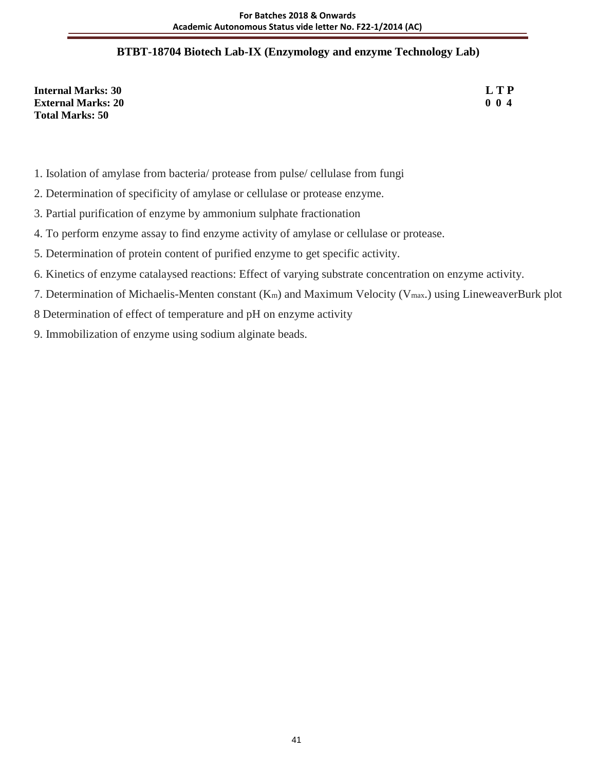# BTBT-18704 Biotech Lab-IX (Enzymology and enzyme Technology Lab)

**Internal Marks: 30**
**External Marks: 20**
**Total Marks: 50**

**L T P**
**0 0 4**

1. Isolation of amylase from bacteria/ protease from pulse/ cellulase from fungi
2. Determination of specificity of amylase or cellulase or protease enzyme.
3. Partial purification of enzyme by ammonium sulphate fractionation
4. To perform enzyme assay to find enzyme activity of amylase or cellulase or protease.
5. Determination of protein content of purified enzyme to get specific activity.
6. Kinetics of enzyme catalaysed reactions: Effect of varying substrate concentration on enzyme activity.
7. Determination of Michaelis-Menten constant ($K_m$) and Maximum Velocity ($V_{max}$.) using LineweaverBurk plot

8 Determination of effect of temperature and pH on enzyme activity

9. Immobilization of enzyme using sodium alginate beads.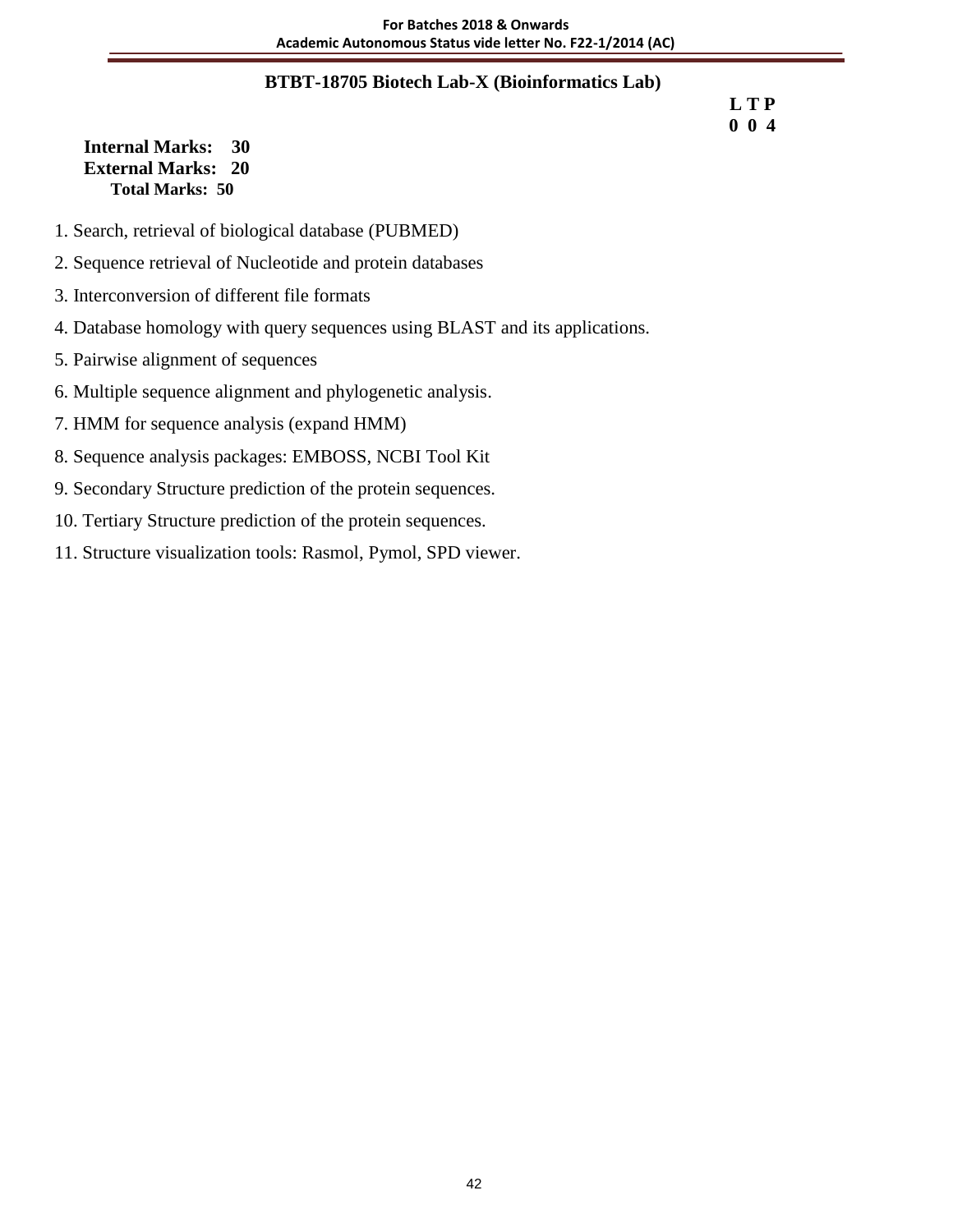## BTBT-18705 Biotech Lab-X (Bioinformatics Lab)

**L T P**
**0 0 4**

**Internal Marks: 30**
**External Marks: 20**
**Total Marks: 50**

1. Search, retrieval of biological database (PUBMED)
2. Sequence retrieval of Nucleotide and protein databases
3. Interconversion of different file formats
4. Database homology with query sequences using BLAST and its applications.
5. Pairwise alignment of sequences
6. Multiple sequence alignment and phylogenetic analysis.
7. HMM for sequence analysis (expand HMM)
8. Sequence analysis packages: EMBOSS, NCBI Tool Kit
9. Secondary Structure prediction of the protein sequences.
10. Tertiary Structure prediction of the protein sequences.
11. Structure visualization tools: Rasmol, Pymol, SPD viewer.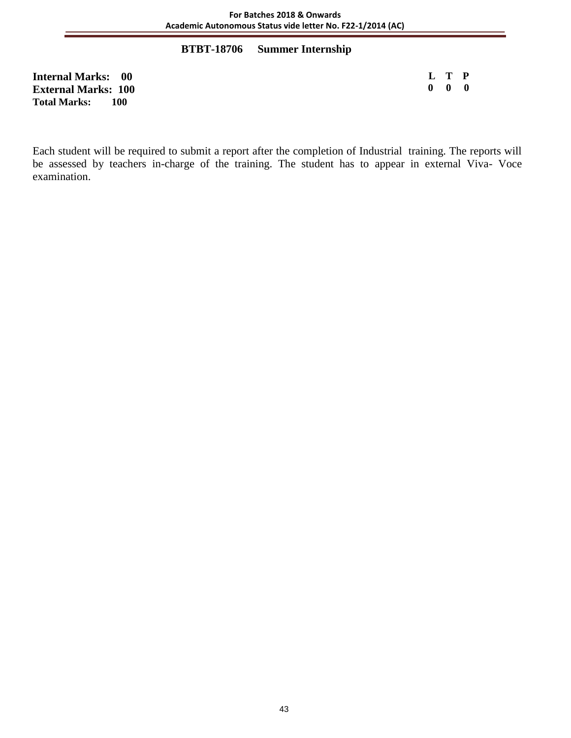## BTBT-18706 Summer Internship

**Internal Marks: 00**
**External Marks: 100**
**Total Marks: 100**

| L | T | P |
| --- | --- | --- |
| 0 | 0 | 0 |

Each student will be required to submit a report after the completion of Industrial training. The reports will be assessed by teachers in-charge of the training. The student has to appear in external Viva- Voce examination.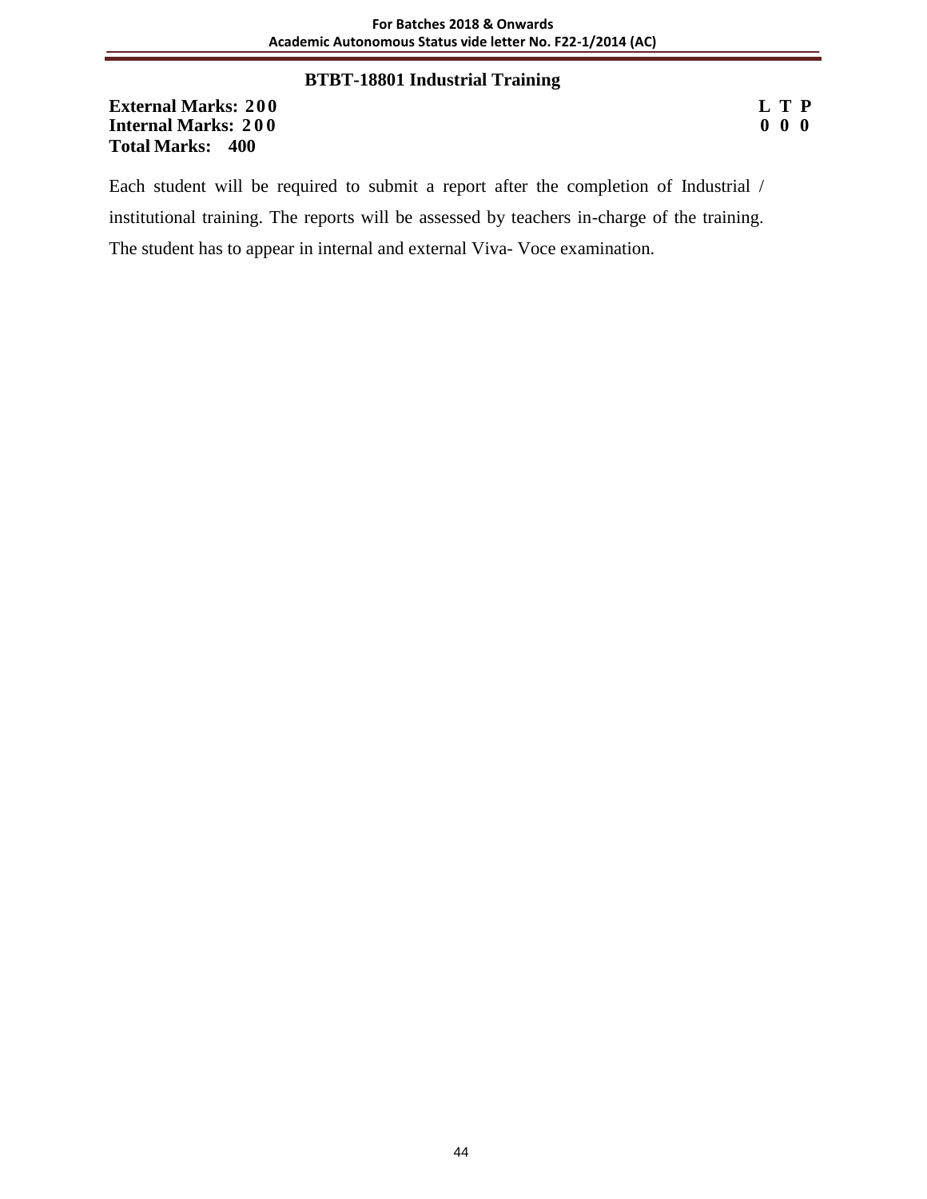## BTBT-18801 Industrial Training

**External Marks: 200** &nbsp;&nbsp;&nbsp;&nbsp;&nbsp;&nbsp;&nbsp;&nbsp;&nbsp;&nbsp;&nbsp;&nbsp;&nbsp;&nbsp;&nbsp;&nbsp;&nbsp;&nbsp;&nbsp;&nbsp;&nbsp;&nbsp;&nbsp;&nbsp;&nbsp;&nbsp;&nbsp;&nbsp;&nbsp;&nbsp;&nbsp;&nbsp;&nbsp;&nbsp;&nbsp;&nbsp;&nbsp;&nbsp;&nbsp;&nbsp; **L T P**
**Internal Marks: 200** &nbsp;&nbsp;&nbsp;&nbsp;&nbsp;&nbsp;&nbsp;&nbsp;&nbsp;&nbsp;&nbsp;&nbsp;&nbsp;&nbsp;&nbsp;&nbsp;&nbsp;&nbsp;&nbsp;&nbsp;&nbsp;&nbsp;&nbsp;&nbsp;&nbsp;&nbsp;&nbsp;&nbsp;&nbsp;&nbsp;&nbsp;&nbsp;&nbsp;&nbsp;&nbsp;&nbsp;&nbsp;&nbsp;&nbsp;&nbsp; **0 0 0**
**Total Marks: 400**

Each student will be required to submit a report after the completion of Industrial / institutional training. The reports will be assessed by teachers in-charge of the training. The student has to appear in internal and external Viva- Voce examination.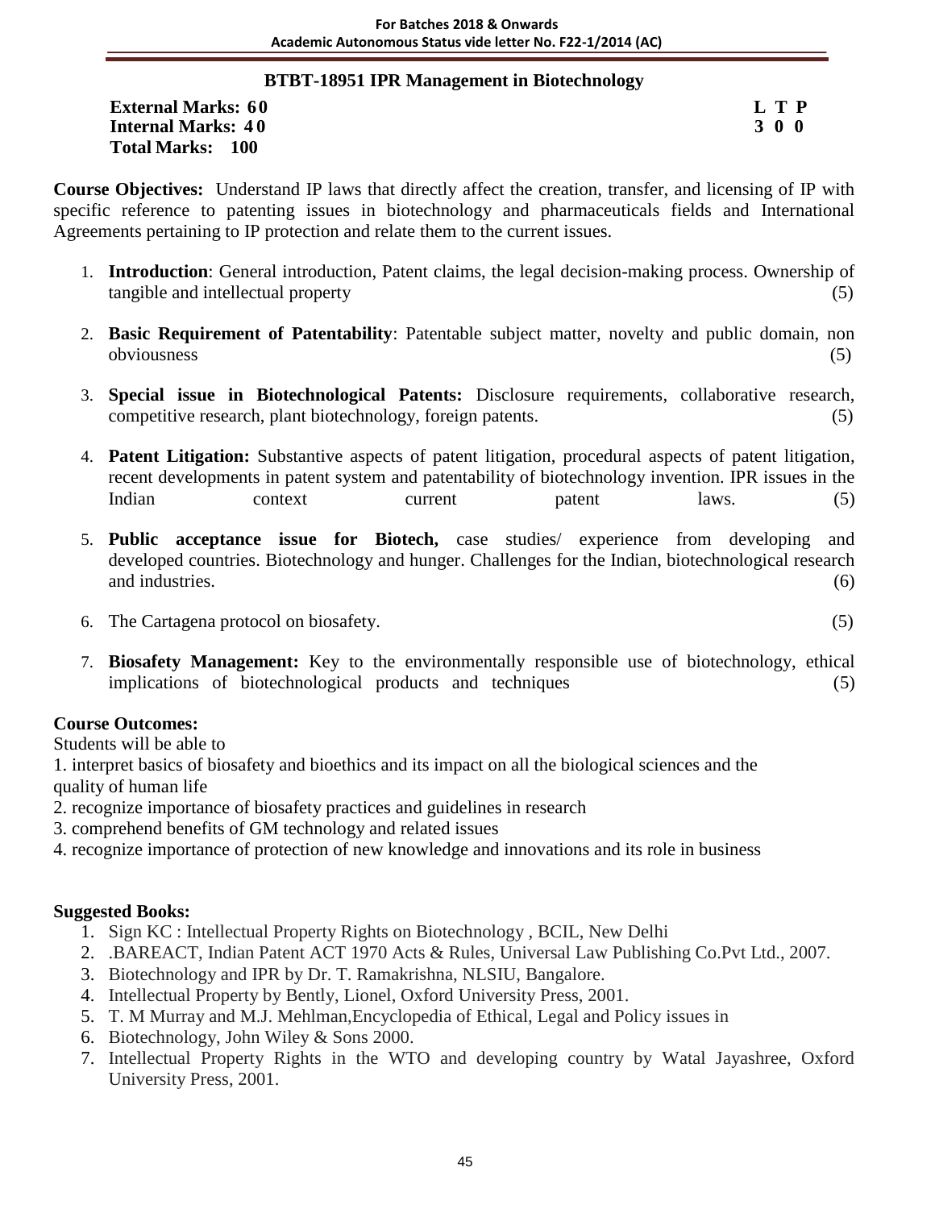## BTBT-18951 IPR Management in Biotechnology

**External Marks: 60** **L T P**
**Internal Marks: 40** **3 0 0**
**Total Marks: 100**

**Course Objectives:** Understand IP laws that directly affect the creation, transfer, and licensing of IP with specific reference to patenting issues in biotechnology and pharmaceuticals fields and International Agreements pertaining to IP protection and relate them to the current issues.

1. **Introduction**: General introduction, Patent claims, the legal decision-making process. Ownership of tangible and intellectual property (5)
2. **Basic Requirement of Patentability**: Patentable subject matter, novelty and public domain, non obviousness (5)
3. **Special issue in Biotechnological Patents:** Disclosure requirements, collaborative research, competitive research, plant biotechnology, foreign patents. (5)
4. **Patent Litigation:** Substantive aspects of patent litigation, procedural aspects of patent litigation, recent developments in patent system and patentability of biotechnology invention. IPR issues in the Indian context current patent laws. (5)
5. **Public acceptance issue for Biotech,** case studies/ experience from developing and developed countries. Biotechnology and hunger. Challenges for the Indian, biotechnological research and industries. (6)
6. The Cartagena protocol on biosafety. (5)
7. **Biosafety Management:** Key to the environmentally responsible use of biotechnology, ethical implications of biotechnological products and techniques (5)

**Course Outcomes:**

Students will be able to

1. interpret basics of biosafety and bioethics and its impact on all the biological sciences and the quality of human life
2. recognize importance of biosafety practices and guidelines in research
3. comprehend benefits of GM technology and related issues
4. recognize importance of protection of new knowledge and innovations and its role in business

**Suggested Books:**

1. Sign KC : Intellectual Property Rights on Biotechnology , BCIL, New Delhi
2. .BAREACT, Indian Patent ACT 1970 Acts & Rules, Universal Law Publishing Co.Pvt Ltd., 2007.
3. Biotechnology and IPR by Dr. T. Ramakrishna, NLSIU, Bangalore.
4. Intellectual Property by Bently, Lionel, Oxford University Press, 2001.
5. T. M Murray and M.J. Mehlman,Encyclopedia of Ethical, Legal and Policy issues in
6. Biotechnology, John Wiley & Sons 2000.
7. Intellectual Property Rights in the WTO and developing country by Watal Jayashree, Oxford University Press, 2001.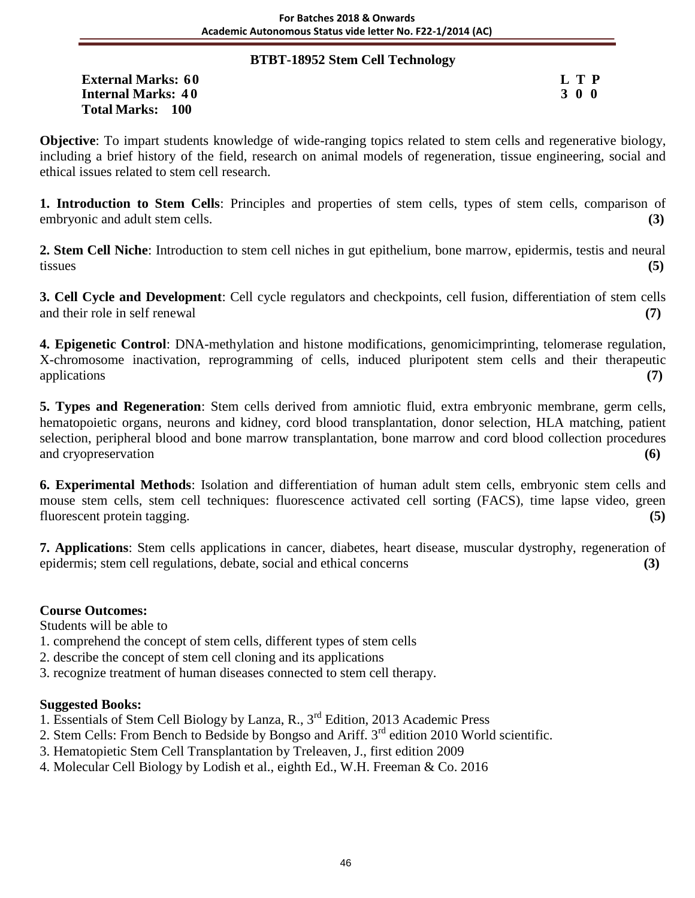## BTBT-18952 Stem Cell Technology

**External Marks: 60**
**Internal Marks: 40**
**Total Marks: 100**

| L | T | P |
|---|---|---|
| 3 | 0 | 0 |

**Objective**: To impart students knowledge of wide-ranging topics related to stem cells and regenerative biology, including a brief history of the field, research on animal models of regeneration, tissue engineering, social and ethical issues related to stem cell research.

**1. Introduction to Stem Cells**: Principles and properties of stem cells, types of stem cells, comparison of embryonic and adult stem cells. **(3)**

**2. Stem Cell Niche**: Introduction to stem cell niches in gut epithelium, bone marrow, epidermis, testis and neural tissues **(5)**

**3. Cell Cycle and Development**: Cell cycle regulators and checkpoints, cell fusion, differentiation of stem cells and their role in self renewal **(7)**

**4. Epigenetic Control**: DNA-methylation and histone modifications, genomicimprinting, telomerase regulation, X-chromosome inactivation, reprogramming of cells, induced pluripotent stem cells and their therapeutic applications **(7)**

**5. Types and Regeneration**: Stem cells derived from amniotic fluid, extra embryonic membrane, germ cells, hematopoietic organs, neurons and kidney, cord blood transplantation, donor selection, HLA matching, patient selection, peripheral blood and bone marrow transplantation, bone marrow and cord blood collection procedures and cryopreservation **(6)**

**6. Experimental Methods**: Isolation and differentiation of human adult stem cells, embryonic stem cells and mouse stem cells, stem cell techniques: fluorescence activated cell sorting (FACS), time lapse video, green fluorescent protein tagging. **(5)**

**7. Applications**: Stem cells applications in cancer, diabetes, heart disease, muscular dystrophy, regeneration of epidermis; stem cell regulations, debate, social and ethical concerns **(3)**

**Course Outcomes:**

Students will be able to

1. comprehend the concept of stem cells, different types of stem cells
2. describe the concept of stem cell cloning and its applications
3. recognize treatment of human diseases connected to stem cell therapy.

**Suggested Books:**

1. Essentials of Stem Cell Biology by Lanza, R., 3rd Edition, 2013 Academic Press
2. Stem Cells: From Bench to Bedside by Bongso and Ariff. 3rd edition 2010 World scientific.
3. Hematopietic Stem Cell Transplantation by Treleaven, J., first edition 2009
4. Molecular Cell Biology by Lodish et al., eighth Ed., W.H. Freeman & Co. 2016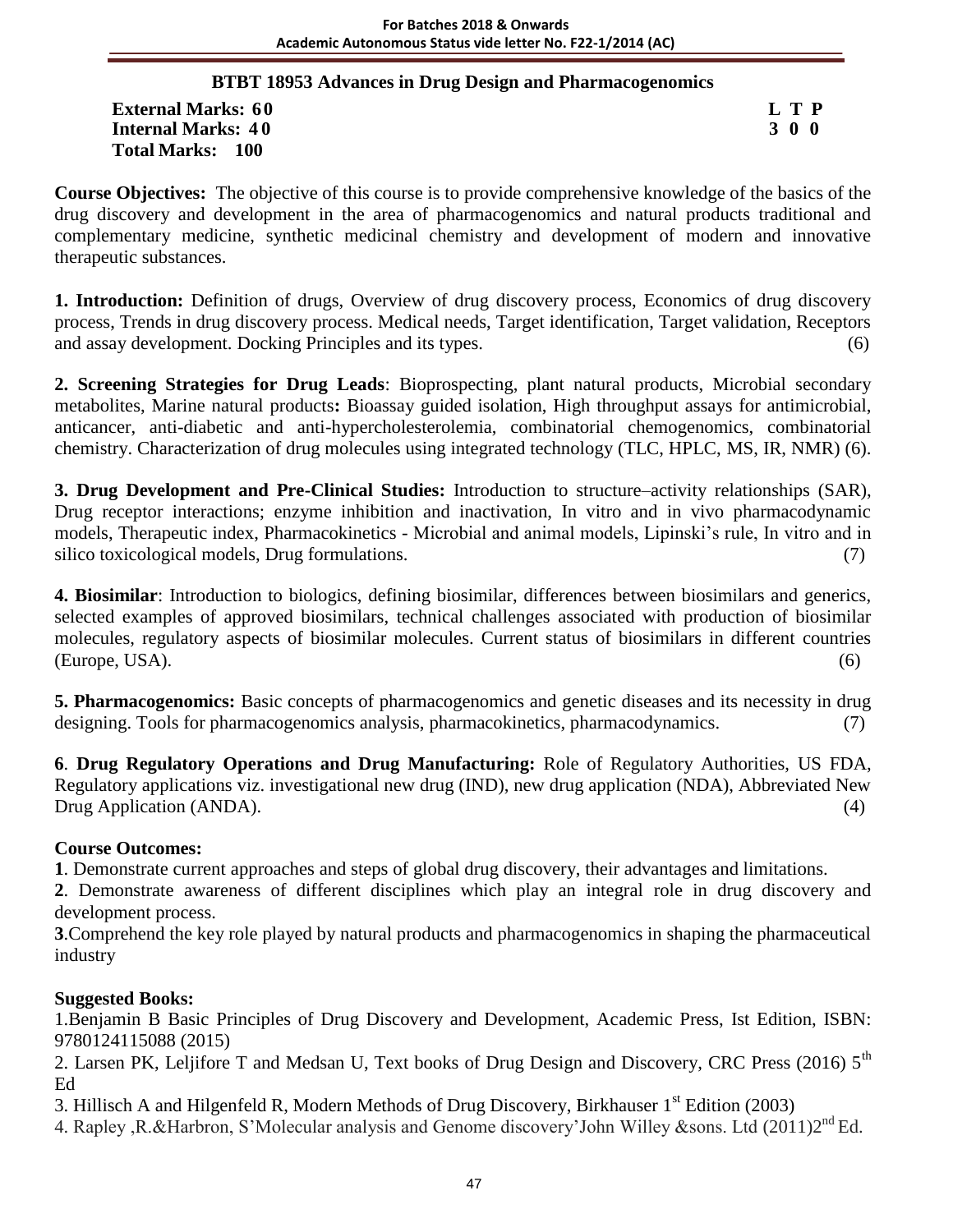## BTBT 18953 Advances in Drug Design and Pharmacogenomics

**External Marks: 60** **L T P**
**Internal Marks: 40** **3 0 0**
**Total Marks: 100**

**Course Objectives:** The objective of this course is to provide comprehensive knowledge of the basics of the drug discovery and development in the area of pharmacogenomics and natural products traditional and complementary medicine, synthetic medicinal chemistry and development of modern and innovative therapeutic substances.

**1. Introduction:** Definition of drugs, Overview of drug discovery process, Economics of drug discovery process, Trends in drug discovery process. Medical needs, Target identification, Target validation, Receptors and assay development. Docking Principles and its types. (6)

**2. Screening Strategies for Drug Leads**: Bioprospecting, plant natural products, Microbial secondary metabolites, Marine natural products**:** Bioassay guided isolation, High throughput assays for antimicrobial, anticancer, anti-diabetic and anti-hypercholesterolemia, combinatorial chemogenomics, combinatorial chemistry. Characterization of drug molecules using integrated technology (TLC, HPLC, MS, IR, NMR) (6).

**3. Drug Development and Pre-Clinical Studies:** Introduction to structure–activity relationships (SAR), Drug receptor interactions; enzyme inhibition and inactivation, In vitro and in vivo pharmacodynamic models, Therapeutic index, Pharmacokinetics - Microbial and animal models, Lipinski's rule, In vitro and in silico toxicological models, Drug formulations. (7)

**4. Biosimilar**: Introduction to biologics, defining biosimilar, differences between biosimilars and generics, selected examples of approved biosimilars, technical challenges associated with production of biosimilar molecules, regulatory aspects of biosimilar molecules. Current status of biosimilars in different countries (Europe, USA). (6)

**5. Pharmacogenomics:** Basic concepts of pharmacogenomics and genetic diseases and its necessity in drug designing. Tools for pharmacogenomics analysis, pharmacokinetics, pharmacodynamics. (7)

**6**. **Drug Regulatory Operations and Drug Manufacturing:** Role of Regulatory Authorities, US FDA, Regulatory applications viz. investigational new drug (IND), new drug application (NDA), Abbreviated New Drug Application (ANDA). (4)

### Course Outcomes:

**1**. Demonstrate current approaches and steps of global drug discovery, their advantages and limitations.

**2**. Demonstrate awareness of different disciplines which play an integral role in drug discovery and development process.

**3**.Comprehend the key role played by natural products and pharmacogenomics in shaping the pharmaceutical industry

### Suggested Books:

1.Benjamin B Basic Principles of Drug Discovery and Development, Academic Press, Ist Edition, ISBN: 9780124115088 (2015)

2. Larsen PK, Leljifore T and Medsan U, Text books of Drug Design and Discovery, CRC Press (2016) 5th Ed

3. Hillisch A and Hilgenfeld R, Modern Methods of Drug Discovery, Birkhauser 1st Edition (2003)

4. Rapley ,R.&Harbron, S'Molecular analysis and Genome discovery'John Willey &sons. Ltd (2011)2nd Ed.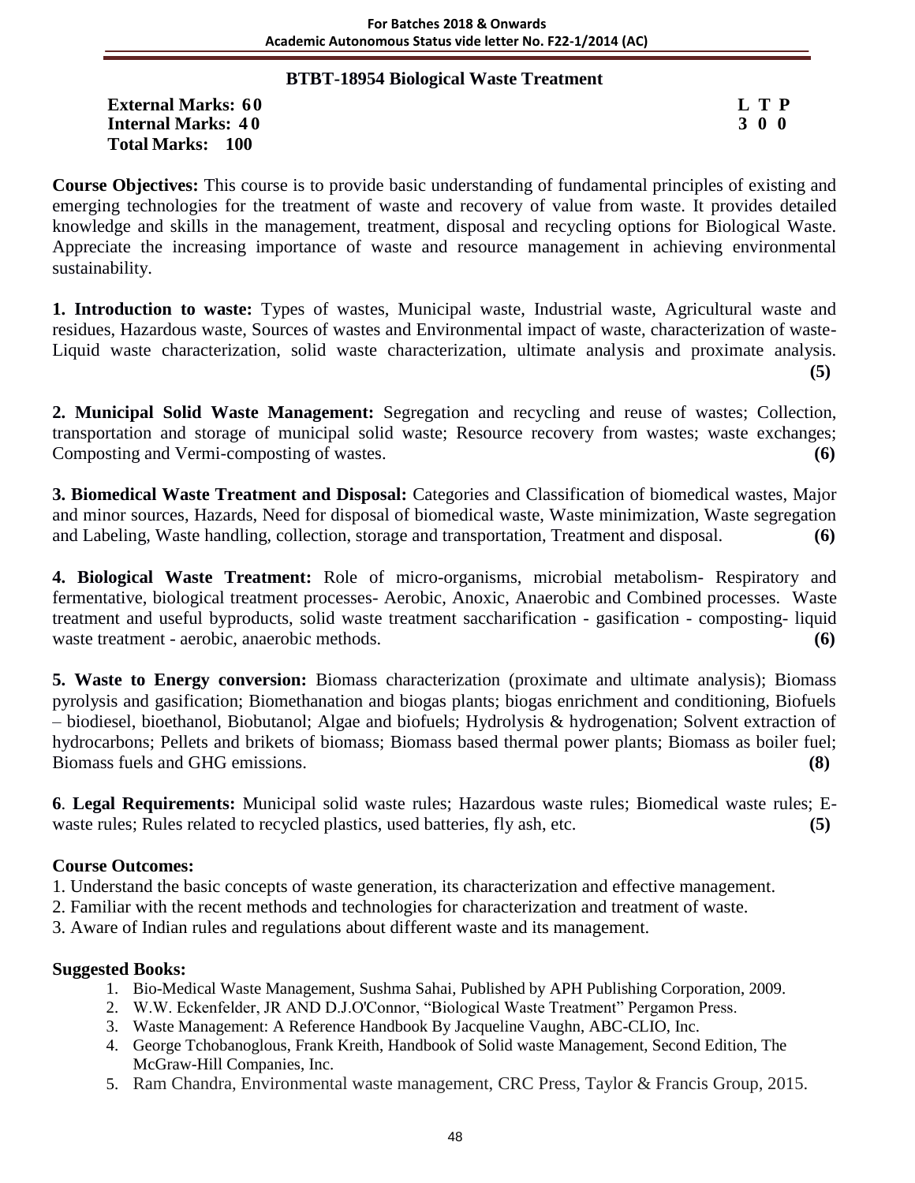## BTBT-18954 Biological Waste Treatment

**External Marks: 60** **L T P**
**Internal Marks: 40** **3 0 0**
**Total Marks: 100**

**Course Objectives:** This course is to provide basic understanding of fundamental principles of existing and emerging technologies for the treatment of waste and recovery of value from waste. It provides detailed knowledge and skills in the management, treatment, disposal and recycling options for Biological Waste. Appreciate the increasing importance of waste and resource management in achieving environmental sustainability.

**1. Introduction to waste:** Types of wastes, Municipal waste, Industrial waste, Agricultural waste and residues, Hazardous waste, Sources of wastes and Environmental impact of waste, characterization of waste-Liquid waste characterization, solid waste characterization, ultimate analysis and proximate analysis. **(5)**

**2. Municipal Solid Waste Management:** Segregation and recycling and reuse of wastes; Collection, transportation and storage of municipal solid waste; Resource recovery from wastes; waste exchanges; Composting and Vermi-composting of wastes. **(6)**

**3. Biomedical Waste Treatment and Disposal:** Categories and Classification of biomedical wastes, Major and minor sources, Hazards, Need for disposal of biomedical waste, Waste minimization, Waste segregation and Labeling, Waste handling, collection, storage and transportation, Treatment and disposal. **(6)**

**4. Biological Waste Treatment:** Role of micro-organisms, microbial metabolism- Respiratory and fermentative, biological treatment processes- Aerobic, Anoxic, Anaerobic and Combined processes. Waste treatment and useful byproducts, solid waste treatment saccharification - gasification - composting- liquid waste treatment - aerobic, anaerobic methods. **(6)**

**5. Waste to Energy conversion:** Biomass characterization (proximate and ultimate analysis); Biomass pyrolysis and gasification; Biomethanation and biogas plants; biogas enrichment and conditioning, Biofuels – biodiesel, bioethanol, Biobutanol; Algae and biofuels; Hydrolysis & hydrogenation; Solvent extraction of hydrocarbons; Pellets and brikets of biomass; Biomass based thermal power plants; Biomass as boiler fuel; Biomass fuels and GHG emissions. **(8)**

**6**. **Legal Requirements:** Municipal solid waste rules; Hazardous waste rules; Biomedical waste rules; E-waste rules; Rules related to recycled plastics, used batteries, fly ash, etc. **(5)**

**Course Outcomes:**

1. Understand the basic concepts of waste generation, its characterization and effective management.
2. Familiar with the recent methods and technologies for characterization and treatment of waste.
3. Aware of Indian rules and regulations about different waste and its management.

**Suggested Books:**

1. Bio-Medical Waste Management, Sushma Sahai, Published by APH Publishing Corporation, 2009.
2. W.W. Eckenfelder, JR AND D.J.O'Connor, "Biological Waste Treatment" Pergamon Press.
3. Waste Management: A Reference Handbook By Jacqueline Vaughn, ABC-CLIO, Inc.
4. George Tchobanoglous, Frank Kreith, Handbook of Solid waste Management, Second Edition, The McGraw-Hill Companies, Inc.
5. Ram Chandra, Environmental waste management, CRC Press, Taylor & Francis Group, 2015.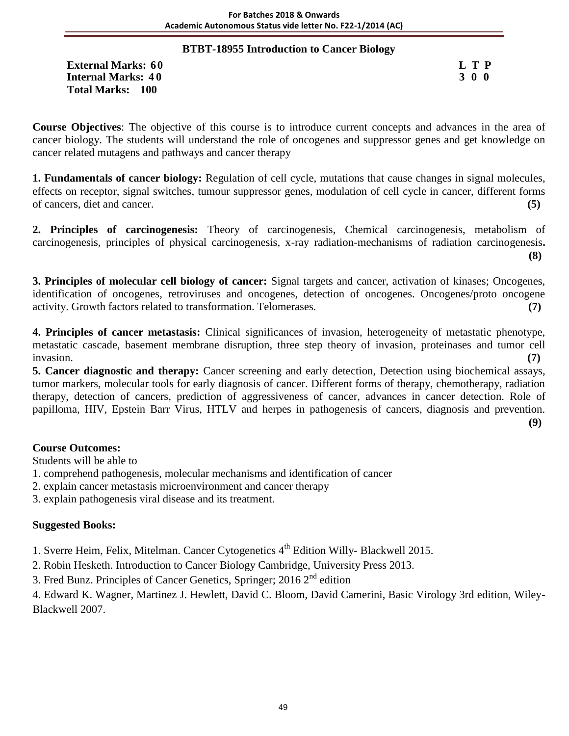## BTBT-18955 Introduction to Cancer Biology

**External Marks: 60** | **L T P**
**Internal Marks: 40** | **3 0 0**
**Total Marks: 100**

**Course Objectives**: The objective of this course is to introduce current concepts and advances in the area of cancer biology. The students will understand the role of oncogenes and suppressor genes and get knowledge on cancer related mutagens and pathways and cancer therapy

**1. Fundamentals of cancer biology:** Regulation of cell cycle, mutations that cause changes in signal molecules, effects on receptor, signal switches, tumour suppressor genes, modulation of cell cycle in cancer, different forms of cancers, diet and cancer. **(5)**

**2. Principles of carcinogenesis:** Theory of carcinogenesis, Chemical carcinogenesis, metabolism of carcinogenesis, principles of physical carcinogenesis, x-ray radiation-mechanisms of radiation carcinogenesis**.** **(8)**

**3. Principles of molecular cell biology of cancer:** Signal targets and cancer, activation of kinases; Oncogenes, identification of oncogenes, retroviruses and oncogenes, detection of oncogenes. Oncogenes/proto oncogene activity. Growth factors related to transformation. Telomerases. **(7)**

**4. Principles of cancer metastasis:** Clinical significances of invasion, heterogeneity of metastatic phenotype, metastatic cascade, basement membrane disruption, three step theory of invasion, proteinases and tumor cell invasion. **(7)**

**5. Cancer diagnostic and therapy:** Cancer screening and early detection, Detection using biochemical assays, tumor markers, molecular tools for early diagnosis of cancer. Different forms of therapy, chemotherapy, radiation therapy, detection of cancers, prediction of aggressiveness of cancer, advances in cancer detection. Role of papilloma, HIV, Epstein Barr Virus, HTLV and herpes in pathogenesis of cancers, diagnosis and prevention. **(9)**

### Course Outcomes:

Students will be able to

1. comprehend pathogenesis, molecular mechanisms and identification of cancer
2. explain cancer metastasis microenvironment and cancer therapy
3. explain pathogenesis viral disease and its treatment.

### Suggested Books:

1. Sverre Heim, Felix, Mitelman. Cancer Cytogenetics 4th Edition Willy- Blackwell 2015.
2. Robin Hesketh. Introduction to Cancer Biology Cambridge, University Press 2013.
3. Fred Bunz. Principles of Cancer Genetics, Springer; 2016 2nd edition
4. Edward K. Wagner, Martinez J. Hewlett, David C. Bloom, David Camerini, Basic Virology 3rd edition, Wiley-Blackwell 2007.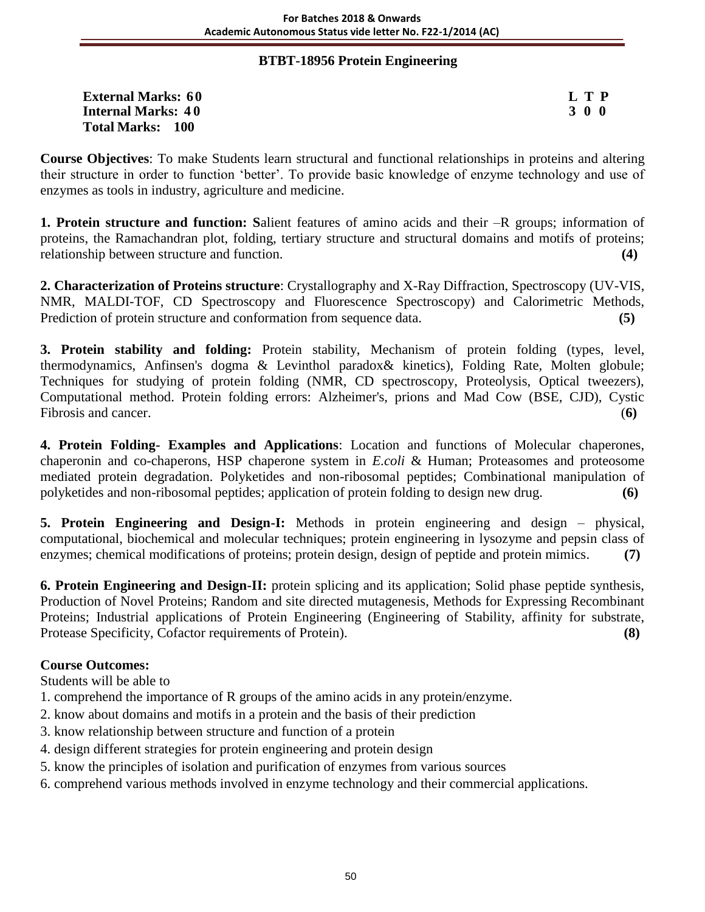## BTBT-18956 Protein Engineering

**External Marks: 60** **L T P**
**Internal Marks: 40** **3 0 0**
**Total Marks: 100**

**Course Objectives**: To make Students learn structural and functional relationships in proteins and altering their structure in order to function 'better'. To provide basic knowledge of enzyme technology and use of enzymes as tools in industry, agriculture and medicine.

**1. Protein structure and function: S**alient features of amino acids and their –R groups; information of proteins, the Ramachandran plot, folding, tertiary structure and structural domains and motifs of proteins; relationship between structure and function. **(4)**

**2. Characterization of Proteins structure**: Crystallography and X-Ray Diffraction, Spectroscopy (UV-VIS, NMR, MALDI-TOF, CD Spectroscopy and Fluorescence Spectroscopy) and Calorimetric Methods, Prediction of protein structure and conformation from sequence data. **(5)**

**3. Protein stability and folding:** Protein stability, Mechanism of protein folding (types, level, thermodynamics, Anfinsen's dogma & Levinthol paradox& kinetics), Folding Rate, Molten globule; Techniques for studying of protein folding (NMR, CD spectroscopy, Proteolysis, Optical tweezers), Computational method. Protein folding errors: Alzheimer's, prions and Mad Cow (BSE, CJD), Cystic Fibrosis and cancer. (**6)**

**4. Protein Folding- Examples and Applications**: Location and functions of Molecular chaperones, chaperonin and co-chaperons, HSP chaperone system in *E.coli* & Human; Proteasomes and proteosome mediated protein degradation. Polyketides and non-ribosomal peptides; Combinational manipulation of polyketides and non-ribosomal peptides; application of protein folding to design new drug. **(6)**

**5. Protein Engineering and Design-I:** Methods in protein engineering and design – physical, computational, biochemical and molecular techniques; protein engineering in lysozyme and pepsin class of enzymes; chemical modifications of proteins; protein design, design of peptide and protein mimics. **(7)**

**6. Protein Engineering and Design-II:** protein splicing and its application; Solid phase peptide synthesis, Production of Novel Proteins; Random and site directed mutagenesis, Methods for Expressing Recombinant Proteins; Industrial applications of Protein Engineering (Engineering of Stability, affinity for substrate, Protease Specificity, Cofactor requirements of Protein). **(8)**

**Course Outcomes:**

Students will be able to

1. comprehend the importance of R groups of the amino acids in any protein/enzyme.
2. know about domains and motifs in a protein and the basis of their prediction
3. know relationship between structure and function of a protein
4. design different strategies for protein engineering and protein design
5. know the principles of isolation and purification of enzymes from various sources
6. comprehend various methods involved in enzyme technology and their commercial applications.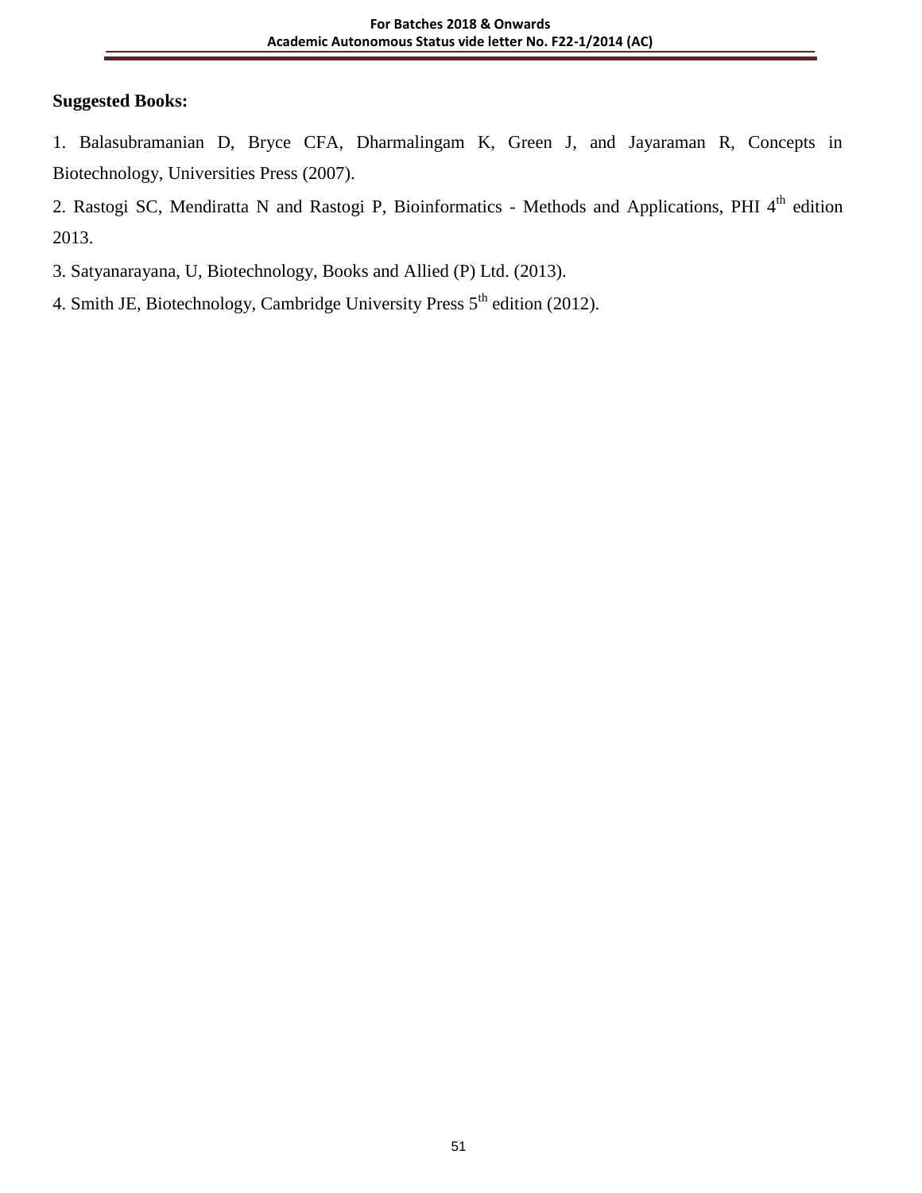**Suggested Books:**

1. Balasubramanian D, Bryce CFA, Dharmalingam K, Green J, and Jayaraman R, Concepts in Biotechnology, Universities Press (2007).

2. Rastogi SC, Mendiratta N and Rastogi P, Bioinformatics - Methods and Applications, PHI 4th edition 2013.

3. Satyanarayana, U, Biotechnology, Books and Allied (P) Ltd. (2013).

4. Smith JE, Biotechnology, Cambridge University Press 5th edition (2012).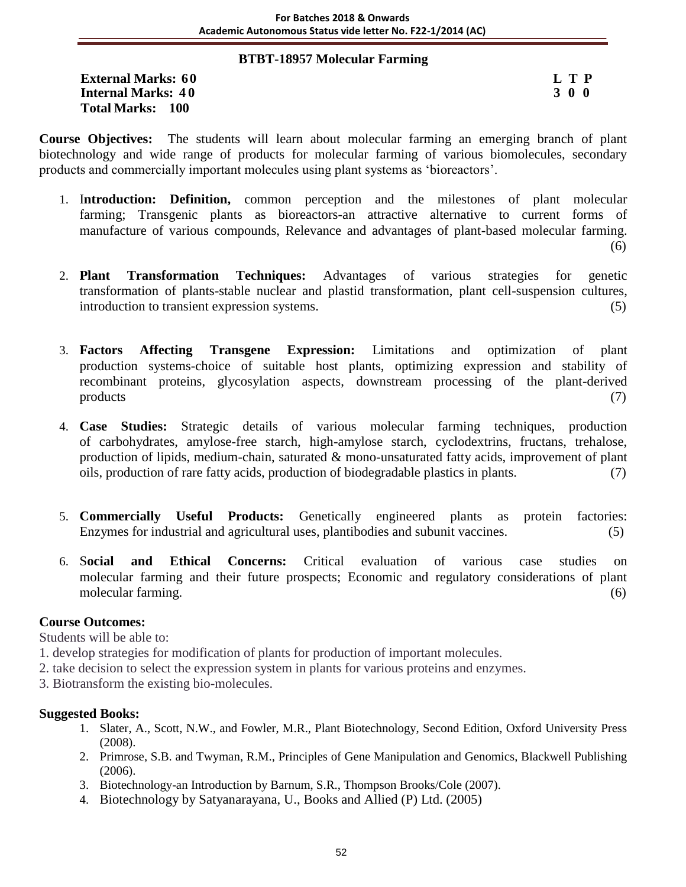## BTBT-18957 Molecular Farming

**External Marks: 60** **L T P**
**Internal Marks: 40** **3 0 0**
**Total Marks: 100**

**Course Objectives:** The students will learn about molecular farming an emerging branch of plant biotechnology and wide range of products for molecular farming of various biomolecules, secondary products and commercially important molecules using plant systems as 'bioreactors'.

1. I**ntroduction: Definition,** common perception and the milestones of plant molecular farming; Transgenic plants as bioreactors-an attractive alternative to current forms of manufacture of various compounds, Relevance and advantages of plant-based molecular farming. (6)
2. **Plant Transformation Techniques:** Advantages of various strategies for genetic transformation of plants-stable nuclear and plastid transformation, plant cell-suspension cultures, introduction to transient expression systems. (5)
3. **Factors Affecting Transgene Expression:** Limitations and optimization of plant production systems-choice of suitable host plants, optimizing expression and stability of recombinant proteins, glycosylation aspects, downstream processing of the plant-derived products (7)
4. **Case Studies:** Strategic details of various molecular farming techniques, production of carbohydrates, amylose-free starch, high-amylose starch, cyclodextrins, fructans, trehalose, production of lipids, medium-chain, saturated & mono-unsaturated fatty acids, improvement of plant oils, production of rare fatty acids, production of biodegradable plastics in plants. (7)
5. **Commercially Useful Products:** Genetically engineered plants as protein factories: Enzymes for industrial and agricultural uses, plantibodies and subunit vaccines. (5)
6. S**ocial and Ethical Concerns:** Critical evaluation of various case studies on molecular farming and their future prospects; Economic and regulatory considerations of plant molecular farming. (6)

**Course Outcomes:**

Students will be able to:

1. develop strategies for modification of plants for production of important molecules.
2. take decision to select the expression system in plants for various proteins and enzymes.
3. Biotransform the existing bio-molecules.

**Suggested Books:**

1. Slater, A., Scott, N.W., and Fowler, M.R., Plant Biotechnology, Second Edition, Oxford University Press (2008).
2. Primrose, S.B. and Twyman, R.M., Principles of Gene Manipulation and Genomics, Blackwell Publishing (2006).
3. Biotechnology-an Introduction by Barnum, S.R., Thompson Brooks/Cole (2007).
4. Biotechnology by Satyanarayana, U., Books and Allied (P) Ltd. (2005)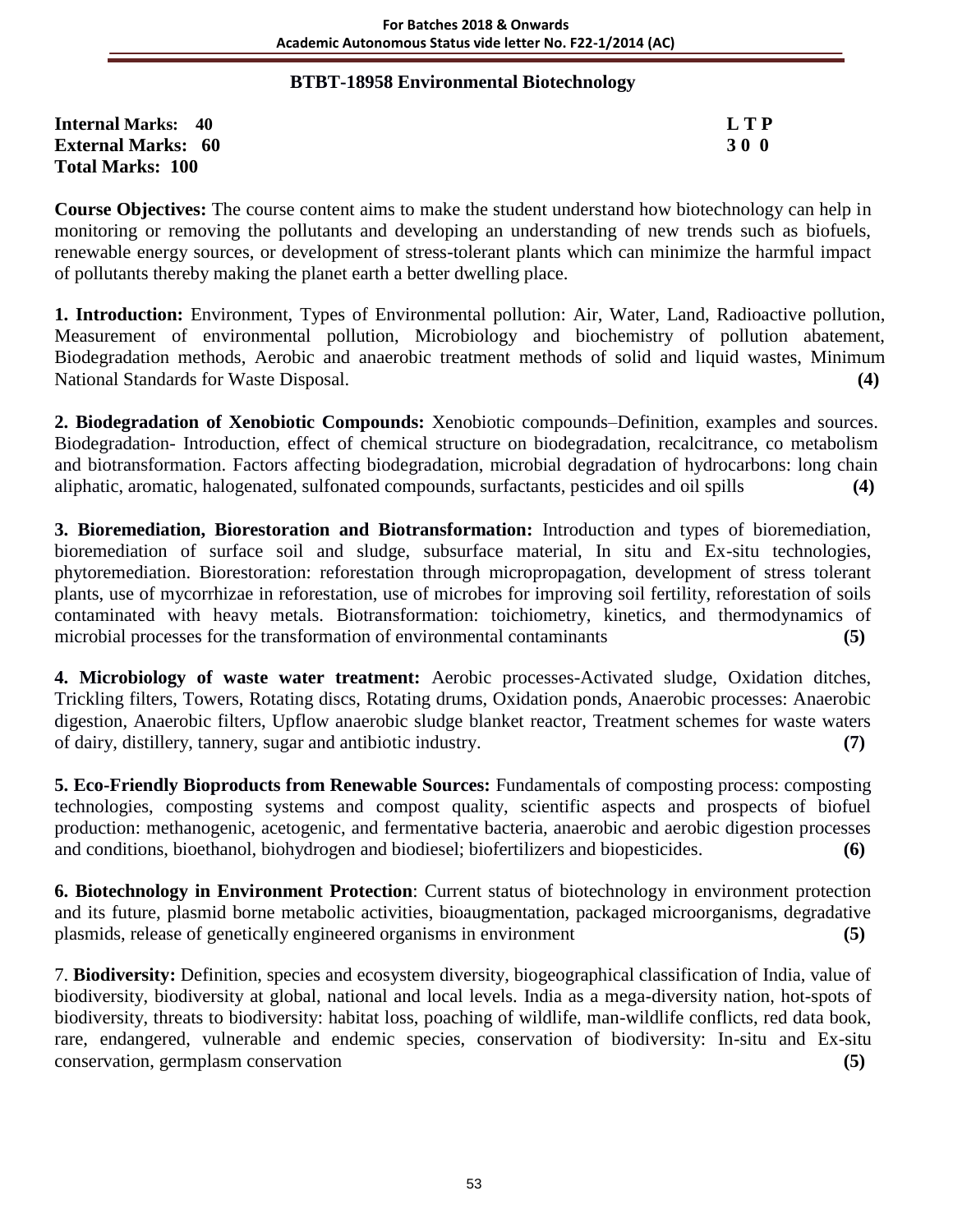## BTBT-18958 Environmental Biotechnology

**Internal Marks: 40**
**External Marks: 60**
**Total Marks: 100**

| L | T | P |
|---|---|---|
| 3 | 0 | 0 |

**Course Objectives:** The course content aims to make the student understand how biotechnology can help in monitoring or removing the pollutants and developing an understanding of new trends such as biofuels, renewable energy sources, or development of stress-tolerant plants which can minimize the harmful impact of pollutants thereby making the planet earth a better dwelling place.

**1. Introduction:** Environment, Types of Environmental pollution: Air, Water, Land, Radioactive pollution, Measurement of environmental pollution, Microbiology and biochemistry of pollution abatement, Biodegradation methods, Aerobic and anaerobic treatment methods of solid and liquid wastes, Minimum National Standards for Waste Disposal. **(4)**

**2. Biodegradation of Xenobiotic Compounds:** Xenobiotic compounds–Definition, examples and sources. Biodegradation- Introduction, effect of chemical structure on biodegradation, recalcitrance, co metabolism and biotransformation. Factors affecting biodegradation, microbial degradation of hydrocarbons: long chain aliphatic, aromatic, halogenated, sulfonated compounds, surfactants, pesticides and oil spills **(4)**

**3. Bioremediation, Biorestoration and Biotransformation:** Introduction and types of bioremediation, bioremediation of surface soil and sludge, subsurface material, In situ and Ex-situ technologies, phytoremediation. Biorestoration: reforestation through micropropagation, development of stress tolerant plants, use of mycorrhizae in reforestation, use of microbes for improving soil fertility, reforestation of soils contaminated with heavy metals. Biotransformation: toichiometry, kinetics, and thermodynamics of microbial processes for the transformation of environmental contaminants **(5)**

**4. Microbiology of waste water treatment:** Aerobic processes-Activated sludge, Oxidation ditches, Trickling filters, Towers, Rotating discs, Rotating drums, Oxidation ponds, Anaerobic processes: Anaerobic digestion, Anaerobic filters, Upflow anaerobic sludge blanket reactor, Treatment schemes for waste waters of dairy, distillery, tannery, sugar and antibiotic industry. **(7)**

**5. Eco-Friendly Bioproducts from Renewable Sources:** Fundamentals of composting process: composting technologies, composting systems and compost quality, scientific aspects and prospects of biofuel production: methanogenic, acetogenic, and fermentative bacteria, anaerobic and aerobic digestion processes and conditions, bioethanol, biohydrogen and biodiesel; biofertilizers and biopesticides. **(6)**

**6. Biotechnology in Environment Protection**: Current status of biotechnology in environment protection and its future, plasmid borne metabolic activities, bioaugmentation, packaged microorganisms, degradative plasmids, release of genetically engineered organisms in environment **(5)**

7. **Biodiversity:** Definition, species and ecosystem diversity, biogeographical classification of India, value of biodiversity, biodiversity at global, national and local levels. India as a mega-diversity nation, hot-spots of biodiversity, threats to biodiversity: habitat loss, poaching of wildlife, man-wildlife conflicts, red data book, rare, endangered, vulnerable and endemic species, conservation of biodiversity: In-situ and Ex-situ conservation, germplasm conservation **(5)**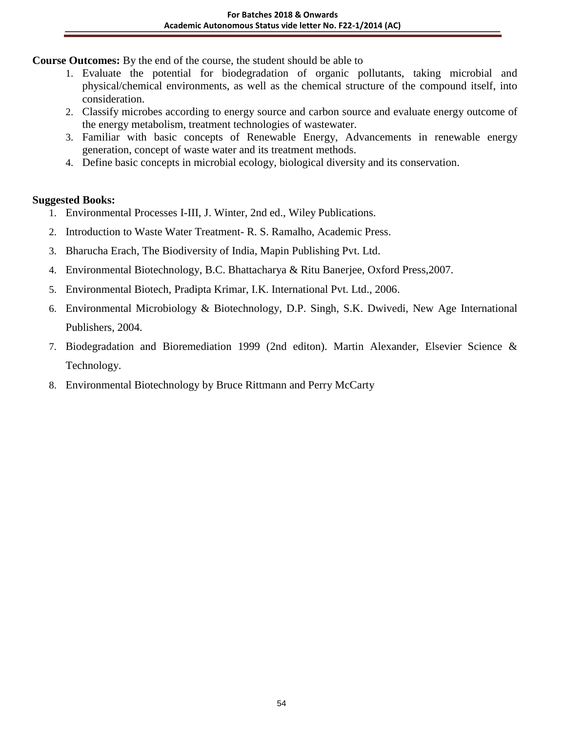**Course Outcomes:** By the end of the course, the student should be able to

1. Evaluate the potential for biodegradation of organic pollutants, taking microbial and physical/chemical environments, as well as the chemical structure of the compound itself, into consideration.
2. Classify microbes according to energy source and carbon source and evaluate energy outcome of the energy metabolism, treatment technologies of wastewater.
3. Familiar with basic concepts of Renewable Energy, Advancements in renewable energy generation, concept of waste water and its treatment methods.
4. Define basic concepts in microbial ecology, biological diversity and its conservation.

**Suggested Books:**

1. Environmental Processes I-III, J. Winter, 2nd ed., Wiley Publications.
2. Introduction to Waste Water Treatment- R. S. Ramalho, Academic Press.
3. Bharucha Erach, The Biodiversity of India, Mapin Publishing Pvt. Ltd.
4. Environmental Biotechnology, B.C. Bhattacharya & Ritu Banerjee, Oxford Press,2007.
5. Environmental Biotech, Pradipta Krimar, I.K. International Pvt. Ltd., 2006.
6. Environmental Microbiology & Biotechnology, D.P. Singh, S.K. Dwivedi, New Age International Publishers, 2004.
7. Biodegradation and Bioremediation 1999 (2nd editon). Martin Alexander, Elsevier Science & Technology.
8. Environmental Biotechnology by Bruce Rittmann and Perry McCarty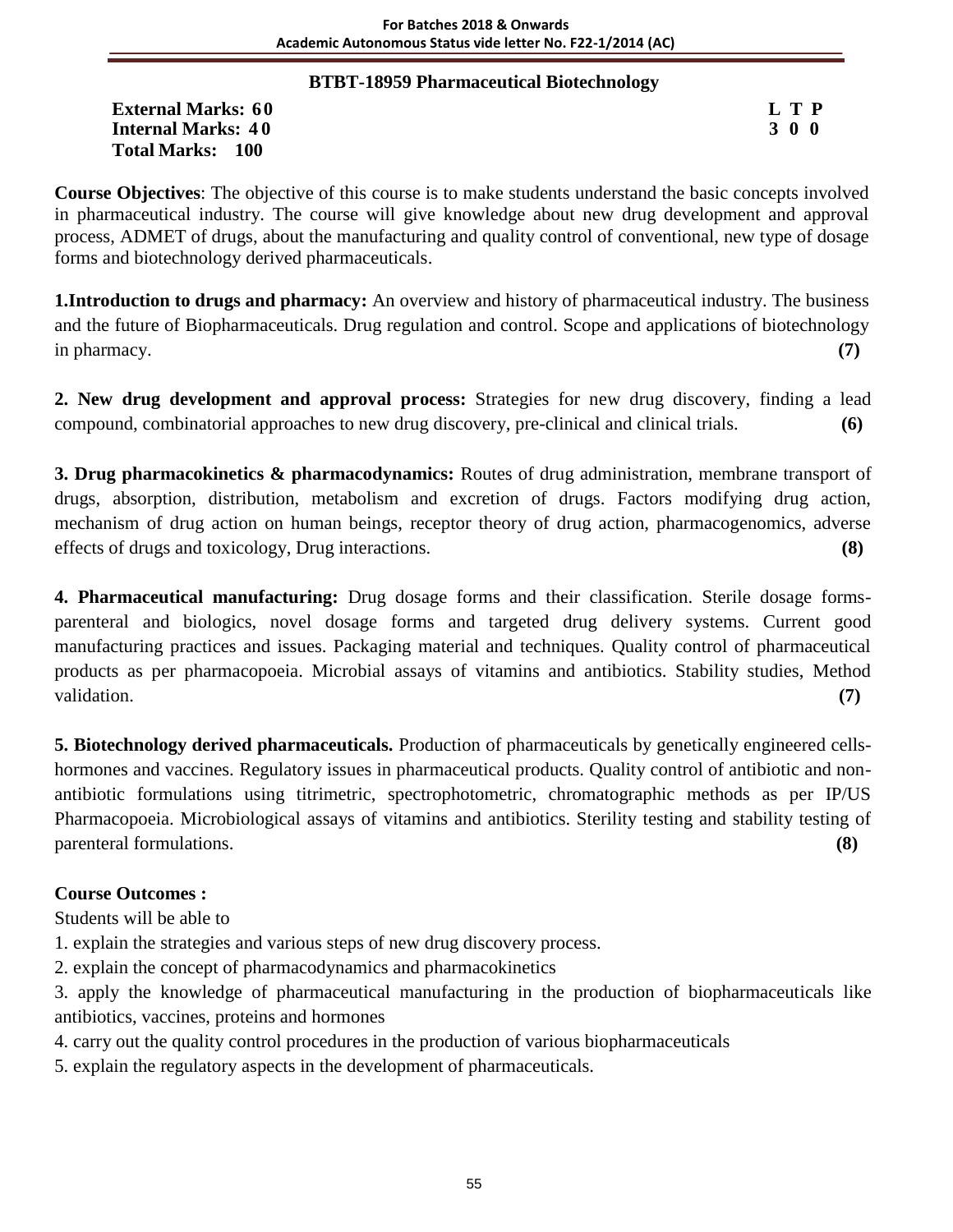## BTBT-18959 Pharmaceutical Biotechnology

| | |
|---|---|
| **External Marks: 60** | **L T P** |
| **Internal Marks: 40** | **3 0 0** |
| **Total Marks: 100** | |

**Course Objectives**: The objective of this course is to make students understand the basic concepts involved in pharmaceutical industry. The course will give knowledge about new drug development and approval process, ADMET of drugs, about the manufacturing and quality control of conventional, new type of dosage forms and biotechnology derived pharmaceuticals.

**1.Introduction to drugs and pharmacy:** An overview and history of pharmaceutical industry. The business and the future of Biopharmaceuticals. Drug regulation and control. Scope and applications of biotechnology in pharmacy. **(7)**

**2. New drug development and approval process:** Strategies for new drug discovery, finding a lead compound, combinatorial approaches to new drug discovery, pre-clinical and clinical trials. **(6)**

**3. Drug pharmacokinetics & pharmacodynamics:** Routes of drug administration, membrane transport of drugs, absorption, distribution, metabolism and excretion of drugs. Factors modifying drug action, mechanism of drug action on human beings, receptor theory of drug action, pharmacogenomics, adverse effects of drugs and toxicology, Drug interactions. **(8)**

**4. Pharmaceutical manufacturing:** Drug dosage forms and their classification. Sterile dosage forms-parenteral and biologics, novel dosage forms and targeted drug delivery systems. Current good manufacturing practices and issues. Packaging material and techniques. Quality control of pharmaceutical products as per pharmacopoeia. Microbial assays of vitamins and antibiotics. Stability studies, Method validation. **(7)**

**5. Biotechnology derived pharmaceuticals.** Production of pharmaceuticals by genetically engineered cells-hormones and vaccines. Regulatory issues in pharmaceutical products. Quality control of antibiotic and non-antibiotic formulations using titrimetric, spectrophotometric, chromatographic methods as per IP/US Pharmacopoeia. Microbiological assays of vitamins and antibiotics. Sterility testing and stability testing of parenteral formulations. **(8)**

**Course Outcomes :**

Students will be able to

1. explain the strategies and various steps of new drug discovery process.
2. explain the concept of pharmacodynamics and pharmacokinetics
3. apply the knowledge of pharmaceutical manufacturing in the production of biopharmaceuticals like antibiotics, vaccines, proteins and hormones
4. carry out the quality control procedures in the production of various biopharmaceuticals
5. explain the regulatory aspects in the development of pharmaceuticals.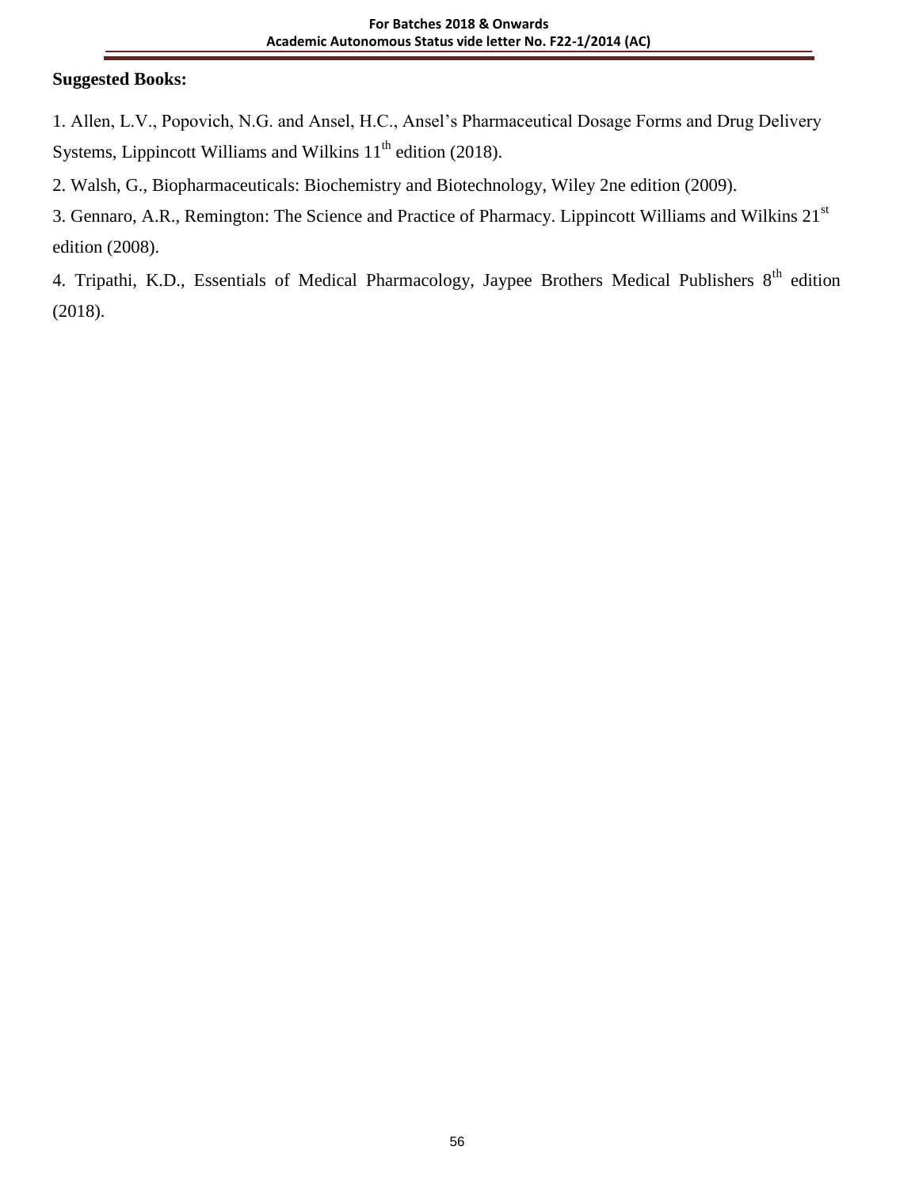**Suggested Books:**

1. Allen, L.V., Popovich, N.G. and Ansel, H.C., Ansel's Pharmaceutical Dosage Forms and Drug Delivery Systems, Lippincott Williams and Wilkins $11^{th}$ edition (2018).

2. Walsh, G., Biopharmaceuticals: Biochemistry and Biotechnology, Wiley 2ne edition (2009).

3. Gennaro, A.R., Remington: The Science and Practice of Pharmacy. Lippincott Williams and Wilkins $21^{st}$ edition (2008).

4. Tripathi, K.D., Essentials of Medical Pharmacology, Jaypee Brothers Medical Publishers $8^{th}$ edition (2018).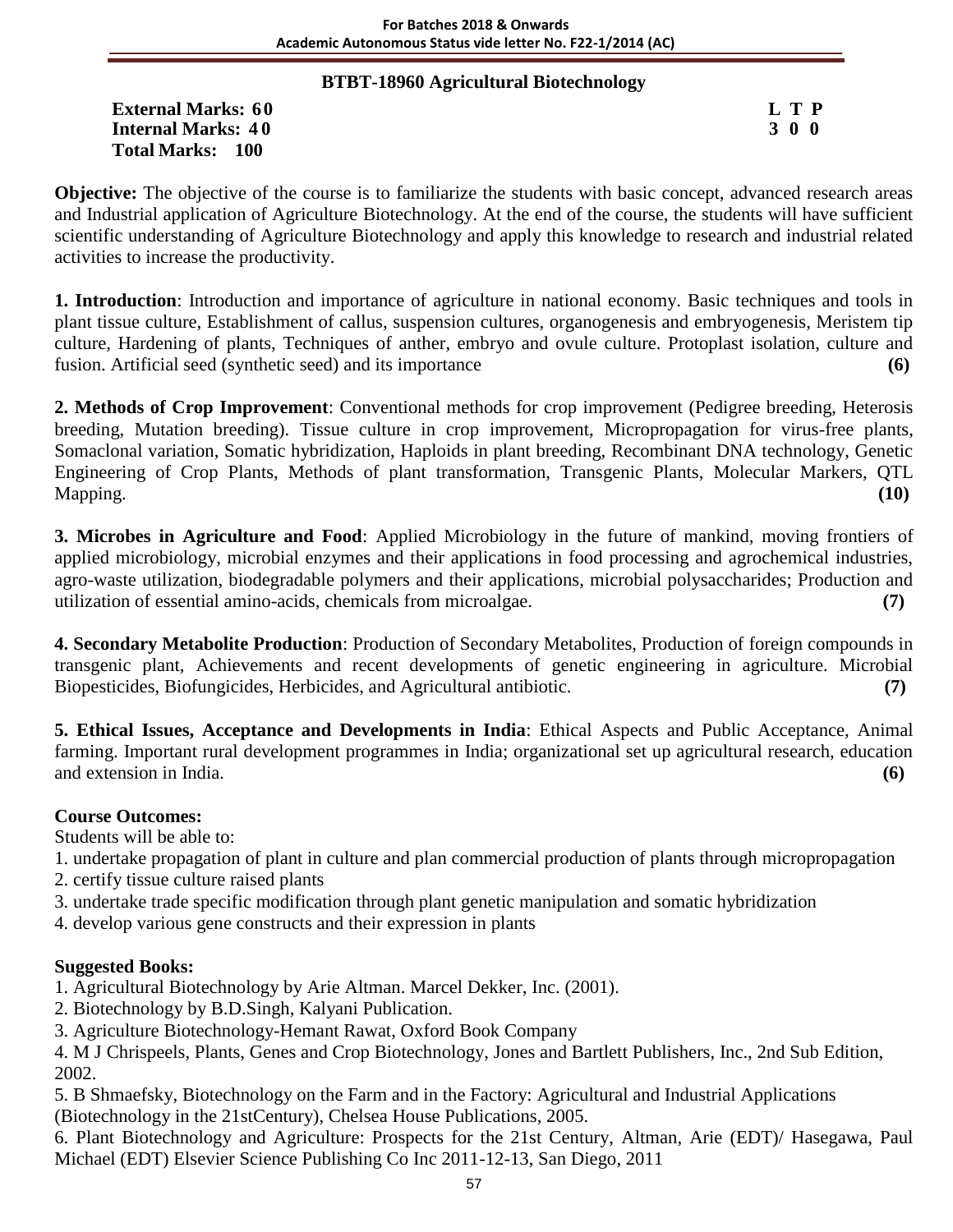## BTBT-18960 Agricultural Biotechnology

**External Marks: 60** **L T P**
**Internal Marks: 40** **3 0 0**
**Total Marks: 100**

**Objective:** The objective of the course is to familiarize the students with basic concept, advanced research areas and Industrial application of Agriculture Biotechnology. At the end of the course, the students will have sufficient scientific understanding of Agriculture Biotechnology and apply this knowledge to research and industrial related activities to increase the productivity.

**1. Introduction**: Introduction and importance of agriculture in national economy. Basic techniques and tools in plant tissue culture, Establishment of callus, suspension cultures, organogenesis and embryogenesis, Meristem tip culture, Hardening of plants, Techniques of anther, embryo and ovule culture. Protoplast isolation, culture and fusion. Artificial seed (synthetic seed) and its importance **(6)**

**2. Methods of Crop Improvement**: Conventional methods for crop improvement (Pedigree breeding, Heterosis breeding, Mutation breeding). Tissue culture in crop improvement, Micropropagation for virus-free plants, Somaclonal variation, Somatic hybridization, Haploids in plant breeding, Recombinant DNA technology, Genetic Engineering of Crop Plants, Methods of plant transformation, Transgenic Plants, Molecular Markers, QTL Mapping. **(10)**

**3. Microbes in Agriculture and Food**: Applied Microbiology in the future of mankind, moving frontiers of applied microbiology, microbial enzymes and their applications in food processing and agrochemical industries, agro-waste utilization, biodegradable polymers and their applications, microbial polysaccharides; Production and utilization of essential amino-acids, chemicals from microalgae. **(7)**

**4. Secondary Metabolite Production**: Production of Secondary Metabolites, Production of foreign compounds in transgenic plant, Achievements and recent developments of genetic engineering in agriculture. Microbial Biopesticides, Biofungicides, Herbicides, and Agricultural antibiotic. **(7)**

**5. Ethical Issues, Acceptance and Developments in India**: Ethical Aspects and Public Acceptance, Animal farming. Important rural development programmes in India; organizational set up agricultural research, education and extension in India. **(6)**

**Course Outcomes:**

Students will be able to:

1. undertake propagation of plant in culture and plan commercial production of plants through micropropagation
2. certify tissue culture raised plants
3. undertake trade specific modification through plant genetic manipulation and somatic hybridization
4. develop various gene constructs and their expression in plants

**Suggested Books:**

1. Agricultural Biotechnology by Arie Altman. Marcel Dekker, Inc. (2001).
2. Biotechnology by B.D.Singh, Kalyani Publication.
3. Agriculture Biotechnology-Hemant Rawat, Oxford Book Company
4. M J Chrispeels, Plants, Genes and Crop Biotechnology, Jones and Bartlett Publishers, Inc., 2nd Sub Edition, 2002.
5. B Shmaefsky, Biotechnology on the Farm and in the Factory: Agricultural and Industrial Applications (Biotechnology in the 21stCentury), Chelsea House Publications, 2005.
6. Plant Biotechnology and Agriculture: Prospects for the 21st Century, Altman, Arie (EDT)/ Hasegawa, Paul Michael (EDT) Elsevier Science Publishing Co Inc 2011-12-13, San Diego, 2011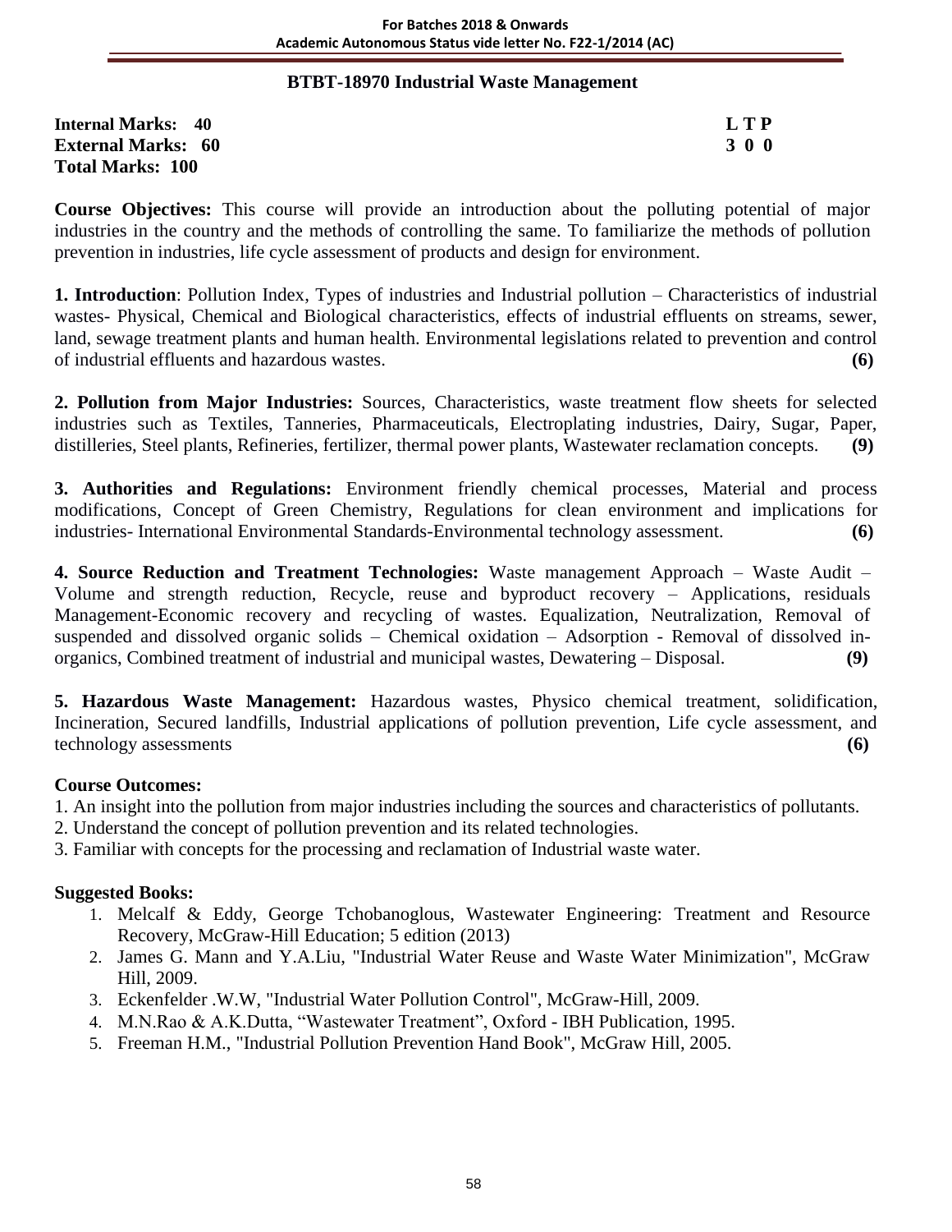## BTBT-18970 Industrial Waste Management

**Internal Marks: 40** **L T P**
**External Marks: 60** **3 0 0**
**Total Marks: 100**

**Course Objectives:** This course will provide an introduction about the polluting potential of major industries in the country and the methods of controlling the same. To familiarize the methods of pollution prevention in industries, life cycle assessment of products and design for environment.

**1. Introduction**: Pollution Index, Types of industries and Industrial pollution – Characteristics of industrial wastes- Physical, Chemical and Biological characteristics, effects of industrial effluents on streams, sewer, land, sewage treatment plants and human health. Environmental legislations related to prevention and control of industrial effluents and hazardous wastes. **(6)**

**2. Pollution from Major Industries:** Sources, Characteristics, waste treatment flow sheets for selected industries such as Textiles, Tanneries, Pharmaceuticals, Electroplating industries, Dairy, Sugar, Paper, distilleries, Steel plants, Refineries, fertilizer, thermal power plants, Wastewater reclamation concepts. **(9)**

**3. Authorities and Regulations:** Environment friendly chemical processes, Material and process modifications, Concept of Green Chemistry, Regulations for clean environment and implications for industries- International Environmental Standards-Environmental technology assessment. **(6)**

**4. Source Reduction and Treatment Technologies:** Waste management Approach – Waste Audit – Volume and strength reduction, Recycle, reuse and byproduct recovery – Applications, residuals Management-Economic recovery and recycling of wastes. Equalization, Neutralization, Removal of suspended and dissolved organic solids – Chemical oxidation – Adsorption - Removal of dissolved in-organics, Combined treatment of industrial and municipal wastes, Dewatering – Disposal. **(9)**

**5. Hazardous Waste Management:** Hazardous wastes, Physico chemical treatment, solidification, Incineration, Secured landfills, Industrial applications of pollution prevention, Life cycle assessment, and technology assessments **(6)**

**Course Outcomes:**

1. An insight into the pollution from major industries including the sources and characteristics of pollutants.
2. Understand the concept of pollution prevention and its related technologies.
3. Familiar with concepts for the processing and reclamation of Industrial waste water.

**Suggested Books:**

1. Melcalf & Eddy, George Tchobanoglous, Wastewater Engineering: Treatment and Resource Recovery, McGraw-Hill Education; 5 edition (2013)
2. James G. Mann and Y.A.Liu, "Industrial Water Reuse and Waste Water Minimization", McGraw Hill, 2009.
3. Eckenfelder .W.W, "Industrial Water Pollution Control", McGraw-Hill, 2009.
4. M.N.Rao & A.K.Dutta, "Wastewater Treatment", Oxford - IBH Publication, 1995.
5. Freeman H.M., "Industrial Pollution Prevention Hand Book", McGraw Hill, 2005.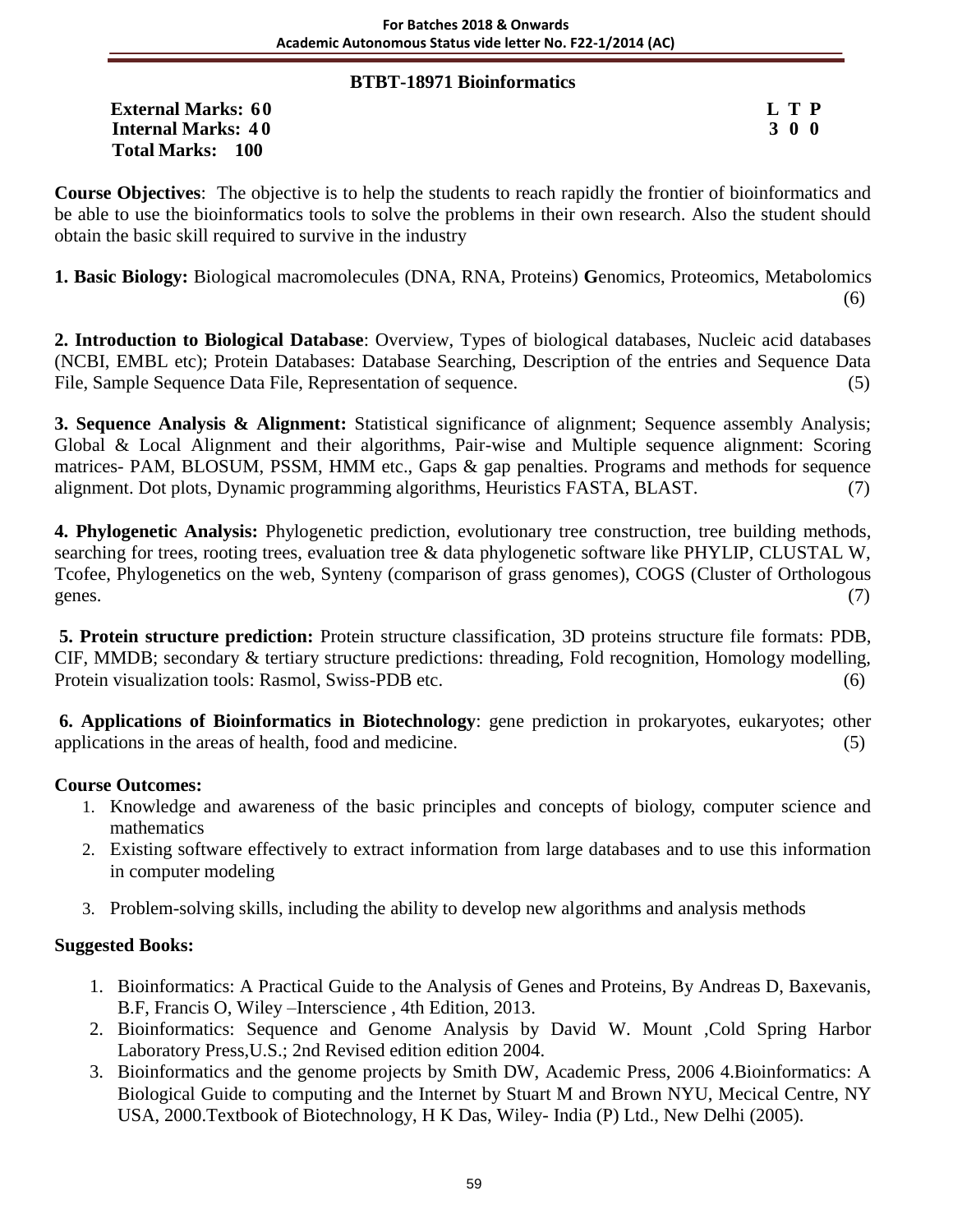## BTBT-18971 Bioinformatics

**External Marks: 60** **L T P**
**Internal Marks: 40** **3 0 0**
**Total Marks: 100**

**Course Objectives**: The objective is to help the students to reach rapidly the frontier of bioinformatics and be able to use the bioinformatics tools to solve the problems in their own research. Also the student should obtain the basic skill required to survive in the industry

**1. Basic Biology:** Biological macromolecules (DNA, RNA, Proteins) **G**enomics, Proteomics, Metabolomics (6)

**2. Introduction to Biological Database**: Overview, Types of biological databases, Nucleic acid databases (NCBI, EMBL etc); Protein Databases: Database Searching, Description of the entries and Sequence Data File, Sample Sequence Data File, Representation of sequence. (5)

**3. Sequence Analysis & Alignment:** Statistical significance of alignment; Sequence assembly Analysis; Global & Local Alignment and their algorithms, Pair-wise and Multiple sequence alignment: Scoring matrices- PAM, BLOSUM, PSSM, HMM etc., Gaps & gap penalties. Programs and methods for sequence alignment. Dot plots, Dynamic programming algorithms, Heuristics FASTA, BLAST. (7)

**4. Phylogenetic Analysis:** Phylogenetic prediction, evolutionary tree construction, tree building methods, searching for trees, rooting trees, evaluation tree & data phylogenetic software like PHYLIP, CLUSTAL W, Tcofee, Phylogenetics on the web, Synteny (comparison of grass genomes), COGS (Cluster of Orthologous genes. (7)

**5. Protein structure prediction:** Protein structure classification, 3D proteins structure file formats: PDB, CIF, MMDB; secondary & tertiary structure predictions: threading, Fold recognition, Homology modelling, Protein visualization tools: Rasmol, Swiss-PDB etc. (6)

**6. Applications of Bioinformatics in Biotechnology**: gene prediction in prokaryotes, eukaryotes; other applications in the areas of health, food and medicine. (5)

**Course Outcomes:**

1. Knowledge and awareness of the basic principles and concepts of biology, computer science and mathematics
2. Existing software effectively to extract information from large databases and to use this information in computer modeling
3. Problem-solving skills, including the ability to develop new algorithms and analysis methods

**Suggested Books:**

1. Bioinformatics: A Practical Guide to the Analysis of Genes and Proteins, By Andreas D, Baxevanis, B.F, Francis O, Wiley –Interscience , 4th Edition, 2013.
2. Bioinformatics: Sequence and Genome Analysis by David W. Mount ,Cold Spring Harbor Laboratory Press,U.S.; 2nd Revised edition edition 2004.
3. Bioinformatics and the genome projects by Smith DW, Academic Press, 2006 4.Bioinformatics: A Biological Guide to computing and the Internet by Stuart M and Brown NYU, Mecical Centre, NY USA, 2000.Textbook of Biotechnology, H K Das, Wiley- India (P) Ltd., New Delhi (2005).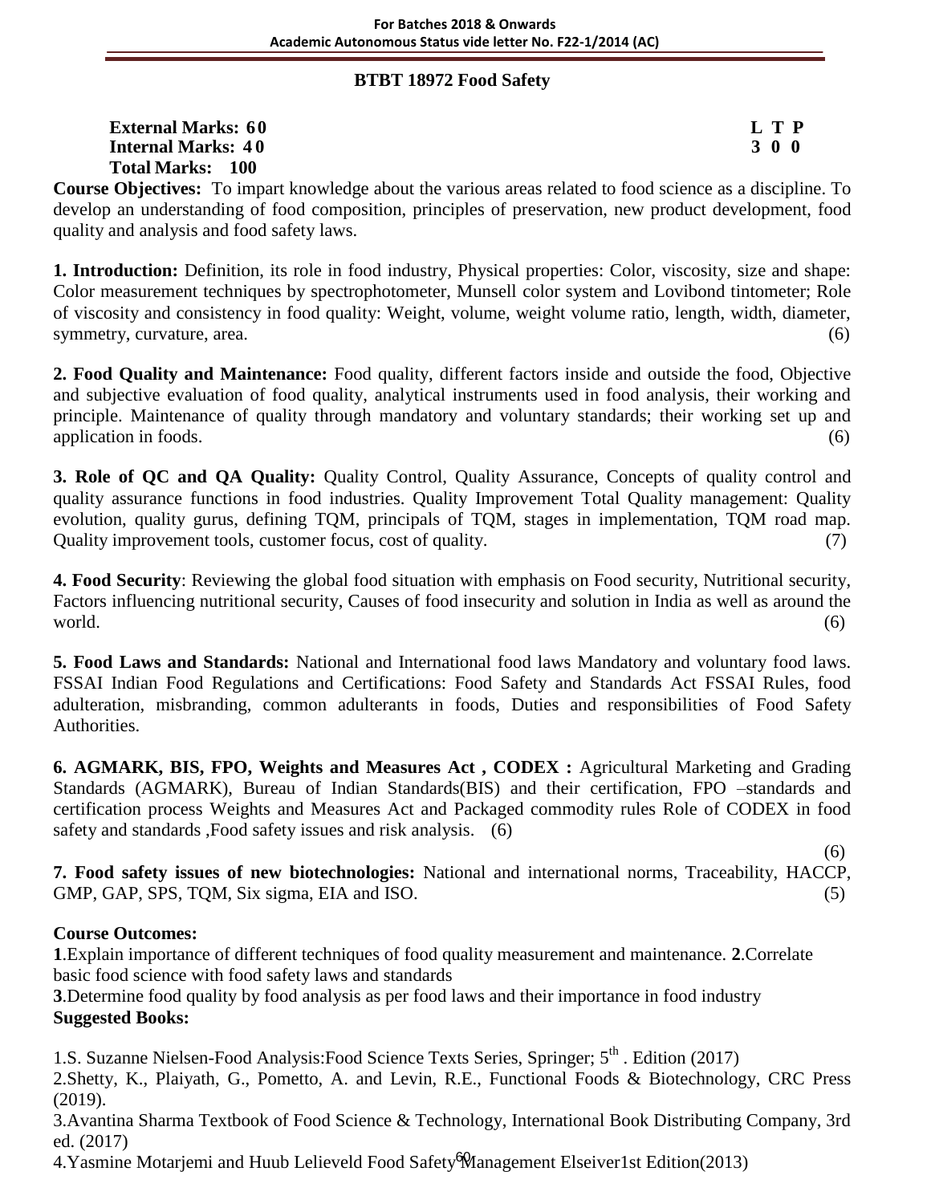## BTBT 18972 Food Safety

**External Marks: 60**
**Internal Marks: 40**
**Total Marks: 100**

| L | T | P |
|---|---|---|
| 3 | 0 | 0 |

**Course Objectives:** To impart knowledge about the various areas related to food science as a discipline. To develop an understanding of food composition, principles of preservation, new product development, food quality and analysis and food safety laws.

**1. Introduction:** Definition, its role in food industry, Physical properties: Color, viscosity, size and shape: Color measurement techniques by spectrophotometer, Munsell color system and Lovibond tintometer; Role of viscosity and consistency in food quality: Weight, volume, weight volume ratio, length, width, diameter, symmetry, curvature, area. (6)

**2. Food Quality and Maintenance:** Food quality, different factors inside and outside the food, Objective and subjective evaluation of food quality, analytical instruments used in food analysis, their working and principle. Maintenance of quality through mandatory and voluntary standards; their working set up and application in foods. (6)

**3. Role of QC and QA Quality:** Quality Control, Quality Assurance, Concepts of quality control and quality assurance functions in food industries. Quality Improvement Total Quality management: Quality evolution, quality gurus, defining TQM, principals of TQM, stages in implementation, TQM road map. Quality improvement tools, customer focus, cost of quality. (7)

**4. Food Security**: Reviewing the global food situation with emphasis on Food security, Nutritional security, Factors influencing nutritional security, Causes of food insecurity and solution in India as well as around the world. (6)

**5. Food Laws and Standards:** National and International food laws Mandatory and voluntary food laws. FSSAI Indian Food Regulations and Certifications: Food Safety and Standards Act FSSAI Rules, food adulteration, misbranding, common adulterants in foods, Duties and responsibilities of Food Safety Authorities.

**6. AGMARK, BIS, FPO, Weights and Measures Act , CODEX :** Agricultural Marketing and Grading Standards (AGMARK), Bureau of Indian Standards(BIS) and their certification, FPO –standards and certification process Weights and Measures Act and Packaged commodity rules Role of CODEX in food safety and standards ,Food safety issues and risk analysis. (6)

(6)

**7. Food safety issues of new biotechnologies:** National and international norms, Traceability, HACCP, GMP, GAP, SPS, TQM, Six sigma, EIA and ISO. (5)

**Course Outcomes:**

**1**.Explain importance of different techniques of food quality measurement and maintenance. **2**.Correlate basic food science with food safety laws and standards

**3**.Determine food quality by food analysis as per food laws and their importance in food industry

**Suggested Books:**

1.S. Suzanne Nielsen-Food Analysis:Food Science Texts Series, Springer; 5th . Edition (2017)

2.Shetty, K., Plaiyath, G., Pometto, A. and Levin, R.E., Functional Foods & Biotechnology, CRC Press (2019).

3.Avantina Sharma Textbook of Food Science & Technology, International Book Distributing Company, 3rd ed. (2017)

4.Yasmine Motarjemi and Huub Lelieveld Food Safety Management Elseiver1st Edition(2013)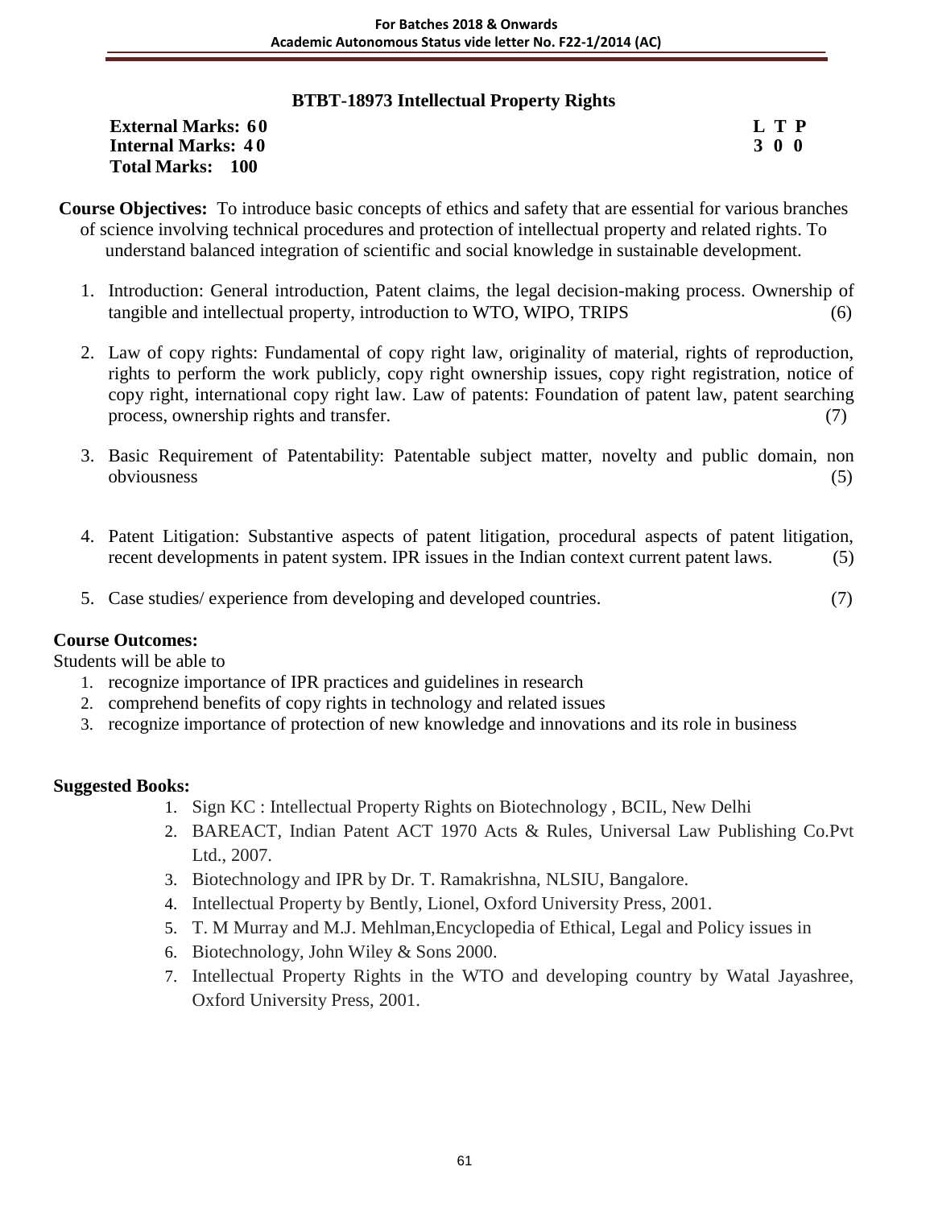## BTBT-18973 Intellectual Property Rights

**External Marks: 60** **L T P**
**Internal Marks: 40** **3 0 0**
**Total Marks: 100**

**Course Objectives:** To introduce basic concepts of ethics and safety that are essential for various branches of science involving technical procedures and protection of intellectual property and related rights. To understand balanced integration of scientific and social knowledge in sustainable development.

1. Introduction: General introduction, Patent claims, the legal decision-making process. Ownership of tangible and intellectual property, introduction to WTO, WIPO, TRIPS (6)
2. Law of copy rights: Fundamental of copy right law, originality of material, rights of reproduction, rights to perform the work publicly, copy right ownership issues, copy right registration, notice of copy right, international copy right law. Law of patents: Foundation of patent law, patent searching process, ownership rights and transfer. (7)
3. Basic Requirement of Patentability: Patentable subject matter, novelty and public domain, non obviousness (5)
4. Patent Litigation: Substantive aspects of patent litigation, procedural aspects of patent litigation, recent developments in patent system. IPR issues in the Indian context current patent laws. (5)
5. Case studies/ experience from developing and developed countries. (7)

**Course Outcomes:**

Students will be able to

1. recognize importance of IPR practices and guidelines in research
2. comprehend benefits of copy rights in technology and related issues
3. recognize importance of protection of new knowledge and innovations and its role in business

**Suggested Books:**

1. Sign KC : Intellectual Property Rights on Biotechnology , BCIL, New Delhi
2. BAREACT, Indian Patent ACT 1970 Acts & Rules, Universal Law Publishing Co.Pvt Ltd., 2007.
3. Biotechnology and IPR by Dr. T. Ramakrishna, NLSIU, Bangalore.
4. Intellectual Property by Bently, Lionel, Oxford University Press, 2001.
5. T. M Murray and M.J. Mehlman,Encyclopedia of Ethical, Legal and Policy issues in
6. Biotechnology, John Wiley & Sons 2000.
7. Intellectual Property Rights in the WTO and developing country by Watal Jayashree, Oxford University Press, 2001.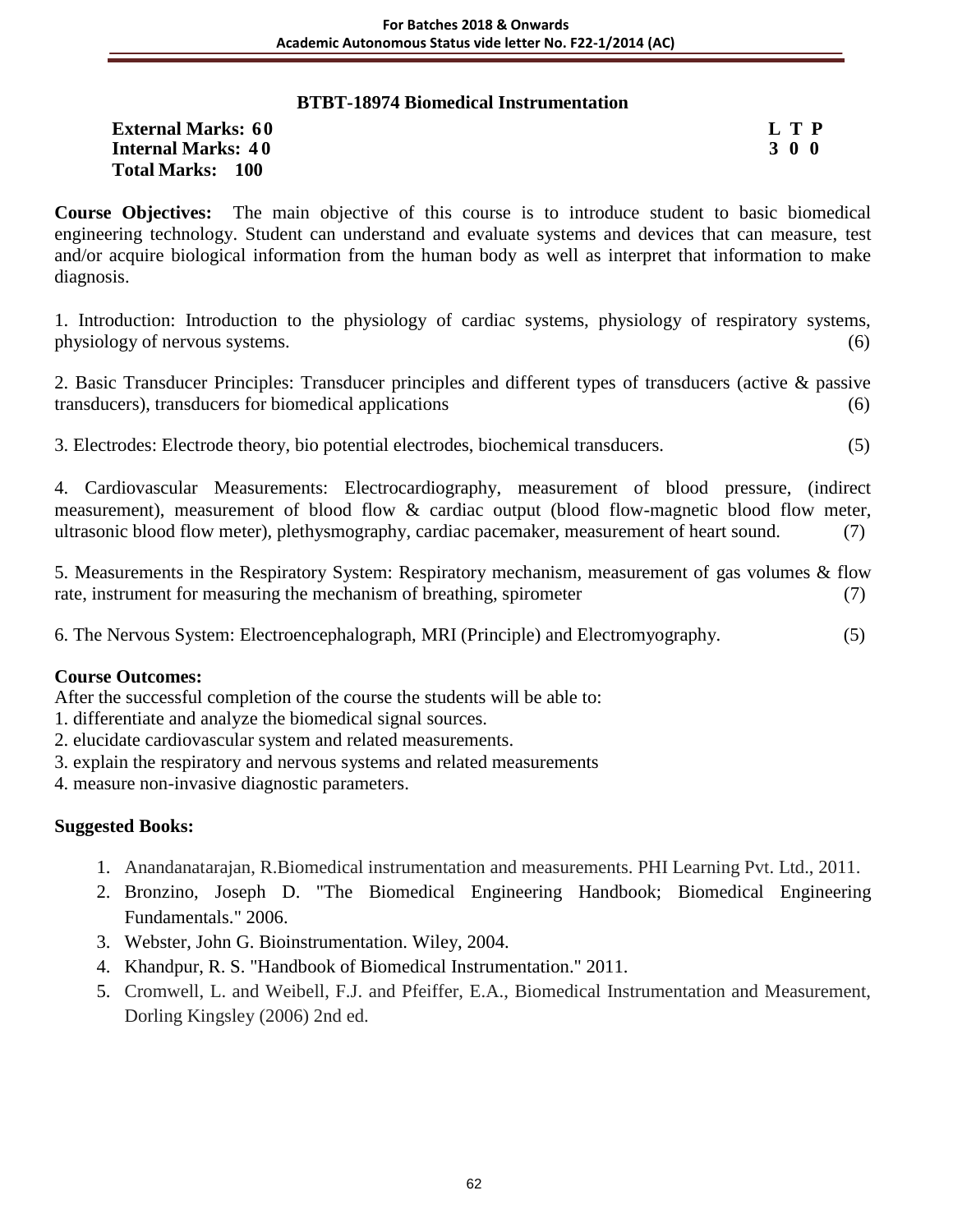## BTBT-18974 Biomedical Instrumentation

**External Marks: 60** **L T P**
**Internal Marks: 40** **3 0 0**
**Total Marks: 100**

**Course Objectives:** The main objective of this course is to introduce student to basic biomedical engineering technology. Student can understand and evaluate systems and devices that can measure, test and/or acquire biological information from the human body as well as interpret that information to make diagnosis.

1. Introduction: Introduction to the physiology of cardiac systems, physiology of respiratory systems, physiology of nervous systems. (6)

2. Basic Transducer Principles: Transducer principles and different types of transducers (active & passive transducers), transducers for biomedical applications (6)

3. Electrodes: Electrode theory, bio potential electrodes, biochemical transducers. (5)

4. Cardiovascular Measurements: Electrocardiography, measurement of blood pressure, (indirect measurement), measurement of blood flow & cardiac output (blood flow-magnetic blood flow meter, ultrasonic blood flow meter), plethysmography, cardiac pacemaker, measurement of heart sound. (7)

5. Measurements in the Respiratory System: Respiratory mechanism, measurement of gas volumes & flow rate, instrument for measuring the mechanism of breathing, spirometer (7)

6. The Nervous System: Electroencephalograph, MRI (Principle) and Electromyography. (5)

**Course Outcomes:**

After the successful completion of the course the students will be able to:

1. differentiate and analyze the biomedical signal sources.
2. elucidate cardiovascular system and related measurements.
3. explain the respiratory and nervous systems and related measurements
4. measure non-invasive diagnostic parameters.

**Suggested Books:**

1. Anandanatarajan, R.Biomedical instrumentation and measurements. PHI Learning Pvt. Ltd., 2011.
2. Bronzino, Joseph D. "The Biomedical Engineering Handbook; Biomedical Engineering Fundamentals." 2006.
3. Webster, John G. Bioinstrumentation. Wiley, 2004.
4. Khandpur, R. S. "Handbook of Biomedical Instrumentation." 2011.
5. Cromwell, L. and Weibell, F.J. and Pfeiffer, E.A., Biomedical Instrumentation and Measurement, Dorling Kingsley (2006) 2nd ed.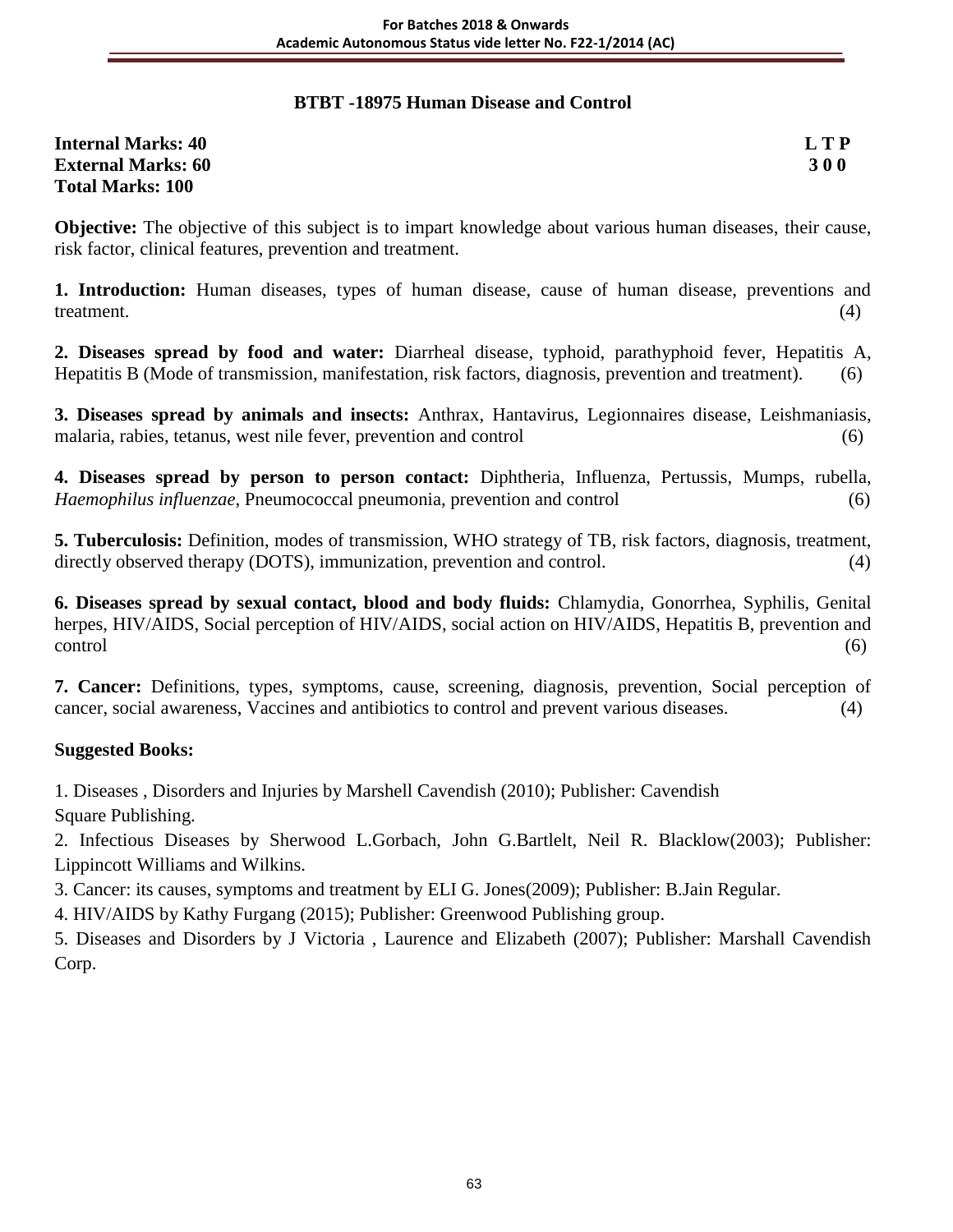## BTBT -18975 Human Disease and Control

**Internal Marks: 40** **L T P**
**External Marks: 60** **3 0 0**
**Total Marks: 100**

**Objective:** The objective of this subject is to impart knowledge about various human diseases, their cause, risk factor, clinical features, prevention and treatment.

**1. Introduction:** Human diseases, types of human disease, cause of human disease, preventions and treatment. (4)

**2. Diseases spread by food and water:** Diarrheal disease, typhoid, parathyphoid fever, Hepatitis A, Hepatitis B (Mode of transmission, manifestation, risk factors, diagnosis, prevention and treatment). (6)

**3. Diseases spread by animals and insects:** Anthrax, Hantavirus, Legionnaires disease, Leishmaniasis, malaria, rabies, tetanus, west nile fever, prevention and control (6)

**4. Diseases spread by person to person contact:** Diphtheria, Influenza, Pertussis, Mumps, rubella, *Haemophilus influenzae*, Pneumococcal pneumonia, prevention and control (6)

**5. Tuberculosis:** Definition, modes of transmission, WHO strategy of TB, risk factors, diagnosis, treatment, directly observed therapy (DOTS), immunization, prevention and control. (4)

**6. Diseases spread by sexual contact, blood and body fluids:** Chlamydia, Gonorrhea, Syphilis, Genital herpes, HIV/AIDS, Social perception of HIV/AIDS, social action on HIV/AIDS, Hepatitis B, prevention and control (6)

**7. Cancer:** Definitions, types, symptoms, cause, screening, diagnosis, prevention, Social perception of cancer, social awareness, Vaccines and antibiotics to control and prevent various diseases. (4)

**Suggested Books:**

1. Diseases , Disorders and Injuries by Marshell Cavendish (2010); Publisher: Cavendish Square Publishing.
2. Infectious Diseases by Sherwood L.Gorbach, John G.Bartlelt, Neil R. Blacklow(2003); Publisher: Lippincott Williams and Wilkins.
3. Cancer: its causes, symptoms and treatment by ELI G. Jones(2009); Publisher: B.Jain Regular.
4. HIV/AIDS by Kathy Furgang (2015); Publisher: Greenwood Publishing group.
5. Diseases and Disorders by J Victoria , Laurence and Elizabeth (2007); Publisher: Marshall Cavendish Corp.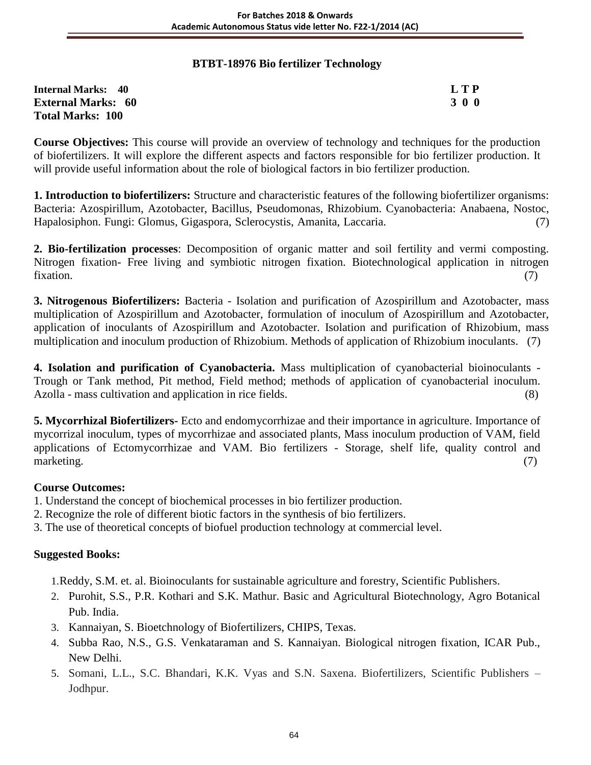## BTBT-18976 Bio fertilizer Technology

**Internal Marks: 40** **L T P**
**External Marks: 60** **3 0 0**
**Total Marks: 100**

**Course Objectives:** This course will provide an overview of technology and techniques for the production of biofertilizers. It will explore the different aspects and factors responsible for bio fertilizer production. It will provide useful information about the role of biological factors in bio fertilizer production.

**1. Introduction to biofertilizers:** Structure and characteristic features of the following biofertilizer organisms: Bacteria: Azospirillum, Azotobacter, Bacillus, Pseudomonas, Rhizobium. Cyanobacteria: Anabaena, Nostoc, Hapalosiphon. Fungi: Glomus, Gigaspora, Sclerocystis, Amanita, Laccaria. (7)

**2. Bio-fertilization processes**: Decomposition of organic matter and soil fertility and vermi composting. Nitrogen fixation- Free living and symbiotic nitrogen fixation. Biotechnological application in nitrogen fixation. (7)

**3. Nitrogenous Biofertilizers:** Bacteria - Isolation and purification of Azospirillum and Azotobacter, mass multiplication of Azospirillum and Azotobacter, formulation of inoculum of Azospirillum and Azotobacter, application of inoculants of Azospirillum and Azotobacter. Isolation and purification of Rhizobium, mass multiplication and inoculum production of Rhizobium. Methods of application of Rhizobium inoculants. (7)

**4. Isolation and purification of Cyanobacteria.** Mass multiplication of cyanobacterial bioinoculants - Trough or Tank method, Pit method, Field method; methods of application of cyanobacterial inoculum. Azolla - mass cultivation and application in rice fields. (8)

**5. Mycorrhizal Biofertilizers-** Ecto and endomycorrhizae and their importance in agriculture. Importance of mycorrizal inoculum, types of mycorrhizae and associated plants, Mass inoculum production of VAM, field applications of Ectomycorrhizae and VAM. Bio fertilizers - Storage, shelf life, quality control and marketing. (7)

**Course Outcomes:**

1. Understand the concept of biochemical processes in bio fertilizer production.
2. Recognize the role of different biotic factors in the synthesis of bio fertilizers.
3. The use of theoretical concepts of biofuel production technology at commercial level.

**Suggested Books:**

1. Reddy, S.M. et. al. Bioinoculants for sustainable agriculture and forestry, Scientific Publishers.
2. Purohit, S.S., P.R. Kothari and S.K. Mathur. Basic and Agricultural Biotechnology, Agro Botanical Pub. India.
3. Kannaiyan, S. Bioetchnology of Biofertilizers, CHIPS, Texas.
4. Subba Rao, N.S., G.S. Venkataraman and S. Kannaiyan. Biological nitrogen fixation, ICAR Pub., New Delhi.
5. Somani, L.L., S.C. Bhandari, K.K. Vyas and S.N. Saxena. Biofertilizers, Scientific Publishers – Jodhpur.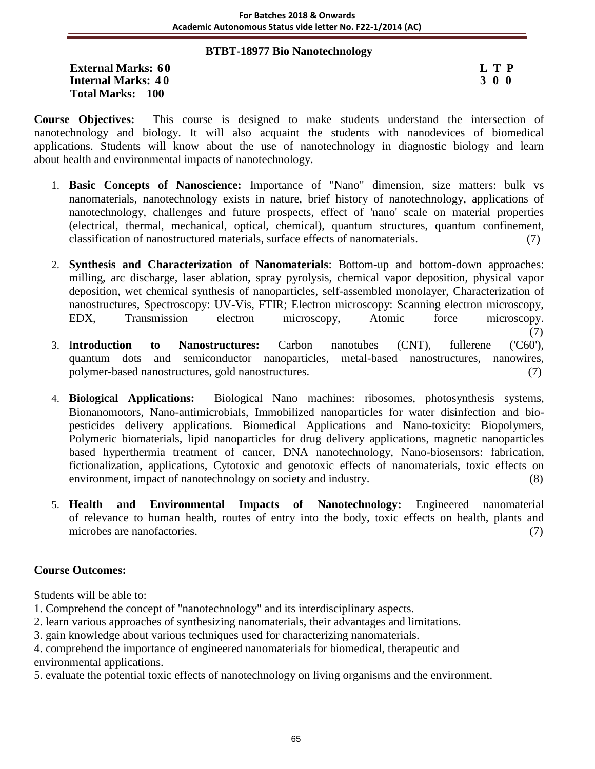## BTBT-18977 Bio Nanotechnology

**External Marks: 60** **L T P**
**Internal Marks: 40** **3 0 0**
**Total Marks: 100**

**Course Objectives:** This course is designed to make students understand the intersection of nanotechnology and biology. It will also acquaint the students with nanodevices of biomedical applications. Students will know about the use of nanotechnology in diagnostic biology and learn about health and environmental impacts of nanotechnology.

1. **Basic Concepts of Nanoscience:** Importance of "Nano" dimension, size matters: bulk vs nanomaterials, nanotechnology exists in nature, brief history of nanotechnology, applications of nanotechnology, challenges and future prospects, effect of 'nano' scale on material properties (electrical, thermal, mechanical, optical, chemical), quantum structures, quantum confinement, classification of nanostructured materials, surface effects of nanomaterials. (7)

2. **Synthesis and Characterization of Nanomaterials**: Bottom-up and bottom-down approaches: milling, arc discharge, laser ablation, spray pyrolysis, chemical vapor deposition, physical vapor deposition, wet chemical synthesis of nanoparticles, self-assembled monolayer, Characterization of nanostructures, Spectroscopy: UV-Vis, FTIR; Electron microscopy: Scanning electron microscopy, EDX, Transmission electron microscopy, Atomic force microscopy. (7)

3. **Introduction to Nanostructures:** Carbon nanotubes (CNT), fullerene ('C60'), quantum dots and semiconductor nanoparticles, metal-based nanostructures, nanowires, polymer-based nanostructures, gold nanostructures. (7)

4. **Biological Applications:** Biological Nano machines: ribosomes, photosynthesis systems, Bionanomotors, Nano-antimicrobials, Immobilized nanoparticles for water disinfection and bio-pesticides delivery applications. Biomedical Applications and Nano-toxicity: Biopolymers, Polymeric biomaterials, lipid nanoparticles for drug delivery applications, magnetic nanoparticles based hyperthermia treatment of cancer, DNA nanotechnology, Nano-biosensors: fabrication, fictionalization, applications, Cytotoxic and genotoxic effects of nanomaterials, toxic effects on environment, impact of nanotechnology on society and industry. (8)

5. **Health and Environmental Impacts of Nanotechnology:** Engineered nanomaterial of relevance to human health, routes of entry into the body, toxic effects on health, plants and microbes are nanofactories. (7)

**Course Outcomes:**

Students will be able to:

1. Comprehend the concept of "nanotechnology" and its interdisciplinary aspects.
2. learn various approaches of synthesizing nanomaterials, their advantages and limitations.
3. gain knowledge about various techniques used for characterizing nanomaterials.
4. comprehend the importance of engineered nanomaterials for biomedical, therapeutic and environmental applications.
5. evaluate the potential toxic effects of nanotechnology on living organisms and the environment.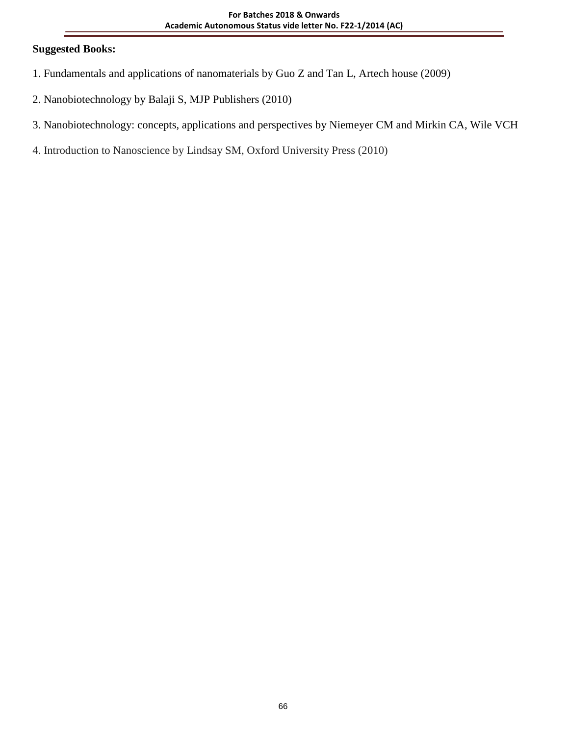**Suggested Books:**

1. Fundamentals and applications of nanomaterials by Guo Z and Tan L, Artech house (2009)
2. Nanobiotechnology by Balaji S, MJP Publishers (2010)
3. Nanobiotechnology: concepts, applications and perspectives by Niemeyer CM and Mirkin CA, Wile VCH
4. Introduction to Nanoscience by Lindsay SM, Oxford University Press (2010)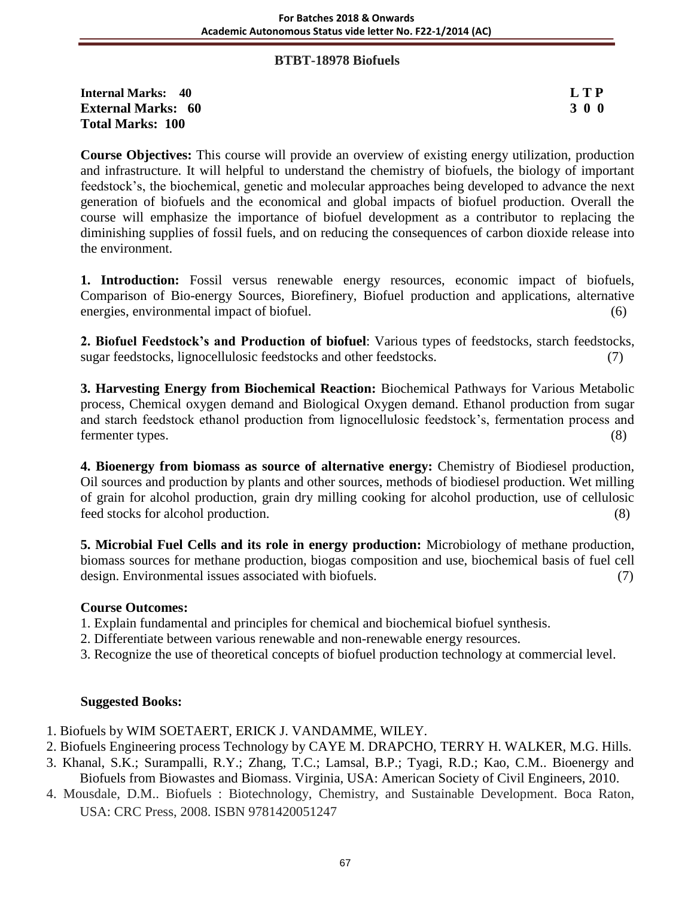## BTBT-18978 Biofuels

**Internal Marks: 40** **L T P**
**External Marks: 60** **3 0 0**
**Total Marks: 100**

**Course Objectives:** This course will provide an overview of existing energy utilization, production and infrastructure. It will helpful to understand the chemistry of biofuels, the biology of important feedstock's, the biochemical, genetic and molecular approaches being developed to advance the next generation of biofuels and the economical and global impacts of biofuel production. Overall the course will emphasize the importance of biofuel development as a contributor to replacing the diminishing supplies of fossil fuels, and on reducing the consequences of carbon dioxide release into the environment.

**1. Introduction:** Fossil versus renewable energy resources, economic impact of biofuels, Comparison of Bio-energy Sources, Biorefinery, Biofuel production and applications, alternative energies, environmental impact of biofuel. (6)

**2. Biofuel Feedstock's and Production of biofuel**: Various types of feedstocks, starch feedstocks, sugar feedstocks, lignocellulosic feedstocks and other feedstocks. (7)

**3. Harvesting Energy from Biochemical Reaction:** Biochemical Pathways for Various Metabolic process, Chemical oxygen demand and Biological Oxygen demand. Ethanol production from sugar and starch feedstock ethanol production from lignocellulosic feedstock's, fermentation process and fermenter types. (8)

**4. Bioenergy from biomass as source of alternative energy:** Chemistry of Biodiesel production, Oil sources and production by plants and other sources, methods of biodiesel production. Wet milling of grain for alcohol production, grain dry milling cooking for alcohol production, use of cellulosic feed stocks for alcohol production. (8)

**5. Microbial Fuel Cells and its role in energy production:** Microbiology of methane production, biomass sources for methane production, biogas composition and use, biochemical basis of fuel cell design. Environmental issues associated with biofuels. (7)

### Course Outcomes:

1. Explain fundamental and principles for chemical and biochemical biofuel synthesis.
2. Differentiate between various renewable and non-renewable energy resources.
3. Recognize the use of theoretical concepts of biofuel production technology at commercial level.

### Suggested Books:

1. Biofuels by WIM SOETAERT, ERICK J. VANDAMME, WILEY.
2. Biofuels Engineering process Technology by CAYE M. DRAPCHO, TERRY H. WALKER, M.G. Hills.
3. Khanal, S.K.; Surampalli, R.Y.; Zhang, T.C.; Lamsal, B.P.; Tyagi, R.D.; Kao, C.M.. Bioenergy and Biofuels from Biowastes and Biomass. Virginia, USA: American Society of Civil Engineers, 2010.
4. Mousdale, D.M.. Biofuels : Biotechnology, Chemistry, and Sustainable Development. Boca Raton, USA: CRC Press, 2008. ISBN 9781420051247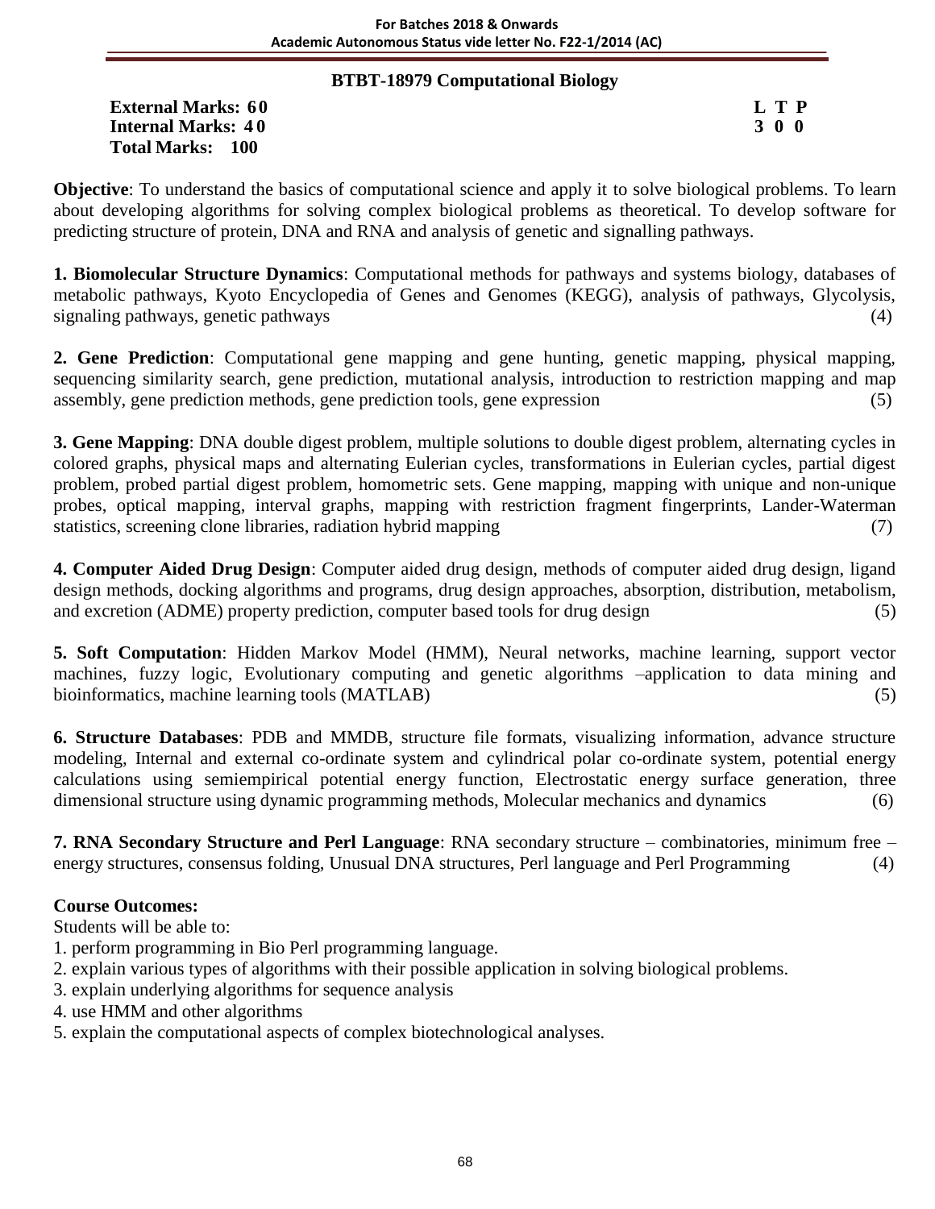## BTBT-18979 Computational Biology

**External Marks: 60** **L T P**
**Internal Marks: 40** **3 0 0**
**Total Marks: 100**

**Objective**: To understand the basics of computational science and apply it to solve biological problems. To learn about developing algorithms for solving complex biological problems as theoretical. To develop software for predicting structure of protein, DNA and RNA and analysis of genetic and signalling pathways.

**1. Biomolecular Structure Dynamics**: Computational methods for pathways and systems biology, databases of metabolic pathways, Kyoto Encyclopedia of Genes and Genomes (KEGG), analysis of pathways, Glycolysis, signaling pathways, genetic pathways (4)

**2. Gene Prediction**: Computational gene mapping and gene hunting, genetic mapping, physical mapping, sequencing similarity search, gene prediction, mutational analysis, introduction to restriction mapping and map assembly, gene prediction methods, gene prediction tools, gene expression (5)

**3. Gene Mapping**: DNA double digest problem, multiple solutions to double digest problem, alternating cycles in colored graphs, physical maps and alternating Eulerian cycles, transformations in Eulerian cycles, partial digest problem, probed partial digest problem, homometric sets. Gene mapping, mapping with unique and non-unique probes, optical mapping, interval graphs, mapping with restriction fragment fingerprints, Lander-Waterman statistics, screening clone libraries, radiation hybrid mapping (7)

**4. Computer Aided Drug Design**: Computer aided drug design, methods of computer aided drug design, ligand design methods, docking algorithms and programs, drug design approaches, absorption, distribution, metabolism, and excretion (ADME) property prediction, computer based tools for drug design (5)

**5. Soft Computation**: Hidden Markov Model (HMM), Neural networks, machine learning, support vector machines, fuzzy logic, Evolutionary computing and genetic algorithms –application to data mining and bioinformatics, machine learning tools (MATLAB) (5)

**6. Structure Databases**: PDB and MMDB, structure file formats, visualizing information, advance structure modeling, Internal and external co-ordinate system and cylindrical polar co-ordinate system, potential energy calculations using semiempirical potential energy function, Electrostatic energy surface generation, three dimensional structure using dynamic programming methods, Molecular mechanics and dynamics (6)

**7. RNA Secondary Structure and Perl Language**: RNA secondary structure – combinatories, minimum free – energy structures, consensus folding, Unusual DNA structures, Perl language and Perl Programming (4)

**Course Outcomes:**

Students will be able to:

1. perform programming in Bio Perl programming language.
2. explain various types of algorithms with their possible application in solving biological problems.
3. explain underlying algorithms for sequence analysis
4. use HMM and other algorithms
5. explain the computational aspects of complex biotechnological analyses.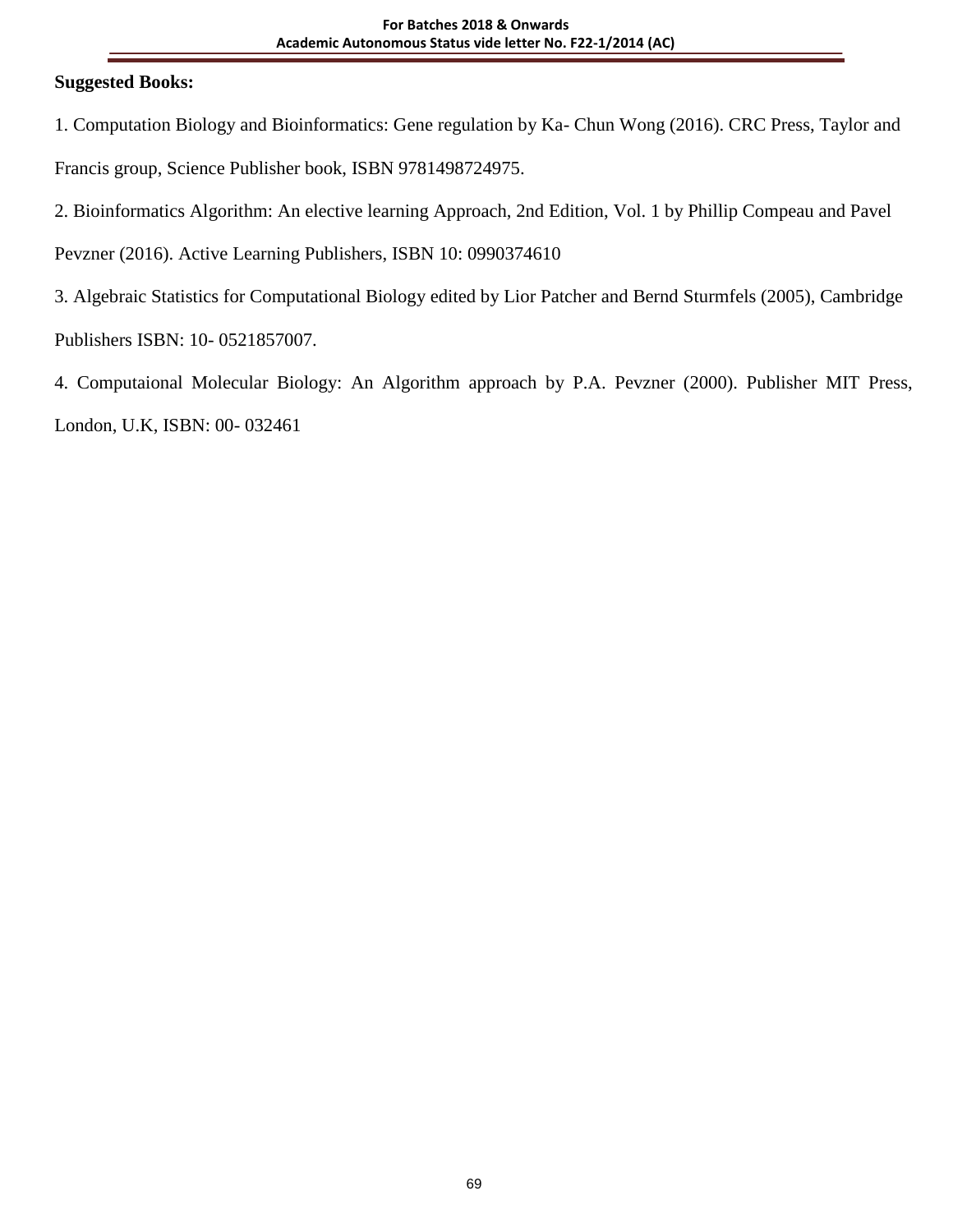**Suggested Books:**

1. Computation Biology and Bioinformatics: Gene regulation by Ka- Chun Wong (2016). CRC Press, Taylor and Francis group, Science Publisher book, ISBN 9781498724975.

2. Bioinformatics Algorithm: An elective learning Approach, 2nd Edition, Vol. 1 by Phillip Compeau and Pavel Pevzner (2016). Active Learning Publishers, ISBN 10: 0990374610

3. Algebraic Statistics for Computational Biology edited by Lior Patcher and Bernd Sturmfels (2005), Cambridge Publishers ISBN: 10- 0521857007.

4. Computaional Molecular Biology: An Algorithm approach by P.A. Pevzner (2000). Publisher MIT Press, London, U.K, ISBN: 00- 032461